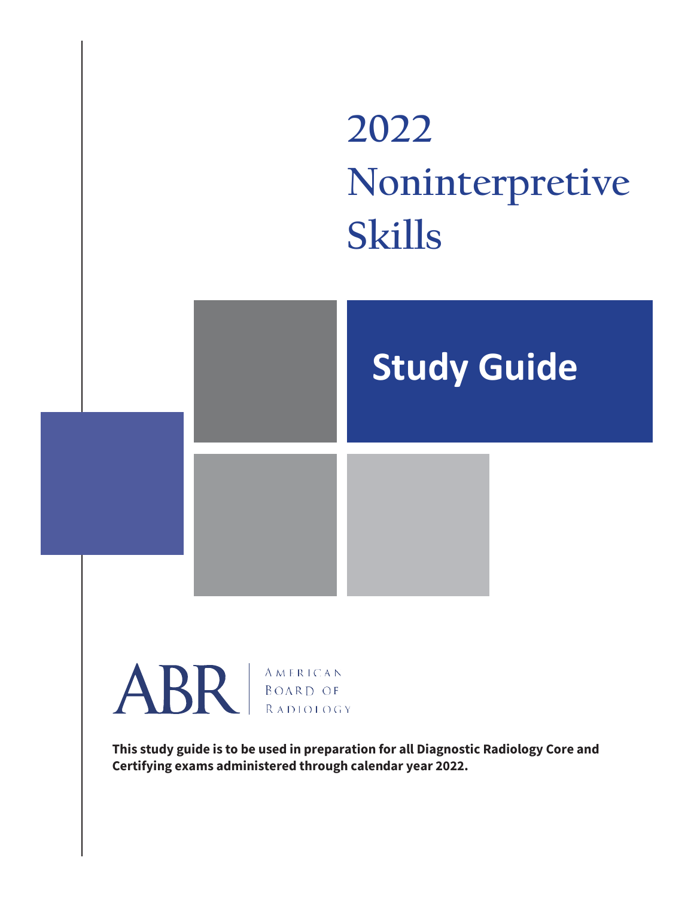# 2022 Noninterpretive Skills

## Study Guide

ABR | American Board of Radiology

**This study guide is to be used in preparation for all Diagnostic Radiology Core and Certifying exams administered through calendar year 2022.**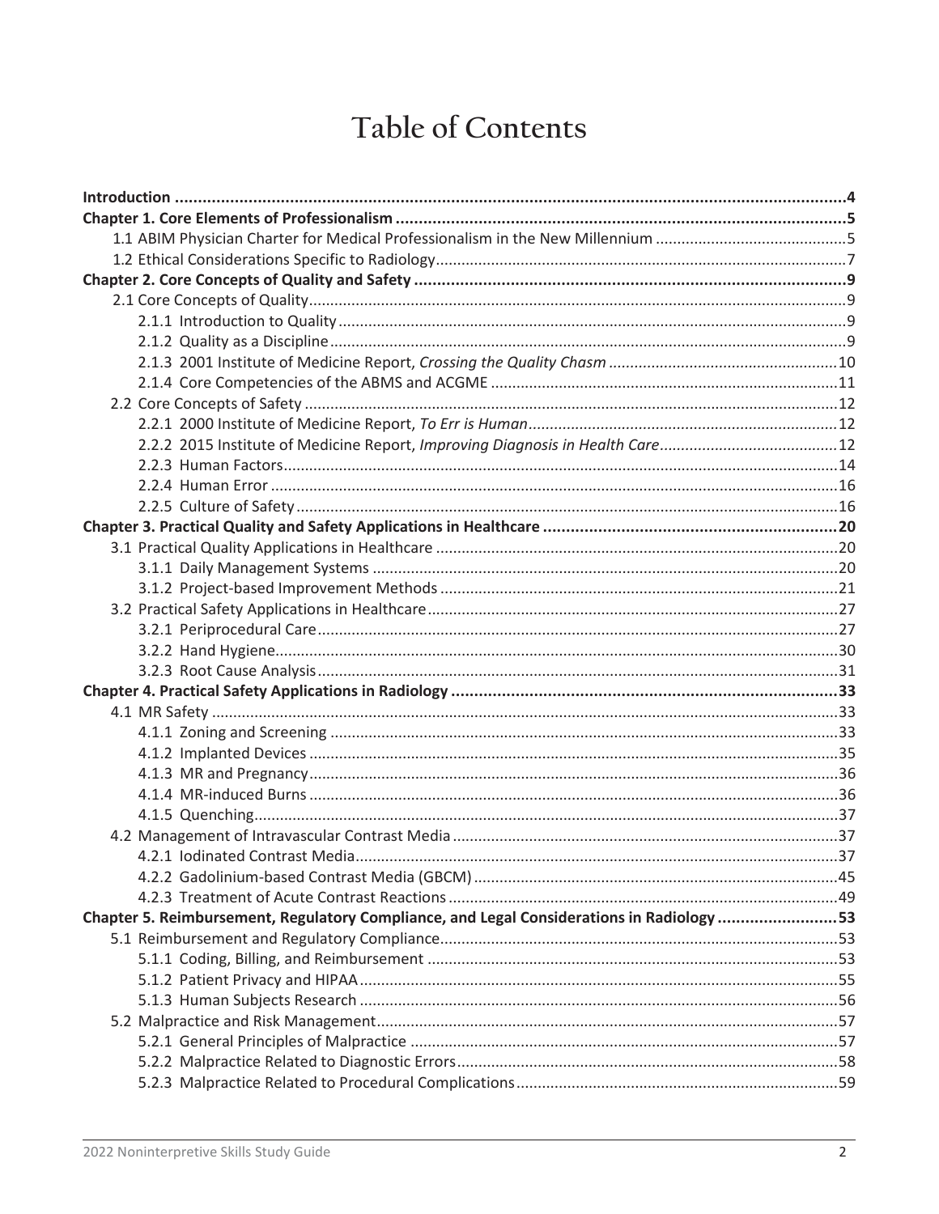# Table of Contents

| | |
|---|---|
| **Introduction** | **4** |
| **Chapter 1. Core Elements of Professionalism** | **5** |
| 1.1 ABIM Physician Charter for Medical Professionalism in the New Millennium | 5 |
| 1.2 Ethical Considerations Specific to Radiology | 7 |
| **Chapter 2. Core Concepts of Quality and Safety** | **9** |
| 2.1 Core Concepts of Quality | 9 |
| 2.1.1 Introduction to Quality | 9 |
| 2.1.2 Quality as a Discipline | 9 |
| 2.1.3 2001 Institute of Medicine Report, *Crossing the Quality Chasm* | 10 |
| 2.1.4 Core Competencies of the ABMS and ACGME | 11 |
| 2.2 Core Concepts of Safety | 12 |
| 2.2.1 2000 Institute of Medicine Report, *To Err is Human* | 12 |
| 2.2.2 2015 Institute of Medicine Report, *Improving Diagnosis in Health Care* | 12 |
| 2.2.3 Human Factors | 14 |
| 2.2.4 Human Error | 16 |
| 2.2.5 Culture of Safety | 16 |
| **Chapter 3. Practical Quality and Safety Applications in Healthcare** | **20** |
| 3.1 Practical Quality Applications in Healthcare | 20 |
| 3.1.1 Daily Management Systems | 20 |
| 3.1.2 Project-based Improvement Methods | 21 |
| 3.2 Practical Safety Applications in Healthcare | 27 |
| 3.2.1 Periprocedural Care | 27 |
| 3.2.2 Hand Hygiene | 30 |
| 3.2.3 Root Cause Analysis | 31 |
| **Chapter 4. Practical Safety Applications in Radiology** | **33** |
| 4.1 MR Safety | 33 |
| 4.1.1 Zoning and Screening | 33 |
| 4.1.2 Implanted Devices | 35 |
| 4.1.3 MR and Pregnancy | 36 |
| 4.1.4 MR-induced Burns | 36 |
| 4.1.5 Quenching | 37 |
| 4.2 Management of Intravascular Contrast Media | 37 |
| 4.2.1 Iodinated Contrast Media | 37 |
| 4.2.2 Gadolinium-based Contrast Media (GBCM) | 45 |
| 4.2.3 Treatment of Acute Contrast Reactions | 49 |
| **Chapter 5. Reimbursement, Regulatory Compliance, and Legal Considerations in Radiology** | **53** |
| 5.1 Reimbursement and Regulatory Compliance | 53 |
| 5.1.1 Coding, Billing, and Reimbursement | 53 |
| 5.1.2 Patient Privacy and HIPAA | 55 |
| 5.1.3 Human Subjects Research | 56 |
| 5.2 Malpractice and Risk Management | 57 |
| 5.2.1 General Principles of Malpractice | 57 |
| 5.2.2 Malpractice Related to Diagnostic Errors | 58 |
| 5.2.3 Malpractice Related to Procedural Complications | 59 |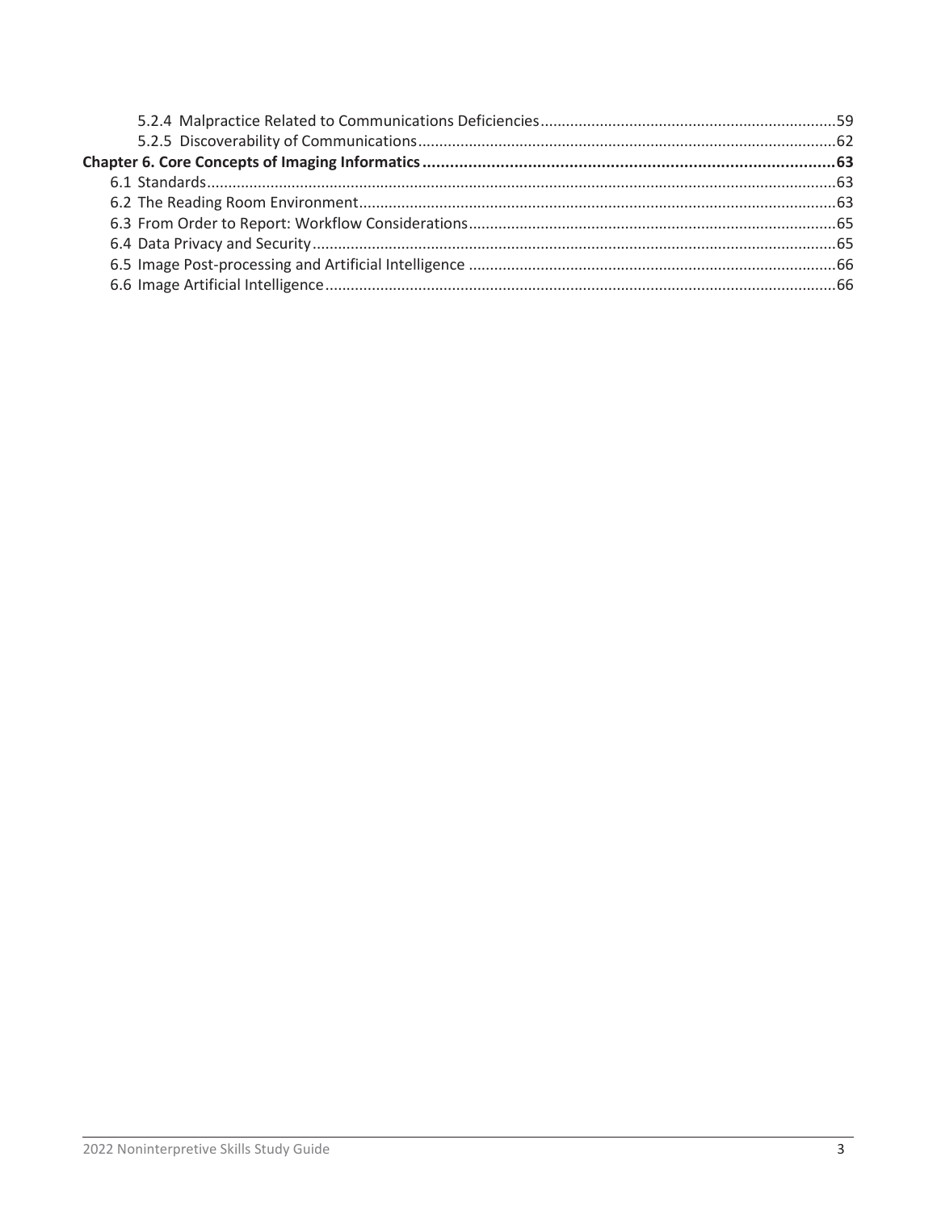5.2.4 Malpractice Related to Communications Deficiencies ....................................................................59
5.2.5 Discoverability of Communications ..................................................................................................62

**Chapter 6. Core Concepts of Imaging Informatics ........................................................................................63**

6.1 Standards ...................................................................................................................................................63
6.2 The Reading Room Environment ................................................................................................................63
6.3 From Order to Report: Workflow Considerations ......................................................................................65
6.4 Data Privacy and Security ...........................................................................................................................65
6.5 Image Post-processing and Artificial Intelligence ......................................................................................66
6.6 Image Artificial Intelligence ........................................................................................................................66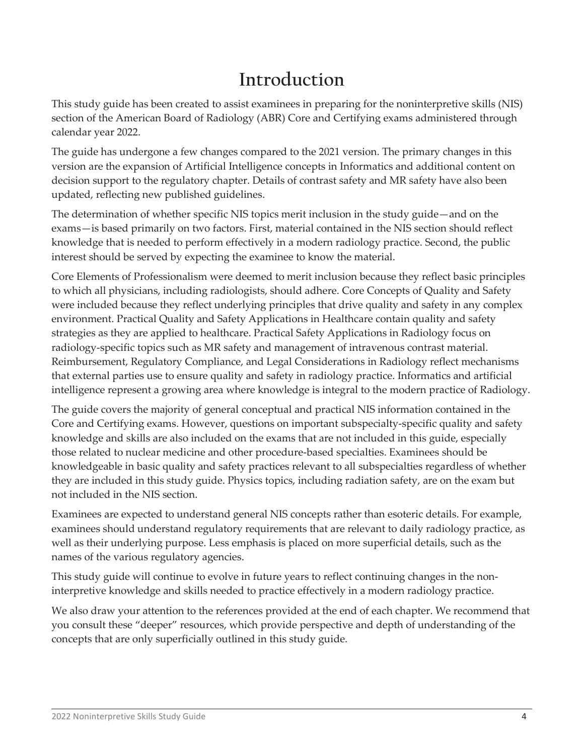# Introduction

This study guide has been created to assist examinees in preparing for the noninterpretive skills (NIS) section of the American Board of Radiology (ABR) Core and Certifying exams administered through calendar year 2022.

The guide has undergone a few changes compared to the 2021 version. The primary changes in this version are the expansion of Artificial Intelligence concepts in Informatics and additional content on decision support to the regulatory chapter. Details of contrast safety and MR safety have also been updated, reflecting new published guidelines.

The determination of whether specific NIS topics merit inclusion in the study guide—and on the exams—is based primarily on two factors. First, material contained in the NIS section should reflect knowledge that is needed to perform effectively in a modern radiology practice. Second, the public interest should be served by expecting the examinee to know the material.

Core Elements of Professionalism were deemed to merit inclusion because they reflect basic principles to which all physicians, including radiologists, should adhere. Core Concepts of Quality and Safety were included because they reflect underlying principles that drive quality and safety in any complex environment. Practical Quality and Safety Applications in Healthcare contain quality and safety strategies as they are applied to healthcare. Practical Safety Applications in Radiology focus on radiology-specific topics such as MR safety and management of intravenous contrast material. Reimbursement, Regulatory Compliance, and Legal Considerations in Radiology reflect mechanisms that external parties use to ensure quality and safety in radiology practice. Informatics and artificial intelligence represent a growing area where knowledge is integral to the modern practice of Radiology.

The guide covers the majority of general conceptual and practical NIS information contained in the Core and Certifying exams. However, questions on important subspecialty-specific quality and safety knowledge and skills are also included on the exams that are not included in this guide, especially those related to nuclear medicine and other procedure-based specialties. Examinees should be knowledgeable in basic quality and safety practices relevant to all subspecialties regardless of whether they are included in this study guide. Physics topics, including radiation safety, are on the exam but not included in the NIS section.

Examinees are expected to understand general NIS concepts rather than esoteric details. For example, examinees should understand regulatory requirements that are relevant to daily radiology practice, as well as their underlying purpose. Less emphasis is placed on more superficial details, such as the names of the various regulatory agencies.

This study guide will continue to evolve in future years to reflect continuing changes in the non-interpretive knowledge and skills needed to practice effectively in a modern radiology practice.

We also draw your attention to the references provided at the end of each chapter. We recommend that you consult these "deeper" resources, which provide perspective and depth of understanding of the concepts that are only superficially outlined in this study guide.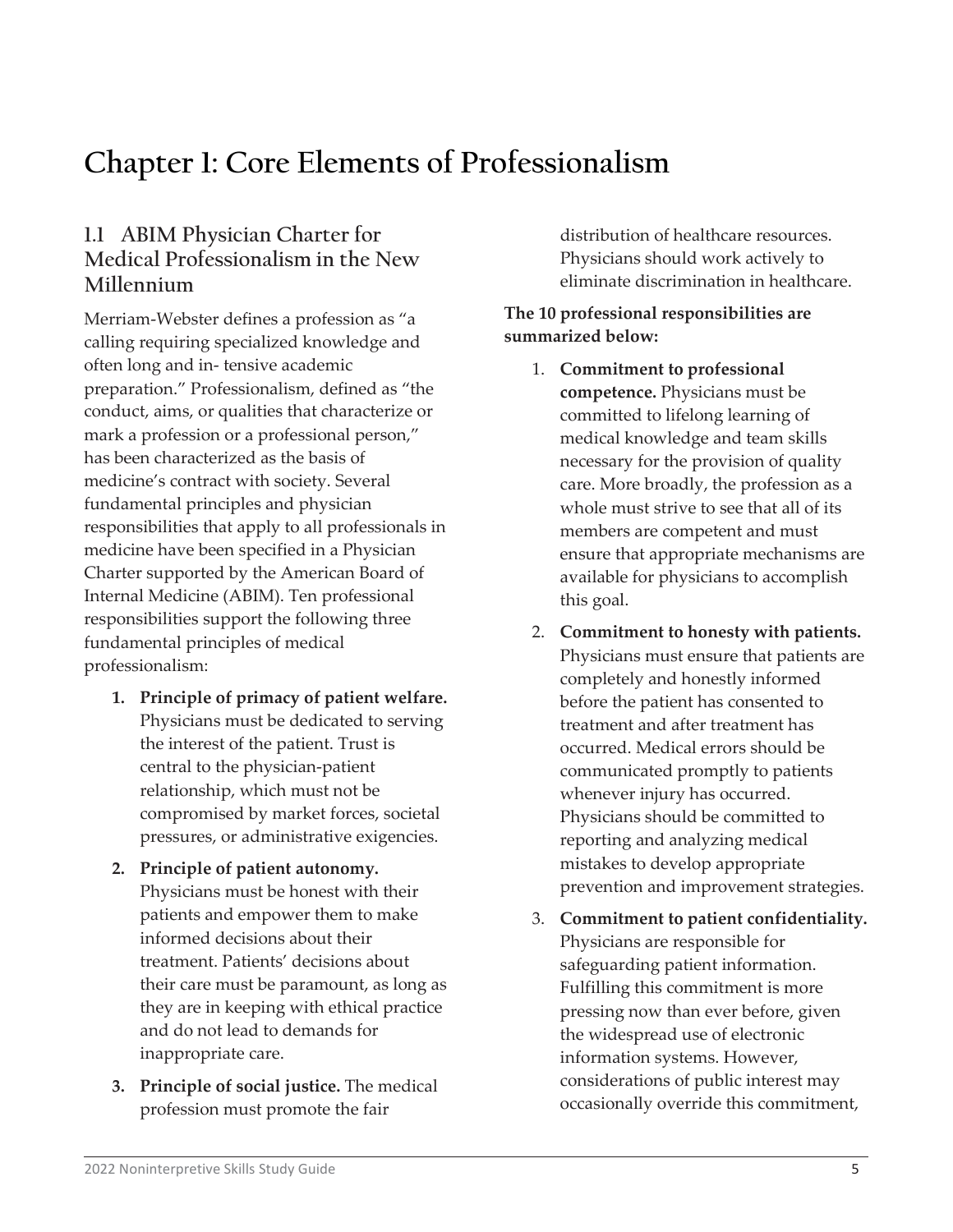# Chapter 1: Core Elements of Professionalism

## 1.1 ABIM Physician Charter for Medical Professionalism in the New Millennium

Merriam-Webster defines a profession as "a calling requiring specialized knowledge and often long and in- tensive academic preparation." Professionalism, defined as "the conduct, aims, or qualities that characterize or mark a profession or a professional person," has been characterized as the basis of medicine's contract with society. Several fundamental principles and physician responsibilities that apply to all professionals in medicine have been specified in a Physician Charter supported by the American Board of Internal Medicine (ABIM). Ten professional responsibilities support the following three fundamental principles of medical professionalism:

1. **Principle of primacy of patient welfare.** Physicians must be dedicated to serving the interest of the patient. Trust is central to the physician-patient relationship, which must not be compromised by market forces, societal pressures, or administrative exigencies.
2. **Principle of patient autonomy.** Physicians must be honest with their patients and empower them to make informed decisions about their treatment. Patients' decisions about their care must be paramount, as long as they are in keeping with ethical practice and do not lead to demands for inappropriate care.
3. **Principle of social justice.** The medical profession must promote the fair distribution of healthcare resources. Physicians should work actively to eliminate discrimination in healthcare.

**The 10 professional responsibilities are summarized below:**

1. **Commitment to professional competence.** Physicians must be committed to lifelong learning of medical knowledge and team skills necessary for the provision of quality care. More broadly, the profession as a whole must strive to see that all of its members are competent and must ensure that appropriate mechanisms are available for physicians to accomplish this goal.
2. **Commitment to honesty with patients.** Physicians must ensure that patients are completely and honestly informed before the patient has consented to treatment and after treatment has occurred. Medical errors should be communicated promptly to patients whenever injury has occurred. Physicians should be committed to reporting and analyzing medical mistakes to develop appropriate prevention and improvement strategies.
3. **Commitment to patient confidentiality.** Physicians are responsible for safeguarding patient information. Fulfilling this commitment is more pressing now than ever before, given the widespread use of electronic information systems. However, considerations of public interest may occasionally override this commitment,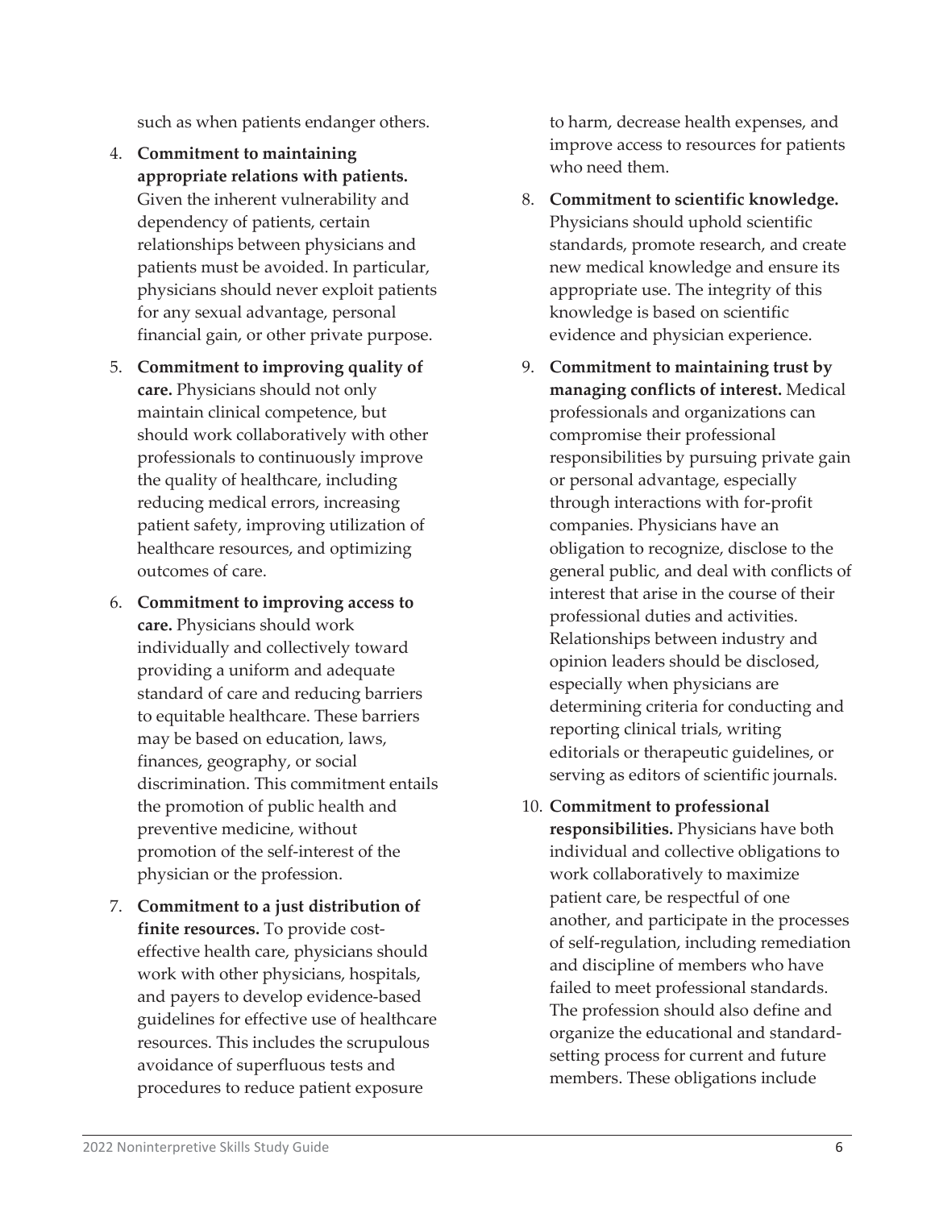such as when patients endanger others.

4. **Commitment to maintaining appropriate relations with patients.** Given the inherent vulnerability and dependency of patients, certain relationships between physicians and patients must be avoided. In particular, physicians should never exploit patients for any sexual advantage, personal financial gain, or other private purpose.
5. **Commitment to improving quality of care.** Physicians should not only maintain clinical competence, but should work collaboratively with other professionals to continuously improve the quality of healthcare, including reducing medical errors, increasing patient safety, improving utilization of healthcare resources, and optimizing outcomes of care.
6. **Commitment to improving access to care.** Physicians should work individually and collectively toward providing a uniform and adequate standard of care and reducing barriers to equitable healthcare. These barriers may be based on education, laws, finances, geography, or social discrimination. This commitment entails the promotion of public health and preventive medicine, without promotion of the self-interest of the physician or the profession.
7. **Commitment to a just distribution of finite resources.** To provide cost-effective health care, physicians should work with other physicians, hospitals, and payers to develop evidence-based guidelines for effective use of healthcare resources. This includes the scrupulous avoidance of superfluous tests and procedures to reduce patient exposure to harm, decrease health expenses, and improve access to resources for patients who need them.
8. **Commitment to scientific knowledge.** Physicians should uphold scientific standards, promote research, and create new medical knowledge and ensure its appropriate use. The integrity of this knowledge is based on scientific evidence and physician experience.
9. **Commitment to maintaining trust by managing conflicts of interest.** Medical professionals and organizations can compromise their professional responsibilities by pursuing private gain or personal advantage, especially through interactions with for-profit companies. Physicians have an obligation to recognize, disclose to the general public, and deal with conflicts of interest that arise in the course of their professional duties and activities. Relationships between industry and opinion leaders should be disclosed, especially when physicians are determining criteria for conducting and reporting clinical trials, writing editorials or therapeutic guidelines, or serving as editors of scientific journals.
10. **Commitment to professional responsibilities.** Physicians have both individual and collective obligations to work collaboratively to maximize patient care, be respectful of one another, and participate in the processes of self-regulation, including remediation and discipline of members who have failed to meet professional standards. The profession should also define and organize the educational and standard-setting process for current and future members. These obligations include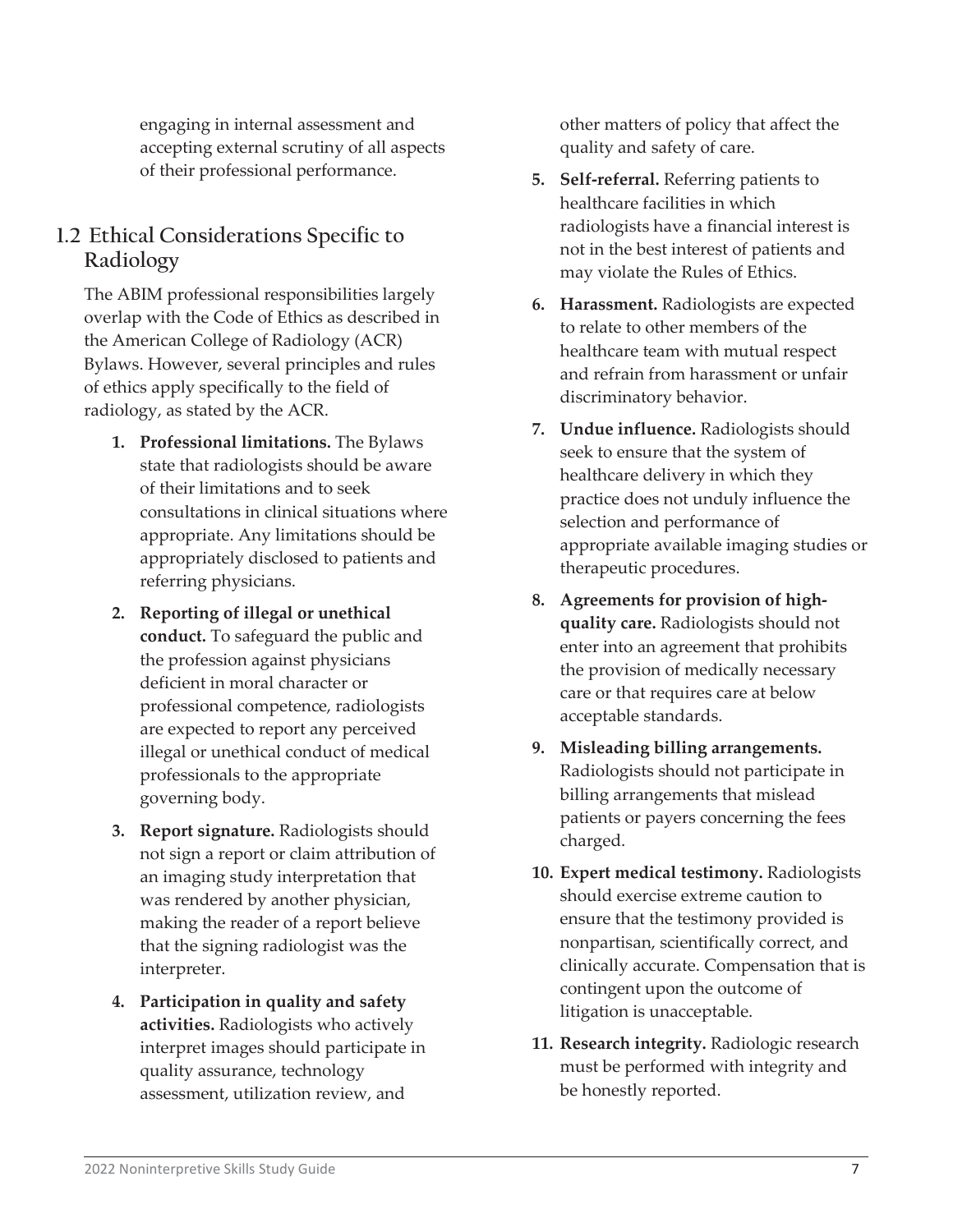engaging in internal assessment and accepting external scrutiny of all aspects of their professional performance.

## 1.2 Ethical Considerations Specific to Radiology

The ABIM professional responsibilities largely overlap with the Code of Ethics as described in the American College of Radiology (ACR) Bylaws. However, several principles and rules of ethics apply specifically to the field of radiology, as stated by the ACR.

1. **Professional limitations.** The Bylaws state that radiologists should be aware of their limitations and to seek consultations in clinical situations where appropriate. Any limitations should be appropriately disclosed to patients and referring physicians.
2. **Reporting of illegal or unethical conduct.** To safeguard the public and the profession against physicians deficient in moral character or professional competence, radiologists are expected to report any perceived illegal or unethical conduct of medical professionals to the appropriate governing body.
3. **Report signature.** Radiologists should not sign a report or claim attribution of an imaging study interpretation that was rendered by another physician, making the reader of a report believe that the signing radiologist was the interpreter.
4. **Participation in quality and safety activities.** Radiologists who actively interpret images should participate in quality assurance, technology assessment, utilization review, and other matters of policy that affect the quality and safety of care.
5. **Self-referral.** Referring patients to healthcare facilities in which radiologists have a financial interest is not in the best interest of patients and may violate the Rules of Ethics.
6. **Harassment.** Radiologists are expected to relate to other members of the healthcare team with mutual respect and refrain from harassment or unfair discriminatory behavior.
7. **Undue influence.** Radiologists should seek to ensure that the system of healthcare delivery in which they practice does not unduly influence the selection and performance of appropriate available imaging studies or therapeutic procedures.
8. **Agreements for provision of high-quality care.** Radiologists should not enter into an agreement that prohibits the provision of medically necessary care or that requires care at below acceptable standards.
9. **Misleading billing arrangements.** Radiologists should not participate in billing arrangements that mislead patients or payers concerning the fees charged.
10. **Expert medical testimony.** Radiologists should exercise extreme caution to ensure that the testimony provided is nonpartisan, scientifically correct, and clinically accurate. Compensation that is contingent upon the outcome of litigation is unacceptable.
11. **Research integrity.** Radiologic research must be performed with integrity and be honestly reported.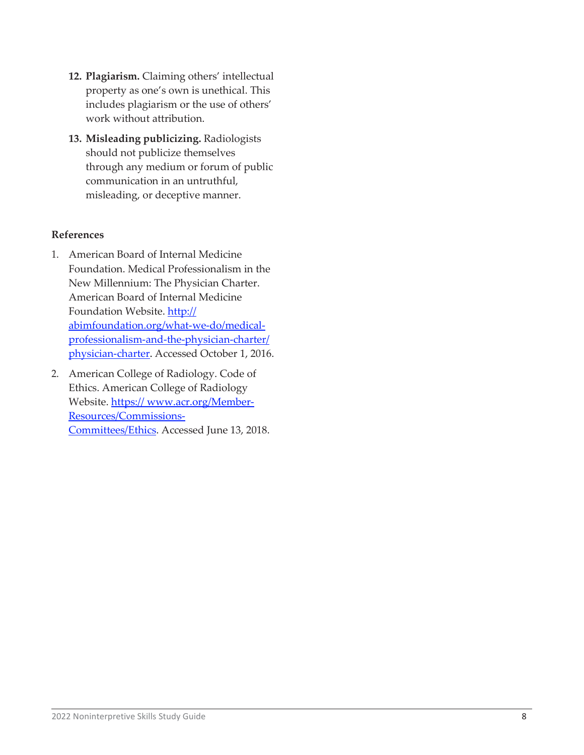12. **Plagiarism.** Claiming others' intellectual property as one's own is unethical. This includes plagiarism or the use of others' work without attribution.

13. **Misleading publicizing.** Radiologists should not publicize themselves through any medium or forum of public communication in an untruthful, misleading, or deceptive manner.

**References**

1. American Board of Internal Medicine Foundation. Medical Professionalism in the New Millennium: The Physician Charter. American Board of Internal Medicine Foundation Website. [http://abimfoundation.org/what-we-do/medical-professionalism-and-the-physician-charter/physician-charter](http://abimfoundation.org/what-we-do/medical-professionalism-and-the-physician-charter/physician-charter). Accessed October 1, 2016.

2. American College of Radiology. Code of Ethics. American College of Radiology Website. [https:// www.acr.org/Member-Resources/Commissions-Committees/Ethics](https://www.acr.org/Member-Resources/Commissions-Committees/Ethics). Accessed June 13, 2018.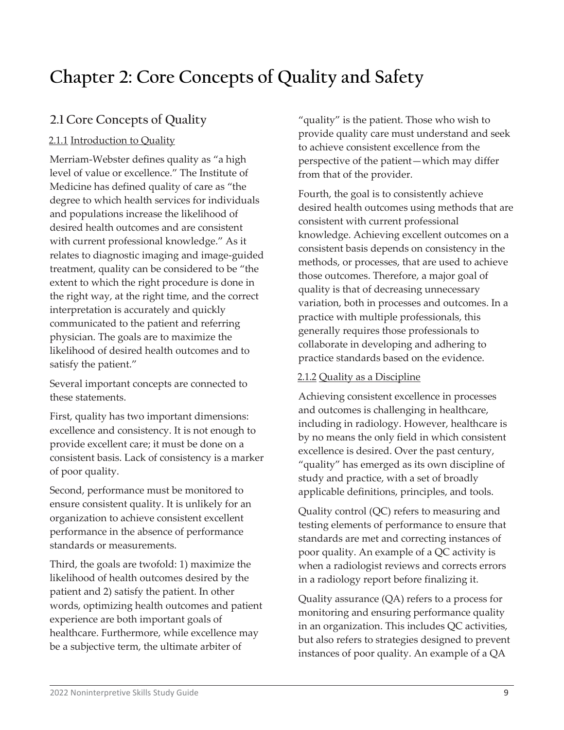# Chapter 2: Core Concepts of Quality and Safety

## 2.1 Core Concepts of Quality

### 2.1.1 Introduction to Quality

Merriam-Webster defines quality as "a high level of value or excellence." The Institute of Medicine has defined quality of care as "the degree to which health services for individuals and populations increase the likelihood of desired health outcomes and are consistent with current professional knowledge." As it relates to diagnostic imaging and image-guided treatment, quality can be considered to be "the extent to which the right procedure is done in the right way, at the right time, and the correct interpretation is accurately and quickly communicated to the patient and referring physician. The goals are to maximize the likelihood of desired health outcomes and to satisfy the patient."

Several important concepts are connected to these statements.

First, quality has two important dimensions: excellence and consistency. It is not enough to provide excellent care; it must be done on a consistent basis. Lack of consistency is a marker of poor quality.

Second, performance must be monitored to ensure consistent quality. It is unlikely for an organization to achieve consistent excellent performance in the absence of performance standards or measurements.

Third, the goals are twofold: 1) maximize the likelihood of health outcomes desired by the patient and 2) satisfy the patient. In other words, optimizing health outcomes and patient experience are both important goals of healthcare. Furthermore, while excellence may be a subjective term, the ultimate arbiter of "quality" is the patient. Those who wish to provide quality care must understand and seek to achieve consistent excellence from the perspective of the patient—which may differ from that of the provider.

Fourth, the goal is to consistently achieve desired health outcomes using methods that are consistent with current professional knowledge. Achieving excellent outcomes on a consistent basis depends on consistency in the methods, or processes, that are used to achieve those outcomes. Therefore, a major goal of quality is that of decreasing unnecessary variation, both in processes and outcomes. In a practice with multiple professionals, this generally requires those professionals to collaborate in developing and adhering to practice standards based on the evidence.

### 2.1.2 Quality as a Discipline

Achieving consistent excellence in processes and outcomes is challenging in healthcare, including in radiology. However, healthcare is by no means the only field in which consistent excellence is desired. Over the past century, "quality" has emerged as its own discipline of study and practice, with a set of broadly applicable definitions, principles, and tools.

Quality control (QC) refers to measuring and testing elements of performance to ensure that standards are met and correcting instances of poor quality. An example of a QC activity is when a radiologist reviews and corrects errors in a radiology report before finalizing it.

Quality assurance (QA) refers to a process for monitoring and ensuring performance quality in an organization. This includes QC activities, but also refers to strategies designed to prevent instances of poor quality. An example of a QA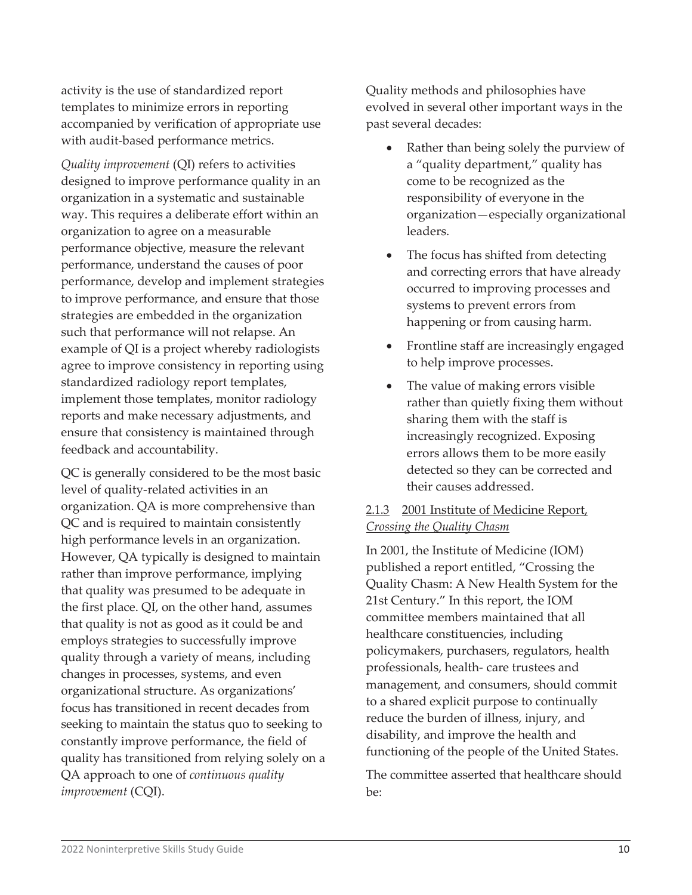activity is the use of standardized report templates to minimize errors in reporting accompanied by verification of appropriate use with audit-based performance metrics.

*Quality improvement* (QI) refers to activities designed to improve performance quality in an organization in a systematic and sustainable way. This requires a deliberate effort within an organization to agree on a measurable performance objective, measure the relevant performance, understand the causes of poor performance, develop and implement strategies to improve performance, and ensure that those strategies are embedded in the organization such that performance will not relapse. An example of QI is a project whereby radiologists agree to improve consistency in reporting using standardized radiology report templates, implement those templates, monitor radiology reports and make necessary adjustments, and ensure that consistency is maintained through feedback and accountability.

QC is generally considered to be the most basic level of quality-related activities in an organization. QA is more comprehensive than QC and is required to maintain consistently high performance levels in an organization. However, QA typically is designed to maintain rather than improve performance, implying that quality was presumed to be adequate in the first place. QI, on the other hand, assumes that quality is not as good as it could be and employs strategies to successfully improve quality through a variety of means, including changes in processes, systems, and even organizational structure. As organizations' focus has transitioned in recent decades from seeking to maintain the status quo to seeking to constantly improve performance, the field of quality has transitioned from relying solely on a QA approach to one of *continuous quality improvement* (CQI).

Quality methods and philosophies have evolved in several other important ways in the past several decades:

- Rather than being solely the purview of a "quality department," quality has come to be recognized as the responsibility of everyone in the organization—especially organizational leaders.
- The focus has shifted from detecting and correcting errors that have already occurred to improving processes and systems to prevent errors from happening or from causing harm.
- Frontline staff are increasingly engaged to help improve processes.
- The value of making errors visible rather than quietly fixing them without sharing them with the staff is increasingly recognized. Exposing errors allows them to be more easily detected so they can be corrected and their causes addressed.

### 2.1.3 2001 Institute of Medicine Report, *Crossing the Quality Chasm*

In 2001, the Institute of Medicine (IOM) published a report entitled, "Crossing the Quality Chasm: A New Health System for the 21st Century." In this report, the IOM committee members maintained that all healthcare constituencies, including policymakers, purchasers, regulators, health professionals, health- care trustees and management, and consumers, should commit to a shared explicit purpose to continually reduce the burden of illness, injury, and disability, and improve the health and functioning of the people of the United States.

The committee asserted that healthcare should be: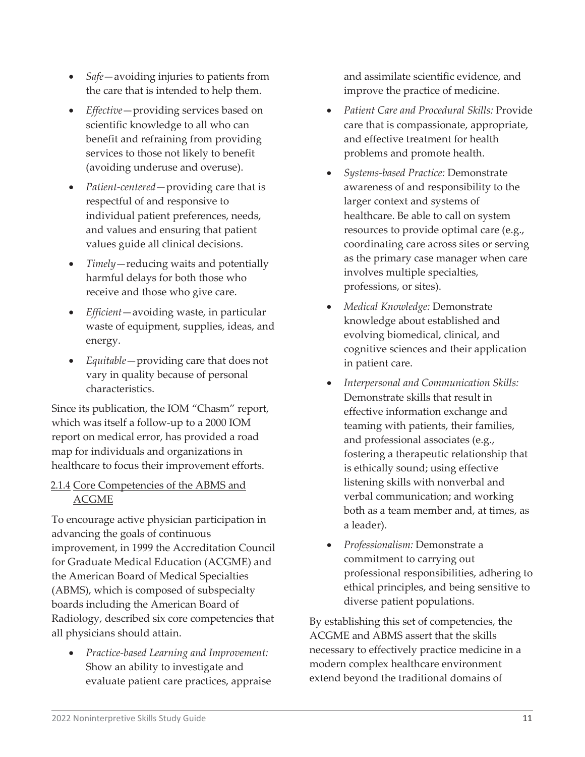- *Safe*—avoiding injuries to patients from the care that is intended to help them.
- *Effective*—providing services based on scientific knowledge to all who can benefit and refraining from providing services to those not likely to benefit (avoiding underuse and overuse).
- *Patient-centered*—providing care that is respectful of and responsive to individual patient preferences, needs, and values and ensuring that patient values guide all clinical decisions.
- *Timely*—reducing waits and potentially harmful delays for both those who receive and those who give care.
- *Efficient*—avoiding waste, in particular waste of equipment, supplies, ideas, and energy.
- *Equitable*—providing care that does not vary in quality because of personal characteristics.

Since its publication, the IOM "Chasm" report, which was itself a follow-up to a 2000 IOM report on medical error, has provided a road map for individuals and organizations in healthcare to focus their improvement efforts.

### 2.1.4 Core Competencies of the ABMS and ACGME

To encourage active physician participation in advancing the goals of continuous improvement, in 1999 the Accreditation Council for Graduate Medical Education (ACGME) and the American Board of Medical Specialties (ABMS), which is composed of subspecialty boards including the American Board of Radiology, described six core competencies that all physicians should attain.

- *Practice-based Learning and Improvement:* Show an ability to investigate and evaluate patient care practices, appraise and assimilate scientific evidence, and improve the practice of medicine.
- *Patient Care and Procedural Skills:* Provide care that is compassionate, appropriate, and effective treatment for health problems and promote health.
- *Systems-based Practice:* Demonstrate awareness of and responsibility to the larger context and systems of healthcare. Be able to call on system resources to provide optimal care (e.g., coordinating care across sites or serving as the primary case manager when care involves multiple specialties, professions, or sites).
- *Medical Knowledge:* Demonstrate knowledge about established and evolving biomedical, clinical, and cognitive sciences and their application in patient care.
- *Interpersonal and Communication Skills:* Demonstrate skills that result in effective information exchange and teaming with patients, their families, and professional associates (e.g., fostering a therapeutic relationship that is ethically sound; using effective listening skills with nonverbal and verbal communication; and working both as a team member and, at times, as a leader).
- *Professionalism:* Demonstrate a commitment to carrying out professional responsibilities, adhering to ethical principles, and being sensitive to diverse patient populations.

By establishing this set of competencies, the ACGME and ABMS assert that the skills necessary to effectively practice medicine in a modern complex healthcare environment extend beyond the traditional domains of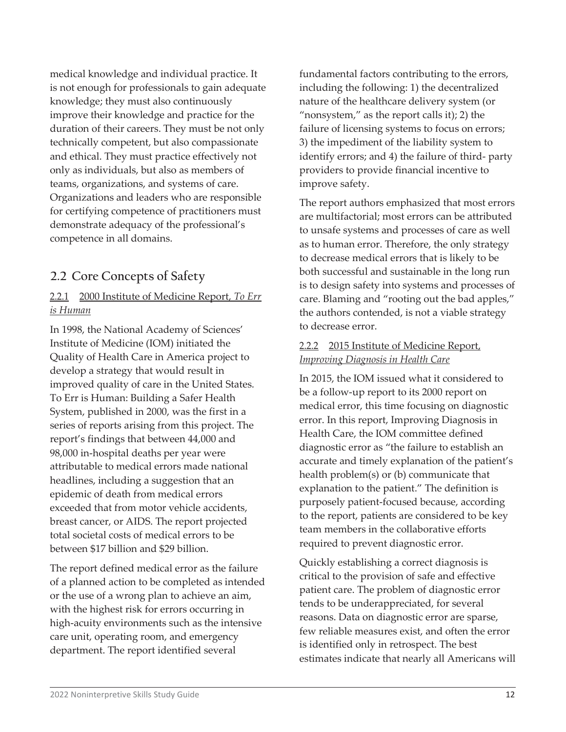medical knowledge and individual practice. It is not enough for professionals to gain adequate knowledge; they must also continuously improve their knowledge and practice for the duration of their careers. They must be not only technically competent, but also compassionate and ethical. They must practice effectively not only as individuals, but also as members of teams, organizations, and systems of care. Organizations and leaders who are responsible for certifying competence of practitioners must demonstrate adequacy of the professional's competence in all domains.

## 2.2 Core Concepts of Safety

### 2.2.1 2000 Institute of Medicine Report, *To Err is Human*

In 1998, the National Academy of Sciences' Institute of Medicine (IOM) initiated the Quality of Health Care in America project to develop a strategy that would result in improved quality of care in the United States. To Err is Human: Building a Safer Health System, published in 2000, was the first in a series of reports arising from this project. The report's findings that between 44,000 and 98,000 in-hospital deaths per year were attributable to medical errors made national headlines, including a suggestion that an epidemic of death from medical errors exceeded that from motor vehicle accidents, breast cancer, or AIDS. The report projected total societal costs of medical errors to be between $17 billion and $29 billion.

The report defined medical error as the failure of a planned action to be completed as intended or the use of a wrong plan to achieve an aim, with the highest risk for errors occurring in high-acuity environments such as the intensive care unit, operating room, and emergency department. The report identified several fundamental factors contributing to the errors, including the following: 1) the decentralized nature of the healthcare delivery system (or "nonsystem," as the report calls it); 2) the failure of licensing systems to focus on errors; 3) the impediment of the liability system to identify errors; and 4) the failure of third- party providers to provide financial incentive to improve safety.

The report authors emphasized that most errors are multifactorial; most errors can be attributed to unsafe systems and processes of care as well as to human error. Therefore, the only strategy to decrease medical errors that is likely to be both successful and sustainable in the long run is to design safety into systems and processes of care. Blaming and "rooting out the bad apples," the authors contended, is not a viable strategy to decrease error.

### 2.2.2 2015 Institute of Medicine Report, *Improving Diagnosis in Health Care*

In 2015, the IOM issued what it considered to be a follow-up report to its 2000 report on medical error, this time focusing on diagnostic error. In this report, Improving Diagnosis in Health Care, the IOM committee defined diagnostic error as "the failure to establish an accurate and timely explanation of the patient's health problem(s) or (b) communicate that explanation to the patient." The definition is purposely patient-focused because, according to the report, patients are considered to be key team members in the collaborative efforts required to prevent diagnostic error.

Quickly establishing a correct diagnosis is critical to the provision of safe and effective patient care. The problem of diagnostic error tends to be underappreciated, for several reasons. Data on diagnostic error are sparse, few reliable measures exist, and often the error is identified only in retrospect. The best estimates indicate that nearly all Americans will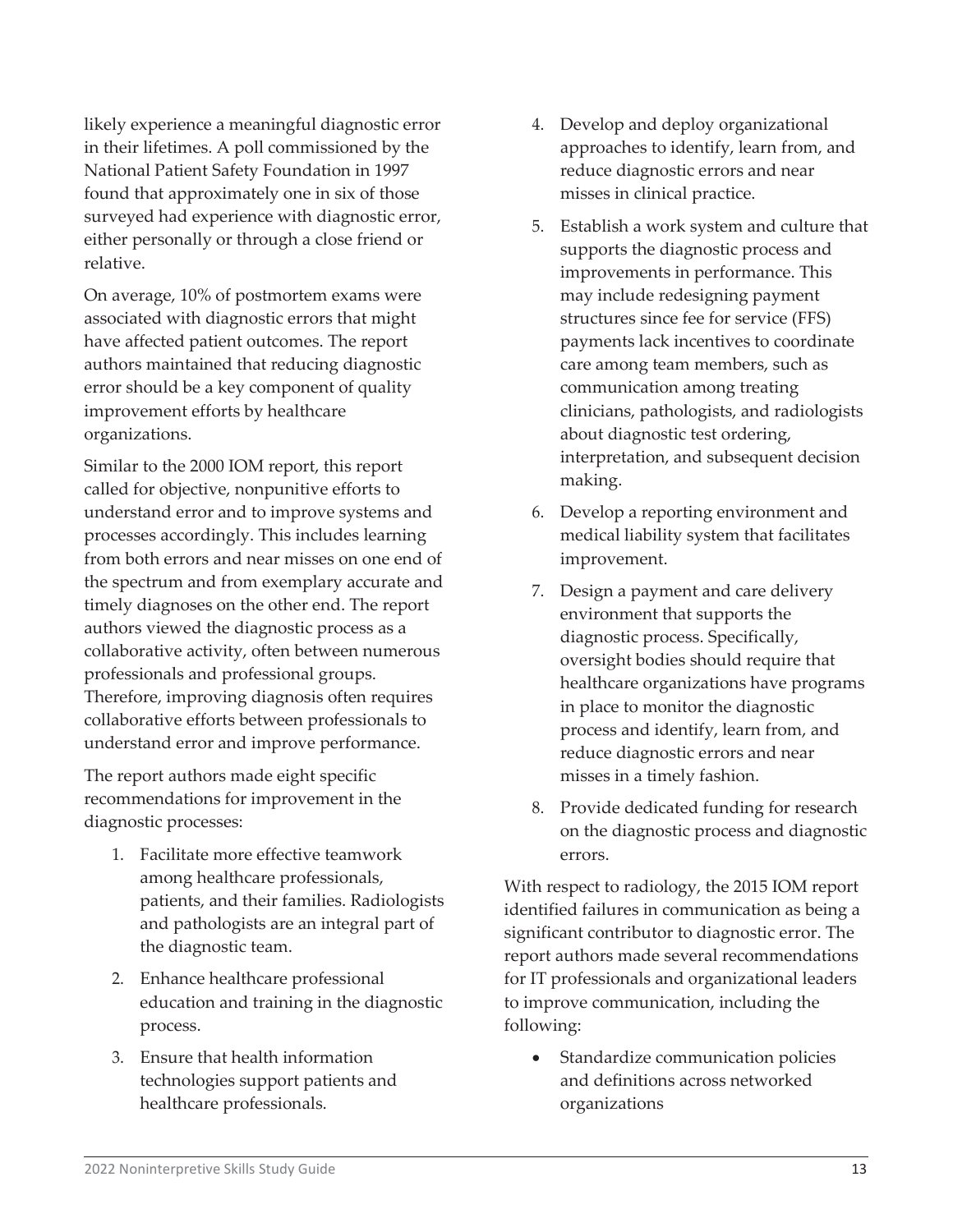likely experience a meaningful diagnostic error in their lifetimes. A poll commissioned by the National Patient Safety Foundation in 1997 found that approximately one in six of those surveyed had experience with diagnostic error, either personally or through a close friend or relative.

On average, 10% of postmortem exams were associated with diagnostic errors that might have affected patient outcomes. The report authors maintained that reducing diagnostic error should be a key component of quality improvement efforts by healthcare organizations.

Similar to the 2000 IOM report, this report called for objective, nonpunitive efforts to understand error and to improve systems and processes accordingly. This includes learning from both errors and near misses on one end of the spectrum and from exemplary accurate and timely diagnoses on the other end. The report authors viewed the diagnostic process as a collaborative activity, often between numerous professionals and professional groups. Therefore, improving diagnosis often requires collaborative efforts between professionals to understand error and improve performance.

The report authors made eight specific recommendations for improvement in the diagnostic processes:

1. Facilitate more effective teamwork among healthcare professionals, patients, and their families. Radiologists and pathologists are an integral part of the diagnostic team.
2. Enhance healthcare professional education and training in the diagnostic process.
3. Ensure that health information technologies support patients and healthcare professionals.
4. Develop and deploy organizational approaches to identify, learn from, and reduce diagnostic errors and near misses in clinical practice.
5. Establish a work system and culture that supports the diagnostic process and improvements in performance. This may include redesigning payment structures since fee for service (FFS) payments lack incentives to coordinate care among team members, such as communication among treating clinicians, pathologists, and radiologists about diagnostic test ordering, interpretation, and subsequent decision making.
6. Develop a reporting environment and medical liability system that facilitates improvement.
7. Design a payment and care delivery environment that supports the diagnostic process. Specifically, oversight bodies should require that healthcare organizations have programs in place to monitor the diagnostic process and identify, learn from, and reduce diagnostic errors and near misses in a timely fashion.
8. Provide dedicated funding for research on the diagnostic process and diagnostic errors.

With respect to radiology, the 2015 IOM report identified failures in communication as being a significant contributor to diagnostic error. The report authors made several recommendations for IT professionals and organizational leaders to improve communication, including the following:

- Standardize communication policies and definitions across networked organizations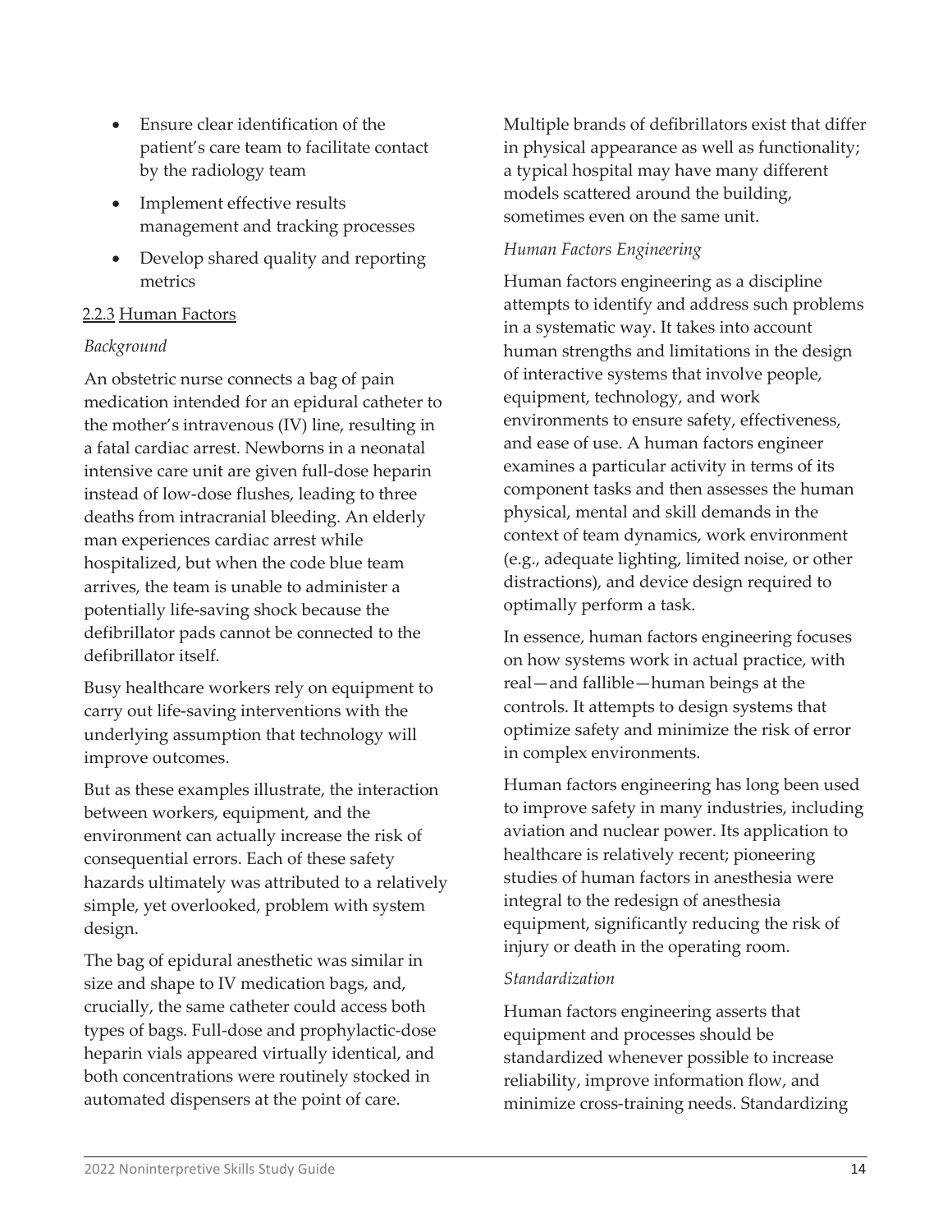- Ensure clear identification of the patient's care team to facilitate contact by the radiology team
- Implement effective results management and tracking processes
- Develop shared quality and reporting metrics

### 2.2.3 Human Factors

*Background*

An obstetric nurse connects a bag of pain medication intended for an epidural catheter to the mother's intravenous (IV) line, resulting in a fatal cardiac arrest. Newborns in a neonatal intensive care unit are given full-dose heparin instead of low-dose flushes, leading to three deaths from intracranial bleeding. An elderly man experiences cardiac arrest while hospitalized, but when the code blue team arrives, the team is unable to administer a potentially life-saving shock because the defibrillator pads cannot be connected to the defibrillator itself.

Busy healthcare workers rely on equipment to carry out life-saving interventions with the underlying assumption that technology will improve outcomes.

But as these examples illustrate, the interaction between workers, equipment, and the environment can actually increase the risk of consequential errors. Each of these safety hazards ultimately was attributed to a relatively simple, yet overlooked, problem with system design.

The bag of epidural anesthetic was similar in size and shape to IV medication bags, and, crucially, the same catheter could access both types of bags. Full-dose and prophylactic-dose heparin vials appeared virtually identical, and both concentrations were routinely stocked in automated dispensers at the point of care.

Multiple brands of defibrillators exist that differ in physical appearance as well as functionality; a typical hospital may have many different models scattered around the building, sometimes even on the same unit.

*Human Factors Engineering*

Human factors engineering as a discipline attempts to identify and address such problems in a systematic way. It takes into account human strengths and limitations in the design of interactive systems that involve people, equipment, technology, and work environments to ensure safety, effectiveness, and ease of use. A human factors engineer examines a particular activity in terms of its component tasks and then assesses the human physical, mental and skill demands in the context of team dynamics, work environment (e.g., adequate lighting, limited noise, or other distractions), and device design required to optimally perform a task.

In essence, human factors engineering focuses on how systems work in actual practice, with real—and fallible—human beings at the controls. It attempts to design systems that optimize safety and minimize the risk of error in complex environments.

Human factors engineering has long been used to improve safety in many industries, including aviation and nuclear power. Its application to healthcare is relatively recent; pioneering studies of human factors in anesthesia were integral to the redesign of anesthesia equipment, significantly reducing the risk of injury or death in the operating room.

*Standardization*

Human factors engineering asserts that equipment and processes should be standardized whenever possible to increase reliability, improve information flow, and minimize cross-training needs. Standardizing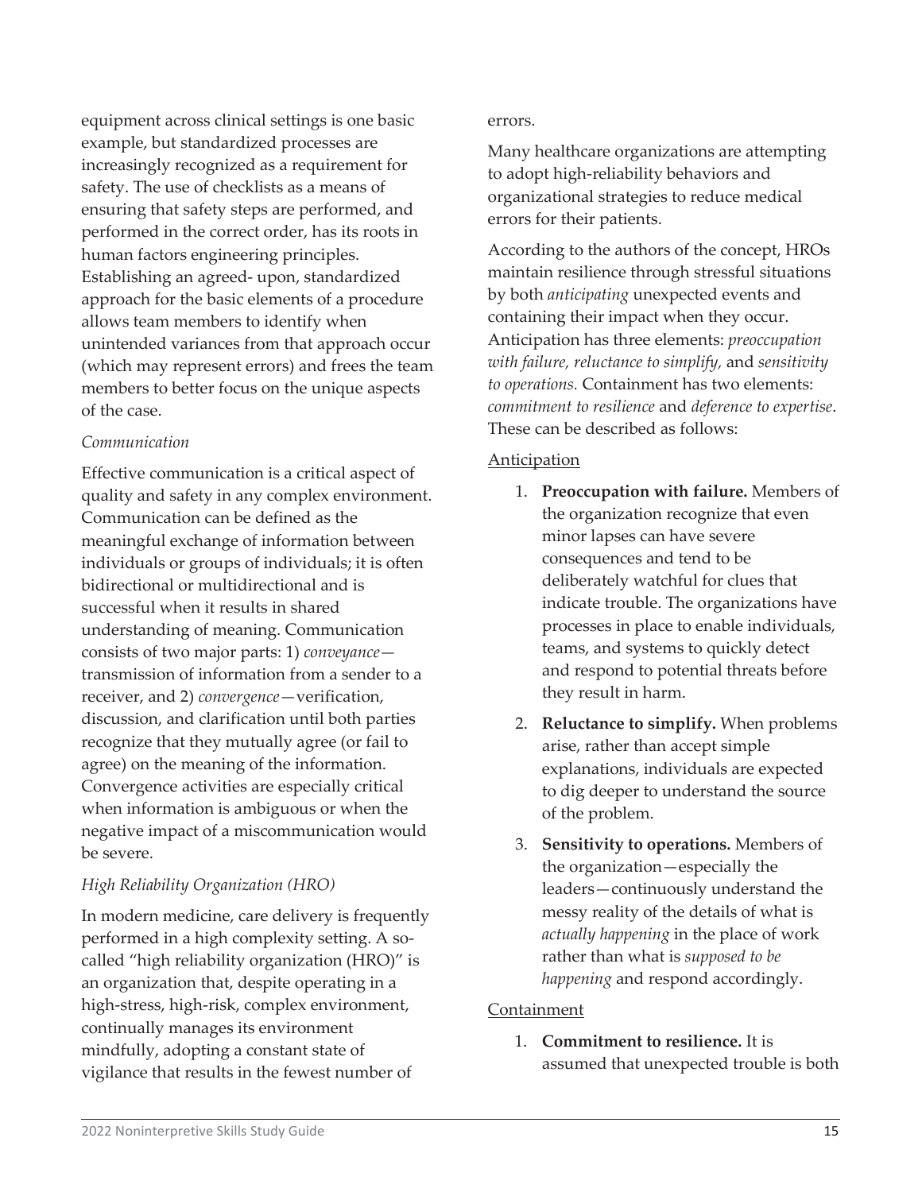equipment across clinical settings is one basic example, but standardized processes are increasingly recognized as a requirement for safety. The use of checklists as a means of ensuring that safety steps are performed, and performed in the correct order, has its roots in human factors engineering principles. Establishing an agreed- upon, standardized approach for the basic elements of a procedure allows team members to identify when unintended variances from that approach occur (which may represent errors) and frees the team members to better focus on the unique aspects of the case.

*Communication*

Effective communication is a critical aspect of quality and safety in any complex environment. Communication can be defined as the meaningful exchange of information between individuals or groups of individuals; it is often bidirectional or multidirectional and is successful when it results in shared understanding of meaning. Communication consists of two major parts: 1) *conveyance*—transmission of information from a sender to a receiver, and 2) *convergence*—verification, discussion, and clarification until both parties recognize that they mutually agree (or fail to agree) on the meaning of the information. Convergence activities are especially critical when information is ambiguous or when the negative impact of a miscommunication would be severe.

*High Reliability Organization (HRO)*

In modern medicine, care delivery is frequently performed in a high complexity setting. A so-called "high reliability organization (HRO)" is an organization that, despite operating in a high-stress, high-risk, complex environment, continually manages its environment mindfully, adopting a constant state of vigilance that results in the fewest number of errors.

Many healthcare organizations are attempting to adopt high-reliability behaviors and organizational strategies to reduce medical errors for their patients.

According to the authors of the concept, HROs maintain resilience through stressful situations by both *anticipating* unexpected events and containing their impact when they occur. Anticipation has three elements: *preoccupation with failure, reluctance to simplify,* and *sensitivity to operations.* Containment has two elements: *commitment to resilience* and *deference to expertise*. These can be described as follows:

<u>Anticipation</u>

1. **Preoccupation with failure.** Members of the organization recognize that even minor lapses can have severe consequences and tend to be deliberately watchful for clues that indicate trouble. The organizations have processes in place to enable individuals, teams, and systems to quickly detect and respond to potential threats before they result in harm.
2. **Reluctance to simplify.** When problems arise, rather than accept simple explanations, individuals are expected to dig deeper to understand the source of the problem.
3. **Sensitivity to operations.** Members of the organization—especially the leaders—continuously understand the messy reality of the details of what is *actually happening* in the place of work rather than what is *supposed to be happening* and respond accordingly.

<u>Containment</u>

1. **Commitment to resilience.** It is assumed that unexpected trouble is both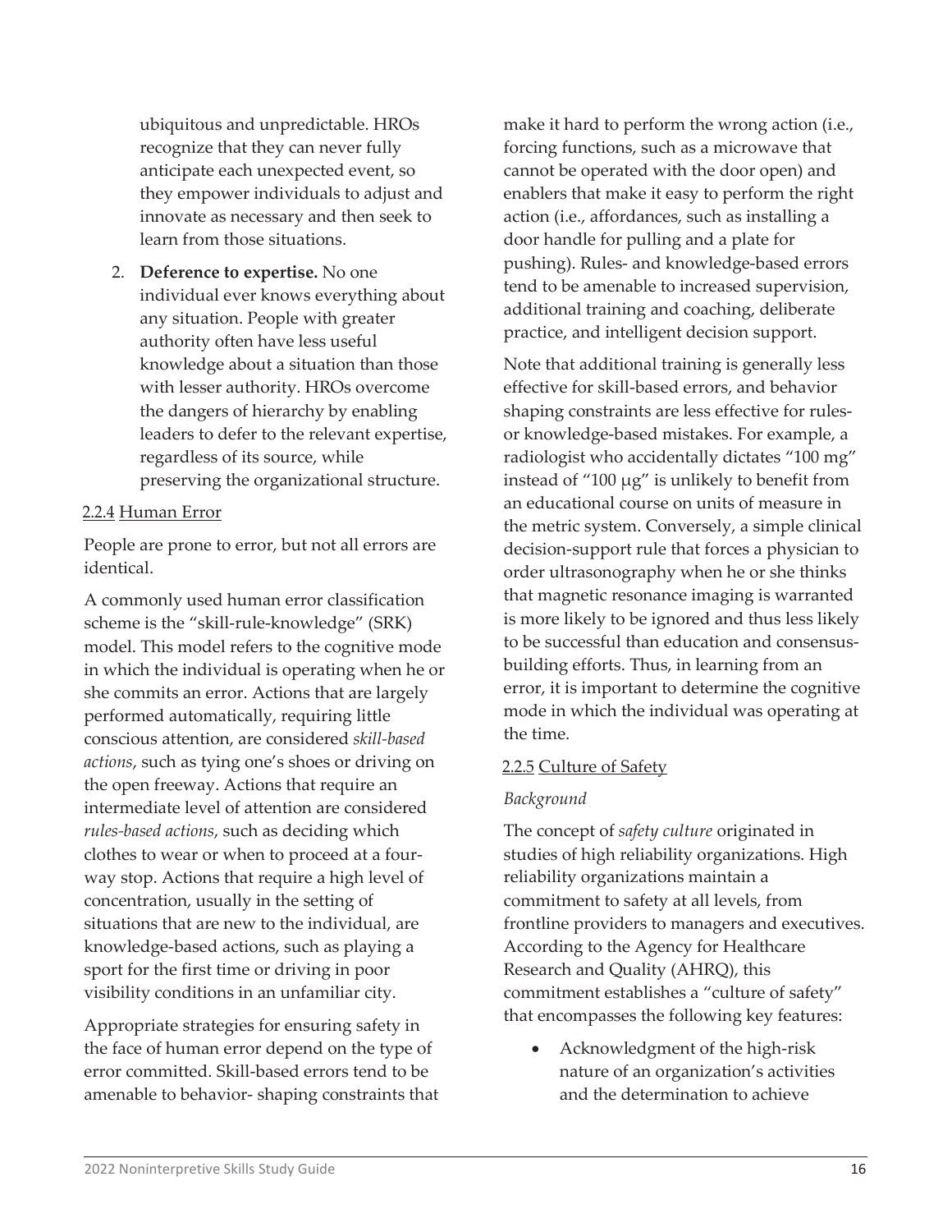ubiquitous and unpredictable. HROs recognize that they can never fully anticipate each unexpected event, so they empower individuals to adjust and innovate as necessary and then seek to learn from those situations.

2. **Deference to expertise.** No one individual ever knows everything about any situation. People with greater authority often have less useful knowledge about a situation than those with lesser authority. HROs overcome the dangers of hierarchy by enabling leaders to defer to the relevant expertise, regardless of its source, while preserving the organizational structure.

### 2.2.4 Human Error

People are prone to error, but not all errors are identical.

A commonly used human error classification scheme is the "skill-rule-knowledge" (SRK) model. This model refers to the cognitive mode in which the individual is operating when he or she commits an error. Actions that are largely performed automatically, requiring little conscious attention, are considered *skill-based actions*, such as tying one's shoes or driving on the open freeway. Actions that require an intermediate level of attention are considered *rules-based actions*, such as deciding which clothes to wear or when to proceed at a four-way stop. Actions that require a high level of concentration, usually in the setting of situations that are new to the individual, are knowledge-based actions, such as playing a sport for the first time or driving in poor visibility conditions in an unfamiliar city.

Appropriate strategies for ensuring safety in the face of human error depend on the type of error committed. Skill-based errors tend to be amenable to behavior- shaping constraints that make it hard to perform the wrong action (i.e., forcing functions, such as a microwave that cannot be operated with the door open) and enablers that make it easy to perform the right action (i.e., affordances, such as installing a door handle for pulling and a plate for pushing). Rules- and knowledge-based errors tend to be amenable to increased supervision, additional training and coaching, deliberate practice, and intelligent decision support.

Note that additional training is generally less effective for skill-based errors, and behavior shaping constraints are less effective for rules- or knowledge-based mistakes. For example, a radiologist who accidentally dictates "100 mg" instead of "100 μg" is unlikely to benefit from an educational course on units of measure in the metric system. Conversely, a simple clinical decision-support rule that forces a physician to order ultrasonography when he or she thinks that magnetic resonance imaging is warranted is more likely to be ignored and thus less likely to be successful than education and consensus-building efforts. Thus, in learning from an error, it is important to determine the cognitive mode in which the individual was operating at the time.

### 2.2.5 Culture of Safety

*Background*

The concept of *safety culture* originated in studies of high reliability organizations. High reliability organizations maintain a commitment to safety at all levels, from frontline providers to managers and executives. According to the Agency for Healthcare Research and Quality (AHRQ), this commitment establishes a "culture of safety" that encompasses the following key features:

- Acknowledgment of the high-risk nature of an organization's activities and the determination to achieve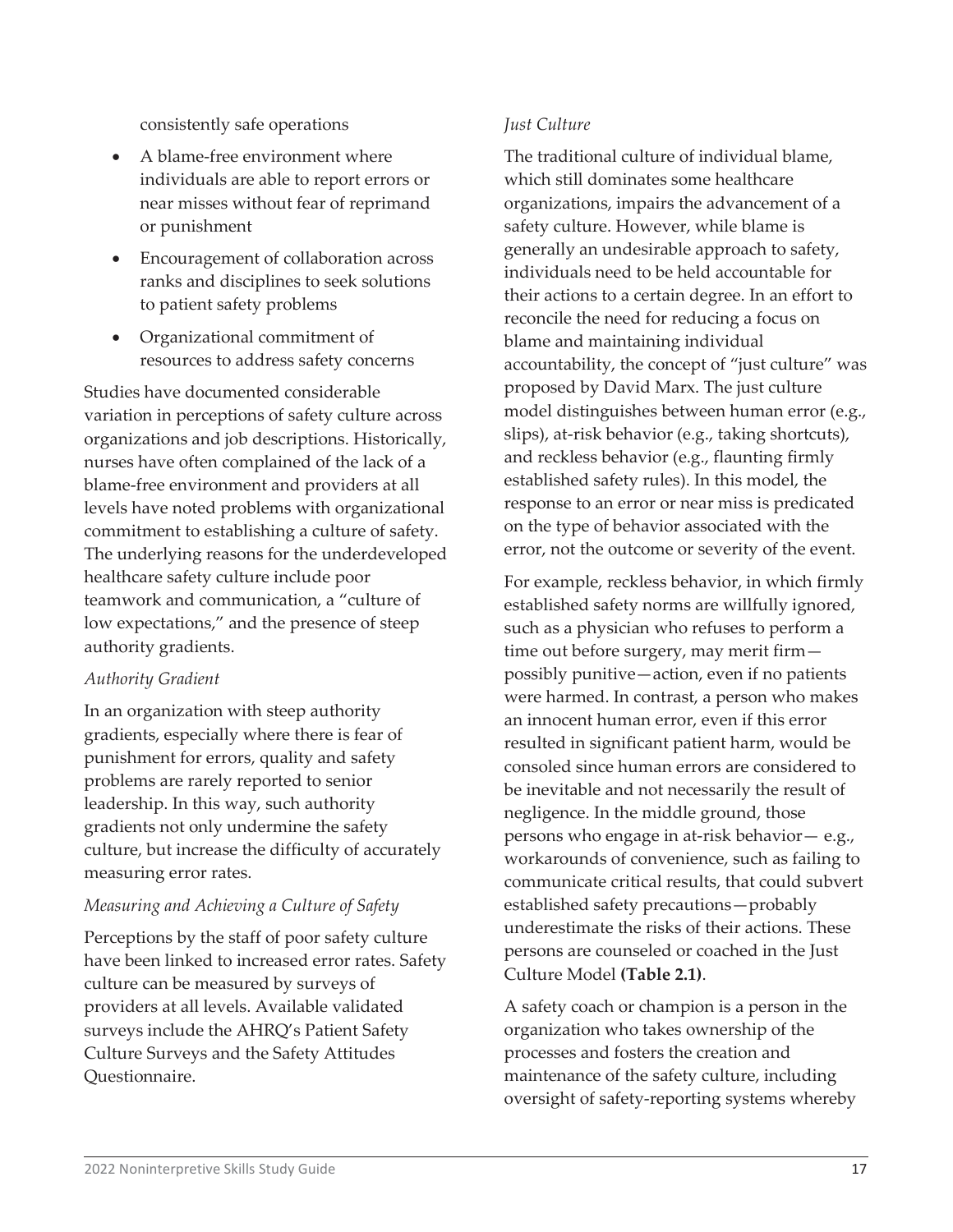consistently safe operations

- A blame-free environment where individuals are able to report errors or near misses without fear of reprimand or punishment
- Encouragement of collaboration across ranks and disciplines to seek solutions to patient safety problems
- Organizational commitment of resources to address safety concerns

Studies have documented considerable variation in perceptions of safety culture across organizations and job descriptions. Historically, nurses have often complained of the lack of a blame-free environment and providers at all levels have noted problems with organizational commitment to establishing a culture of safety. The underlying reasons for the underdeveloped healthcare safety culture include poor teamwork and communication, a "culture of low expectations," and the presence of steep authority gradients.

*Authority Gradient*

In an organization with steep authority gradients, especially where there is fear of punishment for errors, quality and safety problems are rarely reported to senior leadership. In this way, such authority gradients not only undermine the safety culture, but increase the difficulty of accurately measuring error rates.

*Measuring and Achieving a Culture of Safety*

Perceptions by the staff of poor safety culture have been linked to increased error rates. Safety culture can be measured by surveys of providers at all levels. Available validated surveys include the AHRQ's Patient Safety Culture Surveys and the Safety Attitudes Questionnaire.

*Just Culture*

The traditional culture of individual blame, which still dominates some healthcare organizations, impairs the advancement of a safety culture. However, while blame is generally an undesirable approach to safety, individuals need to be held accountable for their actions to a certain degree. In an effort to reconcile the need for reducing a focus on blame and maintaining individual accountability, the concept of "just culture" was proposed by David Marx. The just culture model distinguishes between human error (e.g., slips), at-risk behavior (e.g., taking shortcuts), and reckless behavior (e.g., flaunting firmly established safety rules). In this model, the response to an error or near miss is predicated on the type of behavior associated with the error, not the outcome or severity of the event.

For example, reckless behavior, in which firmly established safety norms are willfully ignored, such as a physician who refuses to perform a time out before surgery, may merit firm—possibly punitive—action, even if no patients were harmed. In contrast, a person who makes an innocent human error, even if this error resulted in significant patient harm, would be consoled since human errors are considered to be inevitable and not necessarily the result of negligence. In the middle ground, those persons who engage in at-risk behavior— e.g., workarounds of convenience, such as failing to communicate critical results, that could subvert established safety precautions—probably underestimate the risks of their actions. These persons are counseled or coached in the Just Culture Model **(Table 2.1)**.

A safety coach or champion is a person in the organization who takes ownership of the processes and fosters the creation and maintenance of the safety culture, including oversight of safety-reporting systems whereby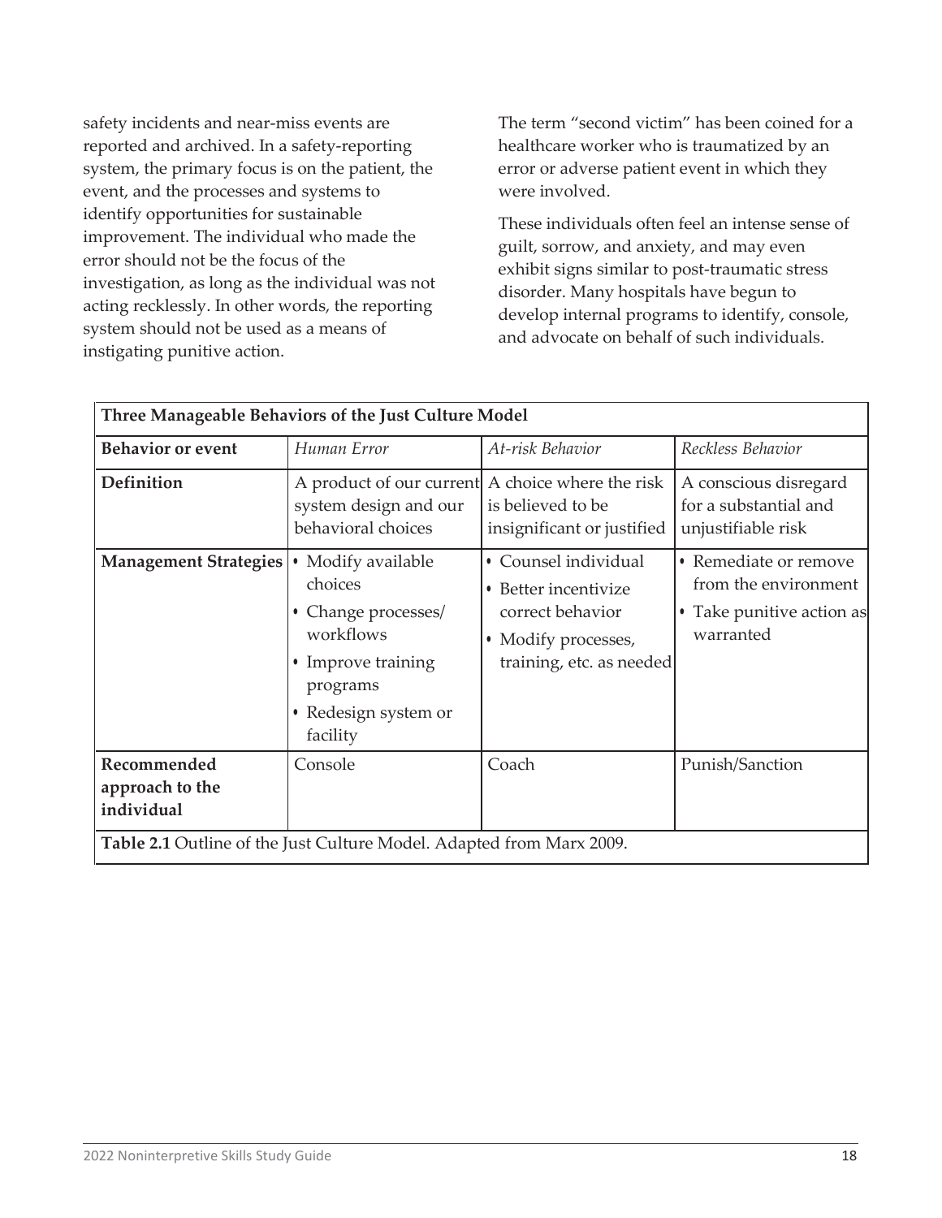safety incidents and near-miss events are reported and archived. In a safety-reporting system, the primary focus is on the patient, the event, and the processes and systems to identify opportunities for sustainable improvement. The individual who made the error should not be the focus of the investigation, as long as the individual was not acting recklessly. In other words, the reporting system should not be used as a means of instigating punitive action.

The term "second victim" has been coined for a healthcare worker who is traumatized by an error or adverse patient event in which they were involved.

These individuals often feel an intense sense of guilt, sorrow, and anxiety, and may even exhibit signs similar to post-traumatic stress disorder. Many hospitals have begun to develop internal programs to identify, console, and advocate on behalf of such individuals.

| **Three Manageable Behaviors of the Just Culture Model** | | | |
|---|---|---|---|
| **Behavior or event** | *Human Error* | *At-risk Behavior* | *Reckless Behavior* |
| **Definition** | A product of our current system design and our behavioral choices | A choice where the risk is believed to be insignificant or justified | A conscious disregard for a substantial and unjustifiable risk |
| **Management Strategies** | • Modify available choices<br>• Change processes/ workflows<br>• Improve training programs<br>• Redesign system or facility | • Counsel individual<br>• Better incentivize correct behavior<br>• Modify processes, training, etc. as needed | • Remediate or remove from the environment<br>• Take punitive action as warranted |
| **Recommended approach to the individual** | Console | Coach | Punish/Sanction |

**Table 2.1** Outline of the Just Culture Model. Adapted from Marx 2009.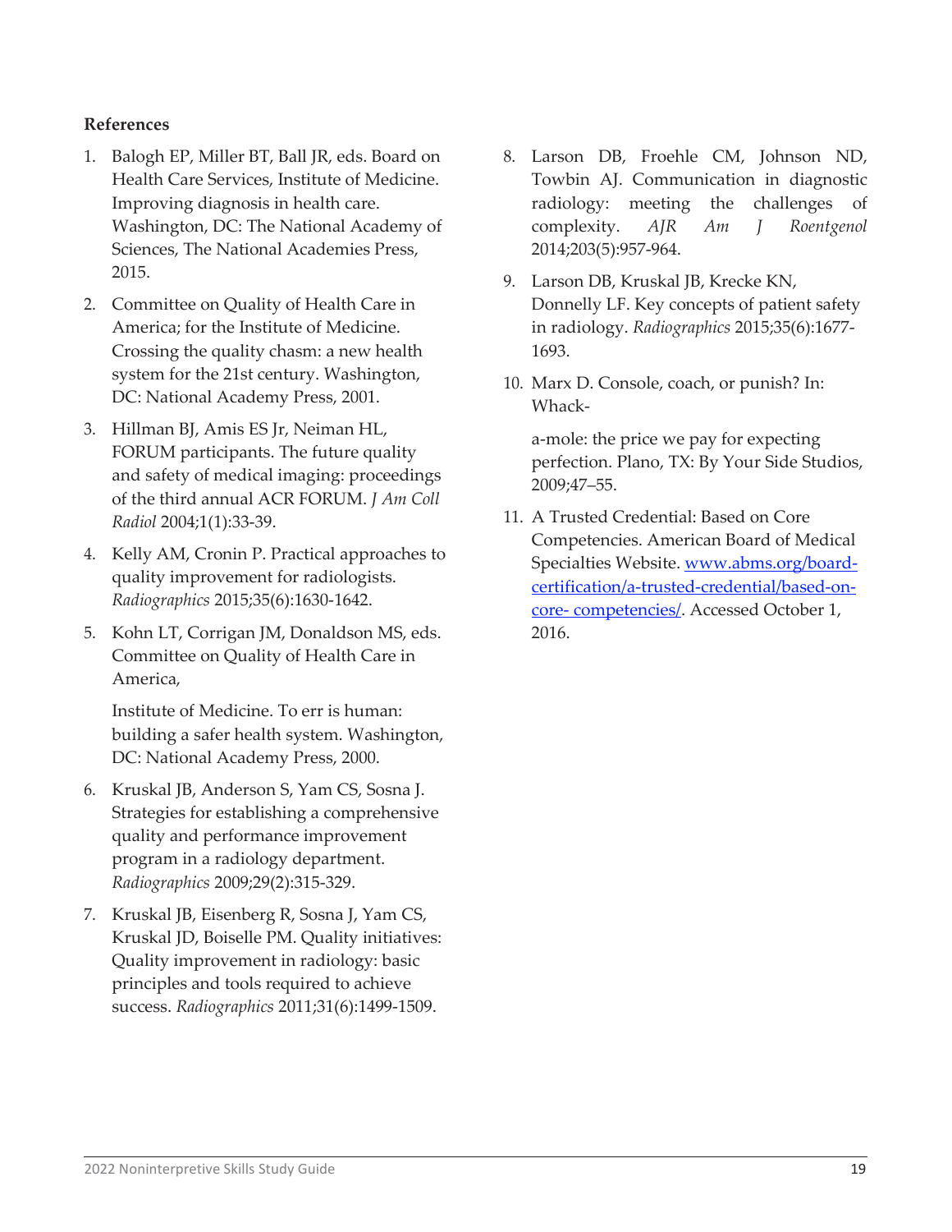**References**

1. Balogh EP, Miller BT, Ball JR, eds. Board on Health Care Services, Institute of Medicine. Improving diagnosis in health care. Washington, DC: The National Academy of Sciences, The National Academies Press, 2015.
2. Committee on Quality of Health Care in America; for the Institute of Medicine. Crossing the quality chasm: a new health system for the 21st century. Washington, DC: National Academy Press, 2001.
3. Hillman BJ, Amis ES Jr, Neiman HL, FORUM participants. The future quality and safety of medical imaging: proceedings of the third annual ACR FORUM. *J Am Coll Radiol* 2004;1(1):33-39.
4. Kelly AM, Cronin P. Practical approaches to quality improvement for radiologists. *Radiographics* 2015;35(6):1630-1642.
5. Kohn LT, Corrigan JM, Donaldson MS, eds. Committee on Quality of Health Care in America,

   Institute of Medicine. To err is human: building a safer health system. Washington, DC: National Academy Press, 2000.
6. Kruskal JB, Anderson S, Yam CS, Sosna J. Strategies for establishing a comprehensive quality and performance improvement program in a radiology department. *Radiographics* 2009;29(2):315-329.
7. Kruskal JB, Eisenberg R, Sosna J, Yam CS, Kruskal JD, Boiselle PM. Quality initiatives: Quality improvement in radiology: basic principles and tools required to achieve success. *Radiographics* 2011;31(6):1499-1509.
8. Larson DB, Froehle CM, Johnson ND, Towbin AJ. Communication in diagnostic radiology: meeting the challenges of complexity. *AJR Am J Roentgenol* 2014;203(5):957-964.
9. Larson DB, Kruskal JB, Krecke KN, Donnelly LF. Key concepts of patient safety in radiology. *Radiographics* 2015;35(6):1677-1693.
10. Marx D. Console, coach, or punish? In: Whack-

    a-mole: the price we pay for expecting perfection. Plano, TX: By Your Side Studios, 2009;47–55.
11. A Trusted Credential: Based on Core Competencies. American Board of Medical Specialties Website. [www.abms.org/board-certification/a-trusted-credential/based-on-core- competencies/](www.abms.org/board-certification/a-trusted-credential/based-on-core-competencies/). Accessed October 1, 2016.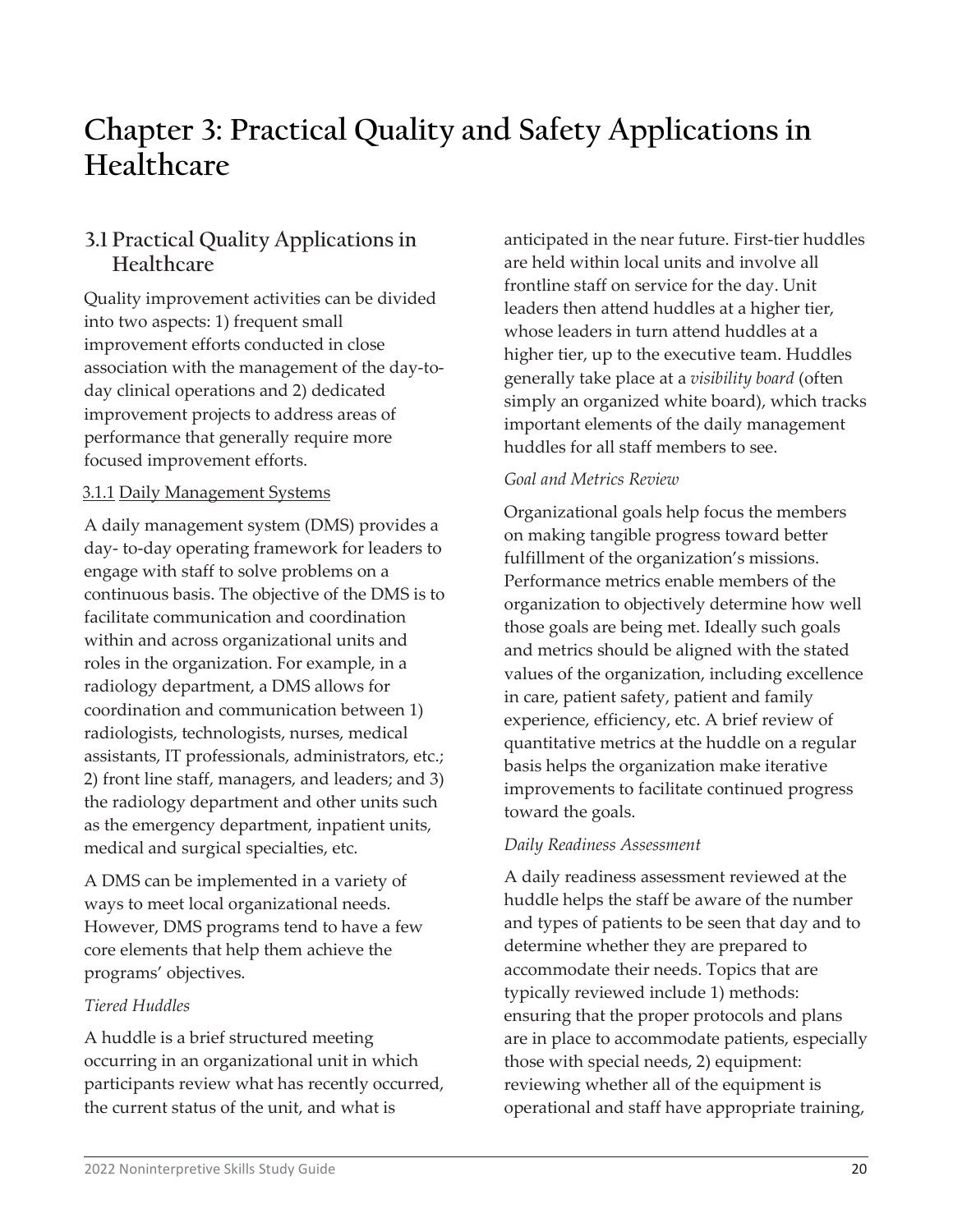# Chapter 3: Practical Quality and Safety Applications in Healthcare

## 3.1 Practical Quality Applications in Healthcare

Quality improvement activities can be divided into two aspects: 1) frequent small improvement efforts conducted in close association with the management of the day-to-day clinical operations and 2) dedicated improvement projects to address areas of performance that generally require more focused improvement efforts.

### 3.1.1 Daily Management Systems

A daily management system (DMS) provides a day- to-day operating framework for leaders to engage with staff to solve problems on a continuous basis. The objective of the DMS is to facilitate communication and coordination within and across organizational units and roles in the organization. For example, in a radiology department, a DMS allows for coordination and communication between 1) radiologists, technologists, nurses, medical assistants, IT professionals, administrators, etc.; 2) front line staff, managers, and leaders; and 3) the radiology department and other units such as the emergency department, inpatient units, medical and surgical specialties, etc.

A DMS can be implemented in a variety of ways to meet local organizational needs. However, DMS programs tend to have a few core elements that help them achieve the programs' objectives.

*Tiered Huddles*

A huddle is a brief structured meeting occurring in an organizational unit in which participants review what has recently occurred, the current status of the unit, and what is anticipated in the near future. First-tier huddles are held within local units and involve all frontline staff on service for the day. Unit leaders then attend huddles at a higher tier, whose leaders in turn attend huddles at a higher tier, up to the executive team. Huddles generally take place at a *visibility board* (often simply an organized white board), which tracks important elements of the daily management huddles for all staff members to see.

*Goal and Metrics Review*

Organizational goals help focus the members on making tangible progress toward better fulfillment of the organization's missions. Performance metrics enable members of the organization to objectively determine how well those goals are being met. Ideally such goals and metrics should be aligned with the stated values of the organization, including excellence in care, patient safety, patient and family experience, efficiency, etc. A brief review of quantitative metrics at the huddle on a regular basis helps the organization make iterative improvements to facilitate continued progress toward the goals.

*Daily Readiness Assessment*

A daily readiness assessment reviewed at the huddle helps the staff be aware of the number and types of patients to be seen that day and to determine whether they are prepared to accommodate their needs. Topics that are typically reviewed include 1) methods: ensuring that the proper protocols and plans are in place to accommodate patients, especially those with special needs, 2) equipment: reviewing whether all of the equipment is operational and staff have appropriate training,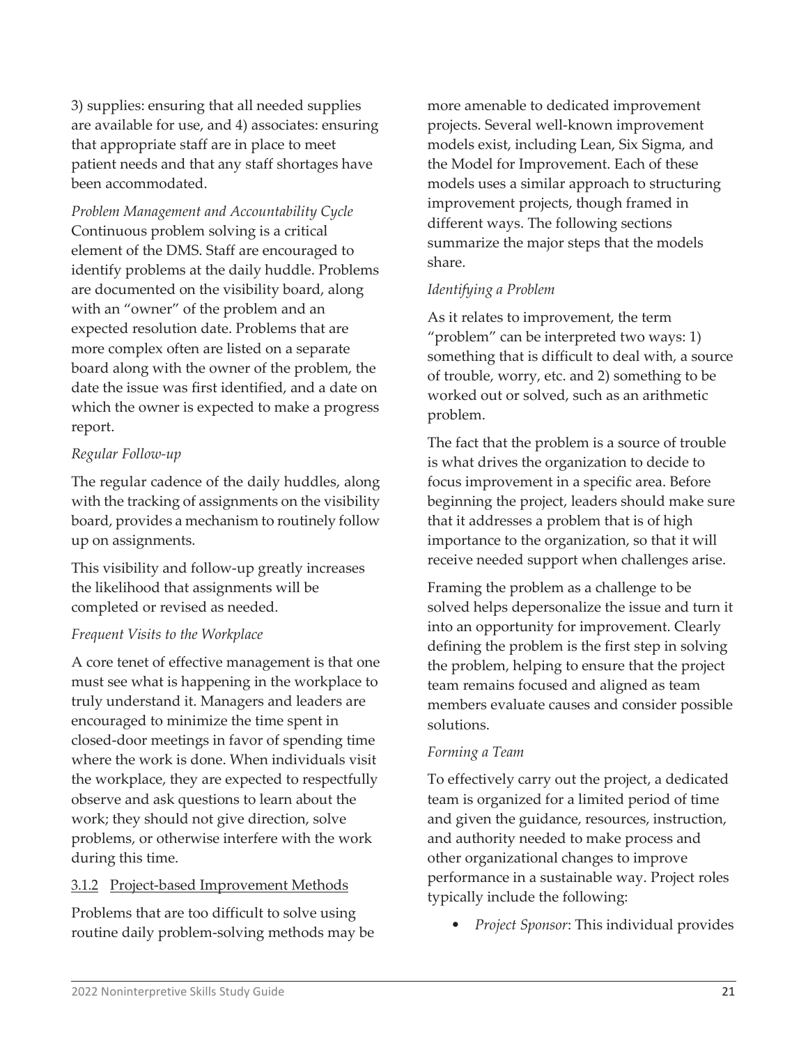3) supplies: ensuring that all needed supplies are available for use, and 4) associates: ensuring that appropriate staff are in place to meet patient needs and that any staff shortages have been accommodated.

*Problem Management and Accountability Cycle*

Continuous problem solving is a critical element of the DMS. Staff are encouraged to identify problems at the daily huddle. Problems are documented on the visibility board, along with an "owner" of the problem and an expected resolution date. Problems that are more complex often are listed on a separate board along with the owner of the problem, the date the issue was first identified, and a date on which the owner is expected to make a progress report.

*Regular Follow-up*

The regular cadence of the daily huddles, along with the tracking of assignments on the visibility board, provides a mechanism to routinely follow up on assignments.

This visibility and follow-up greatly increases the likelihood that assignments will be completed or revised as needed.

*Frequent Visits to the Workplace*

A core tenet of effective management is that one must see what is happening in the workplace to truly understand it. Managers and leaders are encouraged to minimize the time spent in closed-door meetings in favor of spending time where the work is done. When individuals visit the workplace, they are expected to respectfully observe and ask questions to learn about the work; they should not give direction, solve problems, or otherwise interfere with the work during this time.

### 3.1.2 Project-based Improvement Methods

Problems that are too difficult to solve using routine daily problem-solving methods may be more amenable to dedicated improvement projects. Several well-known improvement models exist, including Lean, Six Sigma, and the Model for Improvement. Each of these models uses a similar approach to structuring improvement projects, though framed in different ways. The following sections summarize the major steps that the models share.

*Identifying a Problem*

As it relates to improvement, the term "problem" can be interpreted two ways: 1) something that is difficult to deal with, a source of trouble, worry, etc. and 2) something to be worked out or solved, such as an arithmetic problem.

The fact that the problem is a source of trouble is what drives the organization to decide to focus improvement in a specific area. Before beginning the project, leaders should make sure that it addresses a problem that is of high importance to the organization, so that it will receive needed support when challenges arise.

Framing the problem as a challenge to be solved helps depersonalize the issue and turn it into an opportunity for improvement. Clearly defining the problem is the first step in solving the problem, helping to ensure that the project team remains focused and aligned as team members evaluate causes and consider possible solutions.

*Forming a Team*

To effectively carry out the project, a dedicated team is organized for a limited period of time and given the guidance, resources, instruction, and authority needed to make process and other organizational changes to improve performance in a sustainable way. Project roles typically include the following:

- *Project Sponsor*: This individual provides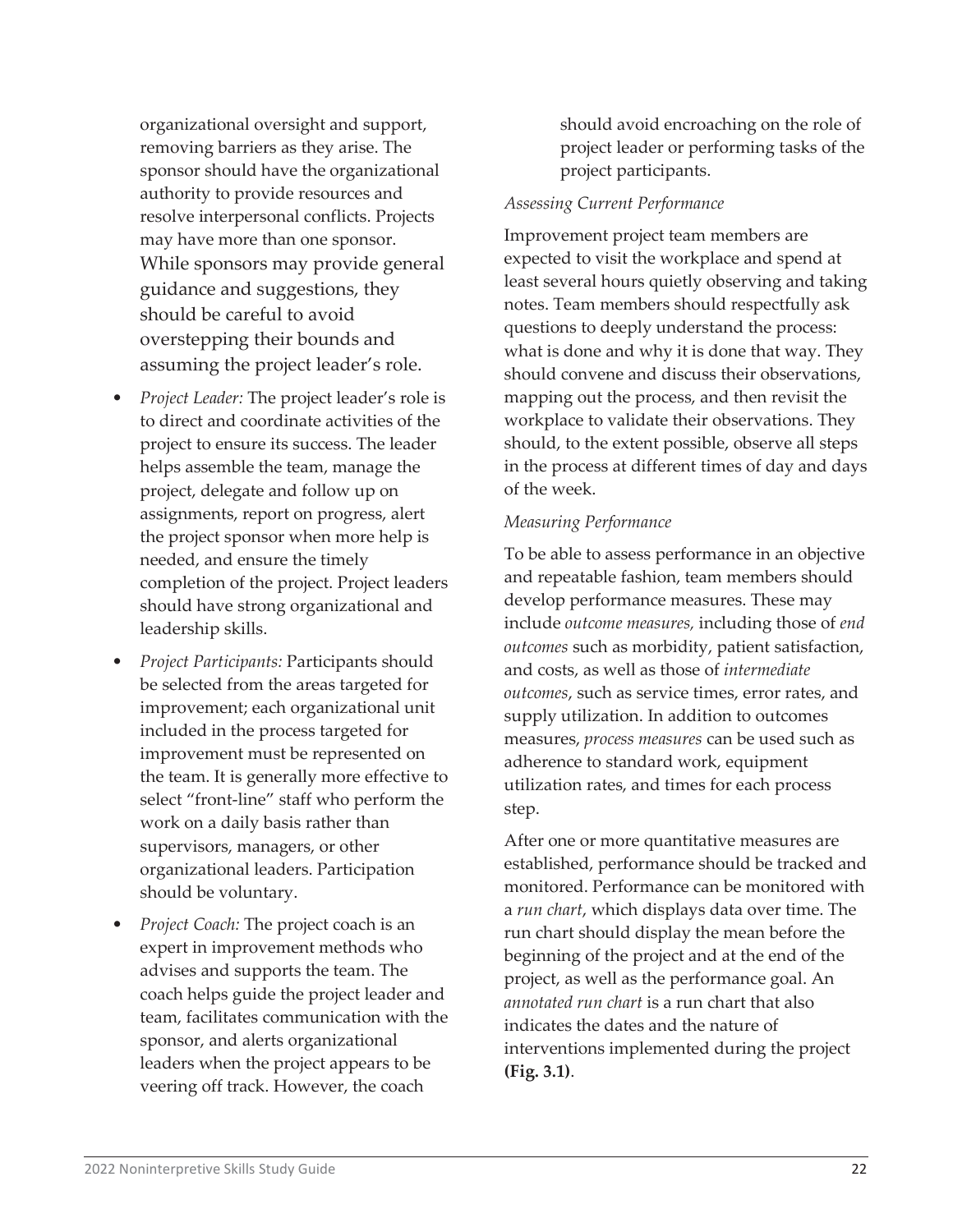organizational oversight and support, removing barriers as they arise. The sponsor should have the organizational authority to provide resources and resolve interpersonal conflicts. Projects may have more than one sponsor. While sponsors may provide general guidance and suggestions, they should be careful to avoid overstepping their bounds and assuming the project leader's role.

- *Project Leader:* The project leader's role is to direct and coordinate activities of the project to ensure its success. The leader helps assemble the team, manage the project, delegate and follow up on assignments, report on progress, alert the project sponsor when more help is needed, and ensure the timely completion of the project. Project leaders should have strong organizational and leadership skills.
- *Project Participants:* Participants should be selected from the areas targeted for improvement; each organizational unit included in the process targeted for improvement must be represented on the team. It is generally more effective to select "front-line" staff who perform the work on a daily basis rather than supervisors, managers, or other organizational leaders. Participation should be voluntary.
- *Project Coach:* The project coach is an expert in improvement methods who advises and supports the team. The coach helps guide the project leader and team, facilitates communication with the sponsor, and alerts organizational leaders when the project appears to be veering off track. However, the coach should avoid encroaching on the role of project leader or performing tasks of the project participants.

*Assessing Current Performance*

Improvement project team members are expected to visit the workplace and spend at least several hours quietly observing and taking notes. Team members should respectfully ask questions to deeply understand the process: what is done and why it is done that way. They should convene and discuss their observations, mapping out the process, and then revisit the workplace to validate their observations. They should, to the extent possible, observe all steps in the process at different times of day and days of the week.

*Measuring Performance*

To be able to assess performance in an objective and repeatable fashion, team members should develop performance measures. These may include *outcome measures,* including those of *end outcomes* such as morbidity, patient satisfaction, and costs, as well as those of *intermediate outcomes*, such as service times, error rates, and supply utilization. In addition to outcomes measures, *process measures* can be used such as adherence to standard work, equipment utilization rates, and times for each process step.

After one or more quantitative measures are established, performance should be tracked and monitored. Performance can be monitored with a *run chart*, which displays data over time. The run chart should display the mean before the beginning of the project and at the end of the project, as well as the performance goal. An *annotated run chart* is a run chart that also indicates the dates and the nature of interventions implemented during the project **(Fig. 3.1)**.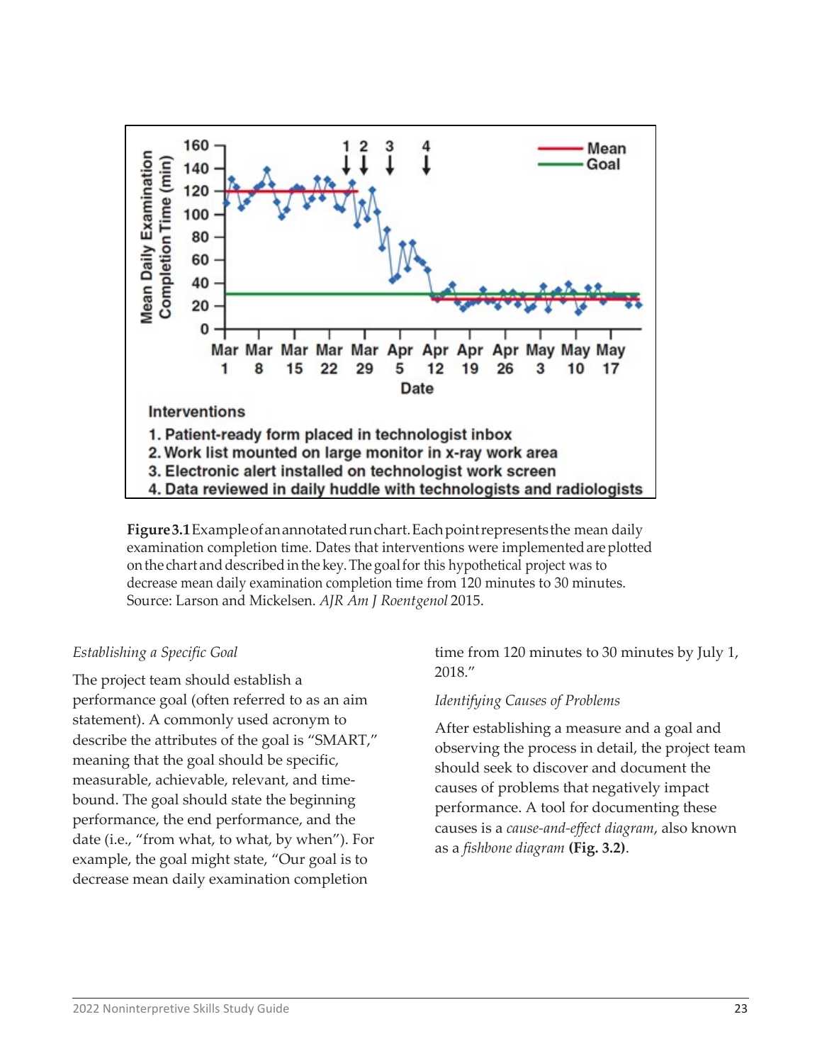Figure 3.1 Example of an annotated run chart. Each point represents the mean daily examination completion time. Dates that interventions were implemented are plotted on the chart and described in the key. The goal for this hypothetical project was to decrease mean daily examination completion time from 120 minutes to 30 minutes. Source: Larson and Mickelsen. *AJR Am J Roentgenol* 2015.

*Establishing a Specific Goal*

The project team should establish a performance goal (often referred to as an aim statement). A commonly used acronym to describe the attributes of the goal is "SMART," meaning that the goal should be specific, measurable, achievable, relevant, and time-bound. The goal should state the beginning performance, the end performance, and the date (i.e., "from what, to what, by when"). For example, the goal might state, "Our goal is to decrease mean daily examination completion time from 120 minutes to 30 minutes by July 1, 2018."

*Identifying Causes of Problems*

After establishing a measure and a goal and observing the process in detail, the project team should seek to discover and document the causes of problems that negatively impact performance. A tool for documenting these causes is a *cause-and-effect diagram*, also known as a *fishbone diagram* **(Fig. 3.2)**.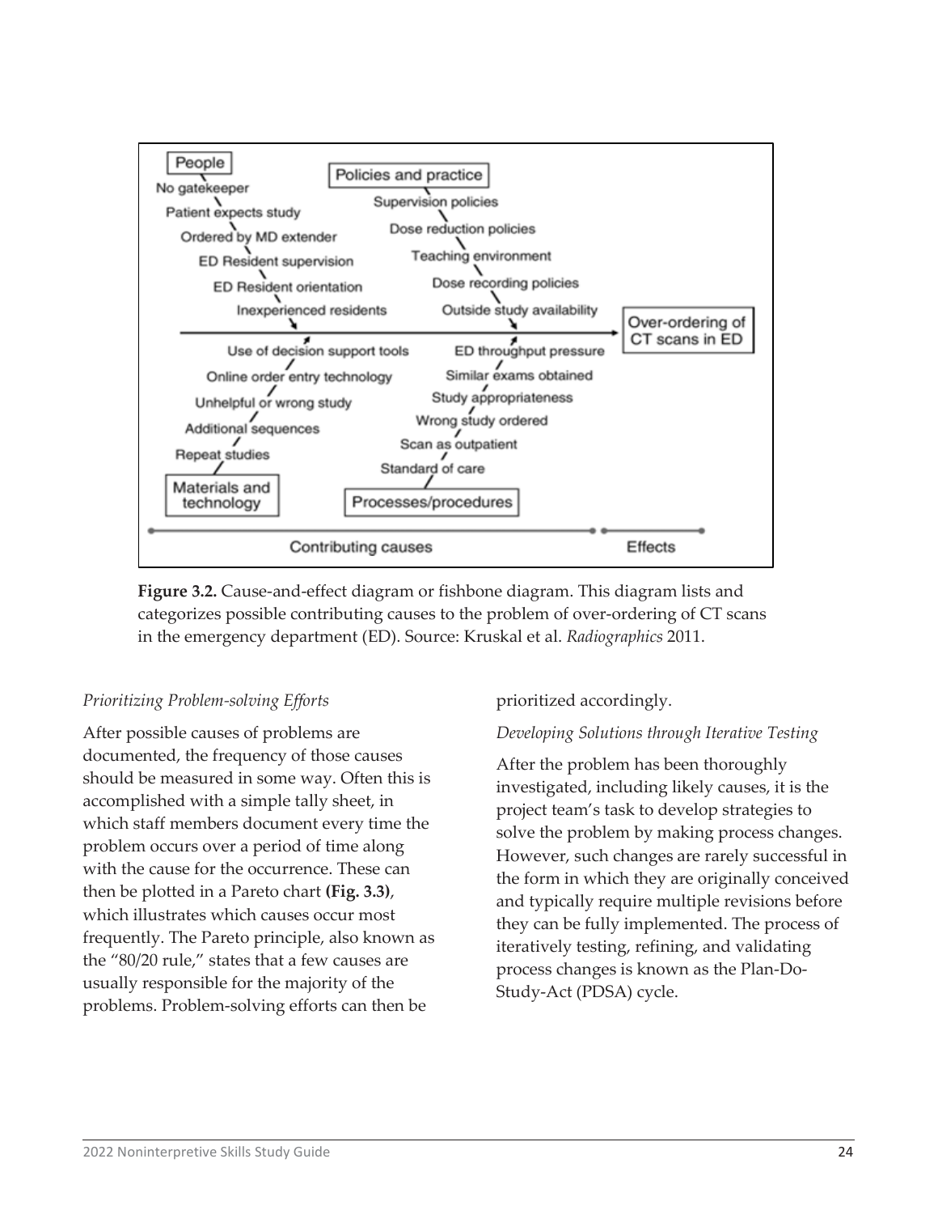**Figure 3.2.** Cause-and-effect diagram or fishbone diagram. This diagram lists and categorizes possible contributing causes to the problem of over-ordering of CT scans in the emergency department (ED). Source: Kruskal et al. *Radiographics* 2011.

*Prioritizing Problem-solving Efforts*

After possible causes of problems are documented, the frequency of those causes should be measured in some way. Often this is accomplished with a simple tally sheet, in which staff members document every time the problem occurs over a period of time along with the cause for the occurrence. These can then be plotted in a Pareto chart **(Fig. 3.3)**, which illustrates which causes occur most frequently. The Pareto principle, also known as the "80/20 rule," states that a few causes are usually responsible for the majority of the problems. Problem-solving efforts can then be prioritized accordingly.

*Developing Solutions through Iterative Testing*

After the problem has been thoroughly investigated, including likely causes, it is the project team's task to develop strategies to solve the problem by making process changes. However, such changes are rarely successful in the form in which they are originally conceived and typically require multiple revisions before they can be fully implemented. The process of iteratively testing, refining, and validating process changes is known as the Plan-Do-Study-Act (PDSA) cycle.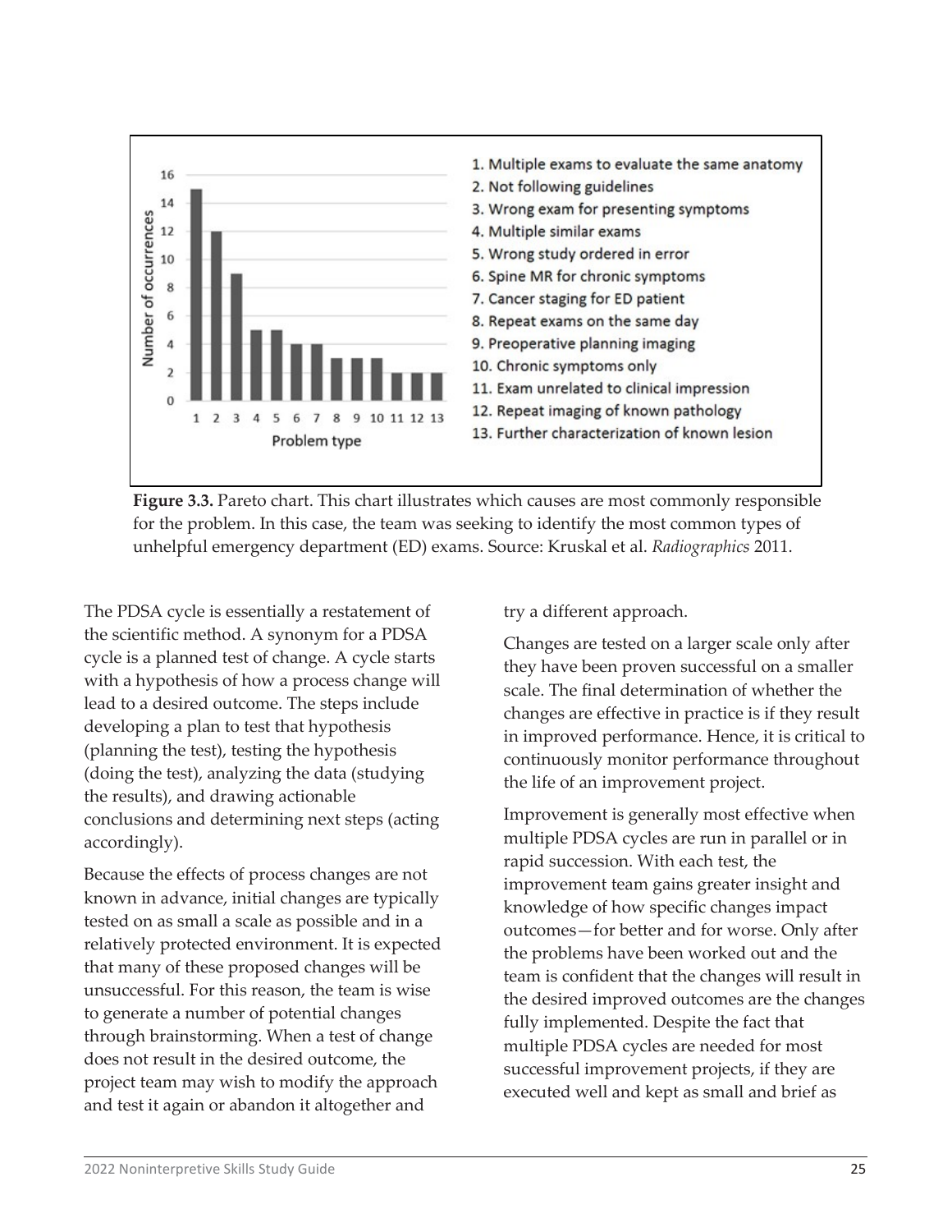1. Multiple exams to evaluate the same anatomy
2. Not following guidelines
3. Wrong exam for presenting symptoms
4. Multiple similar exams
5. Wrong study ordered in error
6. Spine MR for chronic symptoms
7. Cancer staging for ED patient
8. Repeat exams on the same day
9. Preoperative planning imaging
10. Chronic symptoms only
11. Exam unrelated to clinical impression
12. Repeat imaging of known pathology
13. Further characterization of known lesion

**Figure 3.3.** Pareto chart. This chart illustrates which causes are most commonly responsible for the problem. In this case, the team was seeking to identify the most common types of unhelpful emergency department (ED) exams. Source: Kruskal et al. *Radiographics* 2011.

The PDSA cycle is essentially a restatement of the scientific method. A synonym for a PDSA cycle is a planned test of change. A cycle starts with a hypothesis of how a process change will lead to a desired outcome. The steps include developing a plan to test that hypothesis (planning the test), testing the hypothesis (doing the test), analyzing the data (studying the results), and drawing actionable conclusions and determining next steps (acting accordingly).

Because the effects of process changes are not known in advance, initial changes are typically tested on as small a scale as possible and in a relatively protected environment. It is expected that many of these proposed changes will be unsuccessful. For this reason, the team is wise to generate a number of potential changes through brainstorming. When a test of change does not result in the desired outcome, the project team may wish to modify the approach and test it again or abandon it altogether and try a different approach.

Changes are tested on a larger scale only after they have been proven successful on a smaller scale. The final determination of whether the changes are effective in practice is if they result in improved performance. Hence, it is critical to continuously monitor performance throughout the life of an improvement project.

Improvement is generally most effective when multiple PDSA cycles are run in parallel or in rapid succession. With each test, the improvement team gains greater insight and knowledge of how specific changes impact outcomes—for better and for worse. Only after the problems have been worked out and the team is confident that the changes will result in the desired improved outcomes are the changes fully implemented. Despite the fact that multiple PDSA cycles are needed for most successful improvement projects, if they are executed well and kept as small and brief as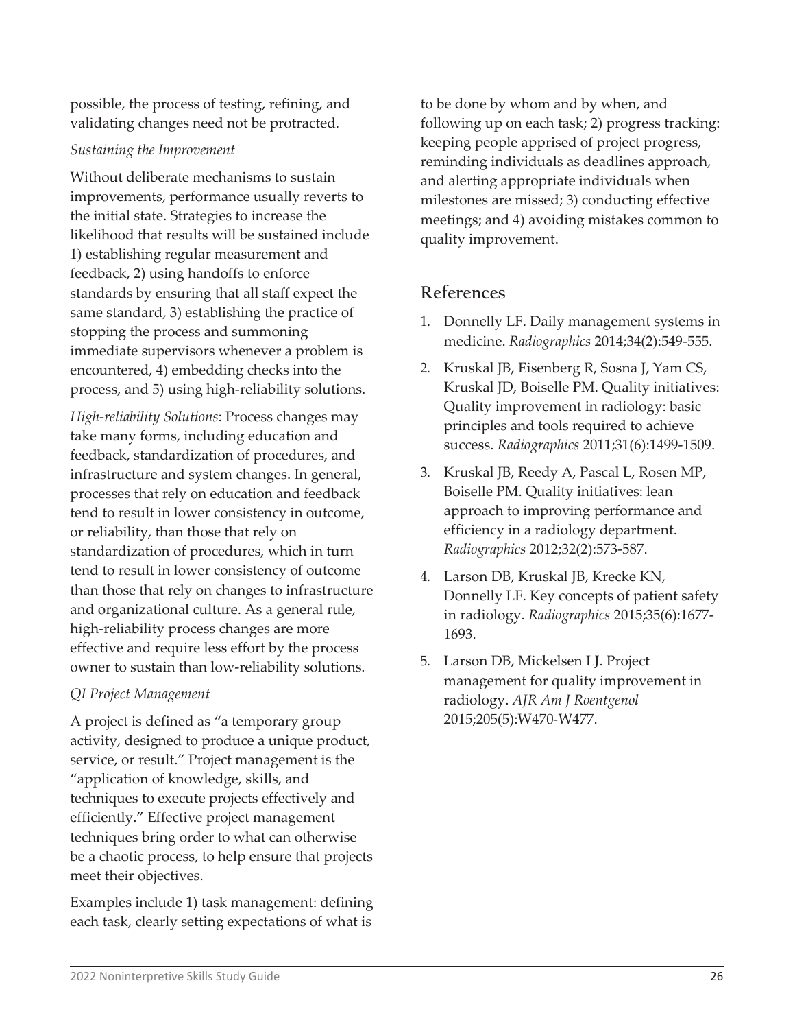possible, the process of testing, refining, and validating changes need not be protracted.

*Sustaining the Improvement*

Without deliberate mechanisms to sustain improvements, performance usually reverts to the initial state. Strategies to increase the likelihood that results will be sustained include 1) establishing regular measurement and feedback, 2) using handoffs to enforce standards by ensuring that all staff expect the same standard, 3) establishing the practice of stopping the process and summoning immediate supervisors whenever a problem is encountered, 4) embedding checks into the process, and 5) using high-reliability solutions.

*High-reliability Solutions*: Process changes may take many forms, including education and feedback, standardization of procedures, and infrastructure and system changes. In general, processes that rely on education and feedback tend to result in lower consistency in outcome, or reliability, than those that rely on standardization of procedures, which in turn tend to result in lower consistency of outcome than those that rely on changes to infrastructure and organizational culture. As a general rule, high-reliability process changes are more effective and require less effort by the process owner to sustain than low-reliability solutions.

*QI Project Management*

A project is defined as "a temporary group activity, designed to produce a unique product, service, or result." Project management is the "application of knowledge, skills, and techniques to execute projects effectively and efficiently." Effective project management techniques bring order to what can otherwise be a chaotic process, to help ensure that projects meet their objectives.

Examples include 1) task management: defining each task, clearly setting expectations of what is to be done by whom and by when, and following up on each task; 2) progress tracking: keeping people apprised of project progress, reminding individuals as deadlines approach, and alerting appropriate individuals when milestones are missed; 3) conducting effective meetings; and 4) avoiding mistakes common to quality improvement.

## References

1. Donnelly LF. Daily management systems in medicine. *Radiographics* 2014;34(2):549-555.
2. Kruskal JB, Eisenberg R, Sosna J, Yam CS, Kruskal JD, Boiselle PM. Quality initiatives: Quality improvement in radiology: basic principles and tools required to achieve success. *Radiographics* 2011;31(6):1499-1509.
3. Kruskal JB, Reedy A, Pascal L, Rosen MP, Boiselle PM. Quality initiatives: lean approach to improving performance and efficiency in a radiology department. *Radiographics* 2012;32(2):573-587.
4. Larson DB, Kruskal JB, Krecke KN, Donnelly LF. Key concepts of patient safety in radiology. *Radiographics* 2015;35(6):1677-1693.
5. Larson DB, Mickelsen LJ. Project management for quality improvement in radiology. *AJR Am J Roentgenol* 2015;205(5):W470-W477.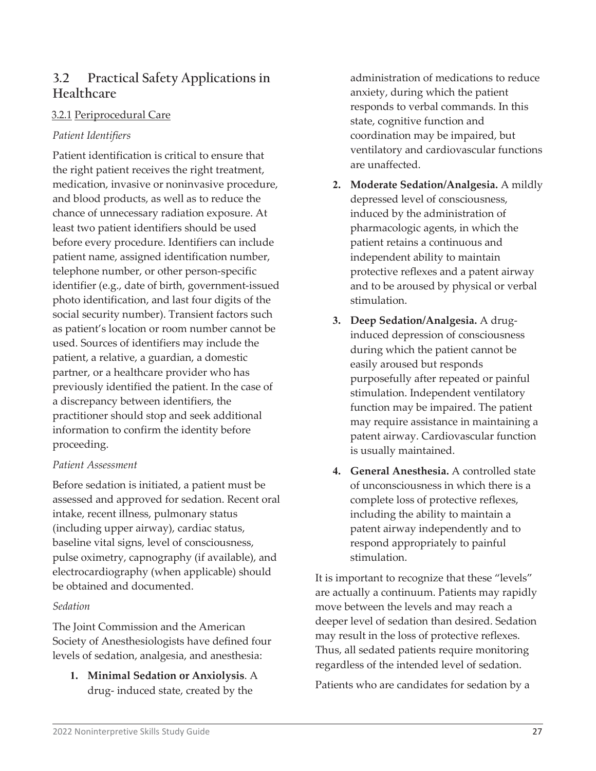## 3.2 Practical Safety Applications in Healthcare

### 3.2.1 Periprocedural Care

*Patient Identifiers*

Patient identification is critical to ensure that the right patient receives the right treatment, medication, invasive or noninvasive procedure, and blood products, as well as to reduce the chance of unnecessary radiation exposure. At least two patient identifiers should be used before every procedure. Identifiers can include patient name, assigned identification number, telephone number, or other person-specific identifier (e.g., date of birth, government-issued photo identification, and last four digits of the social security number). Transient factors such as patient's location or room number cannot be used. Sources of identifiers may include the patient, a relative, a guardian, a domestic partner, or a healthcare provider who has previously identified the patient. In the case of a discrepancy between identifiers, the practitioner should stop and seek additional information to confirm the identity before proceeding.

*Patient Assessment*

Before sedation is initiated, a patient must be assessed and approved for sedation. Recent oral intake, recent illness, pulmonary status (including upper airway), cardiac status, baseline vital signs, level of consciousness, pulse oximetry, capnography (if available), and electrocardiography (when applicable) should be obtained and documented.

*Sedation*

The Joint Commission and the American Society of Anesthesiologists have defined four levels of sedation, analgesia, and anesthesia:

1. **Minimal Sedation or Anxiolysis**. A drug- induced state, created by the administration of medications to reduce anxiety, during which the patient responds to verbal commands. In this state, cognitive function and coordination may be impaired, but ventilatory and cardiovascular functions are unaffected.
2. **Moderate Sedation/Analgesia.** A mildly depressed level of consciousness, induced by the administration of pharmacologic agents, in which the patient retains a continuous and independent ability to maintain protective reflexes and a patent airway and to be aroused by physical or verbal stimulation.
3. **Deep Sedation/Analgesia.** A drug-induced depression of consciousness during which the patient cannot be easily aroused but responds purposefully after repeated or painful stimulation. Independent ventilatory function may be impaired. The patient may require assistance in maintaining a patent airway. Cardiovascular function is usually maintained.
4. **General Anesthesia.** A controlled state of unconsciousness in which there is a complete loss of protective reflexes, including the ability to maintain a patent airway independently and to respond appropriately to painful stimulation.

It is important to recognize that these "levels" are actually a continuum. Patients may rapidly move between the levels and may reach a deeper level of sedation than desired. Sedation may result in the loss of protective reflexes. Thus, all sedated patients require monitoring regardless of the intended level of sedation.

Patients who are candidates for sedation by a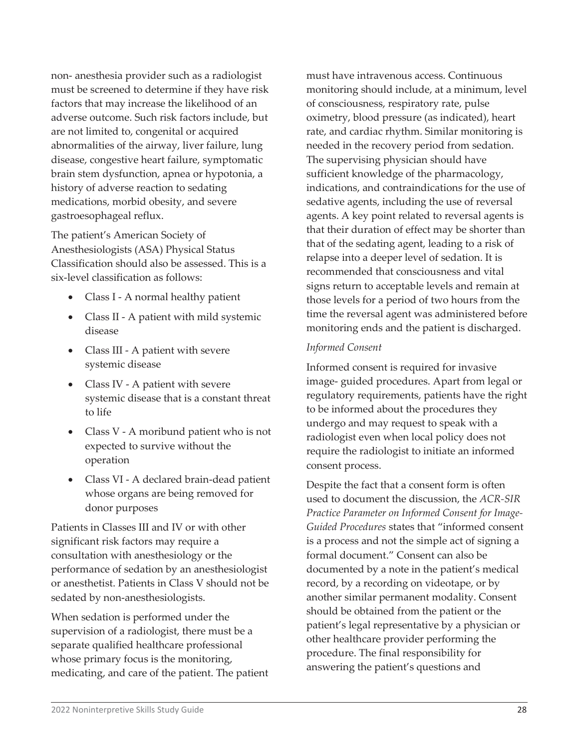non- anesthesia provider such as a radiologist must be screened to determine if they have risk factors that may increase the likelihood of an adverse outcome. Such risk factors include, but are not limited to, congenital or acquired abnormalities of the airway, liver failure, lung disease, congestive heart failure, symptomatic brain stem dysfunction, apnea or hypotonia, a history of adverse reaction to sedating medications, morbid obesity, and severe gastroesophageal reflux.

The patient's American Society of Anesthesiologists (ASA) Physical Status Classification should also be assessed. This is a six-level classification as follows:

- Class I - A normal healthy patient
- Class II - A patient with mild systemic disease
- Class III - A patient with severe systemic disease
- Class IV - A patient with severe systemic disease that is a constant threat to life
- Class V - A moribund patient who is not expected to survive without the operation
- Class VI - A declared brain-dead patient whose organs are being removed for donor purposes

Patients in Classes III and IV or with other significant risk factors may require a consultation with anesthesiology or the performance of sedation by an anesthesiologist or anesthetist. Patients in Class V should not be sedated by non-anesthesiologists.

When sedation is performed under the supervision of a radiologist, there must be a separate qualified healthcare professional whose primary focus is the monitoring, medicating, and care of the patient. The patient must have intravenous access. Continuous monitoring should include, at a minimum, level of consciousness, respiratory rate, pulse oximetry, blood pressure (as indicated), heart rate, and cardiac rhythm. Similar monitoring is needed in the recovery period from sedation. The supervising physician should have sufficient knowledge of the pharmacology, indications, and contraindications for the use of sedative agents, including the use of reversal agents. A key point related to reversal agents is that their duration of effect may be shorter than that of the sedating agent, leading to a risk of relapse into a deeper level of sedation. It is recommended that consciousness and vital signs return to acceptable levels and remain at those levels for a period of two hours from the time the reversal agent was administered before monitoring ends and the patient is discharged.

*Informed Consent*

Informed consent is required for invasive image- guided procedures. Apart from legal or regulatory requirements, patients have the right to be informed about the procedures they undergo and may request to speak with a radiologist even when local policy does not require the radiologist to initiate an informed consent process.

Despite the fact that a consent form is often used to document the discussion, the *ACR-SIR Practice Parameter on Informed Consent for Image-Guided Procedures* states that "informed consent is a process and not the simple act of signing a formal document." Consent can also be documented by a note in the patient's medical record, by a recording on videotape, or by another similar permanent modality. Consent should be obtained from the patient or the patient's legal representative by a physician or other healthcare provider performing the procedure. The final responsibility for answering the patient's questions and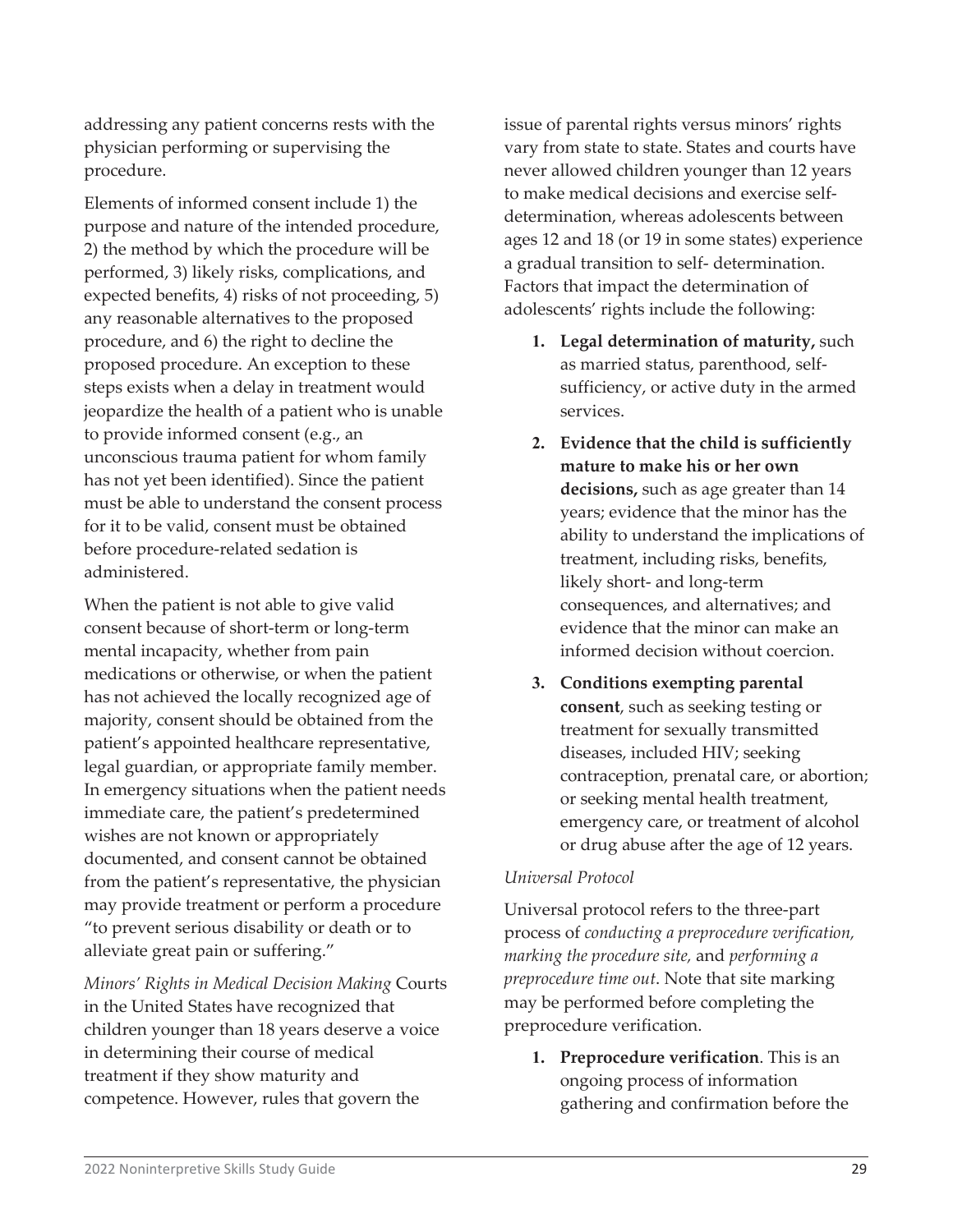addressing any patient concerns rests with the physician performing or supervising the procedure.

Elements of informed consent include 1) the purpose and nature of the intended procedure, 2) the method by which the procedure will be performed, 3) likely risks, complications, and expected benefits, 4) risks of not proceeding, 5) any reasonable alternatives to the proposed procedure, and 6) the right to decline the proposed procedure. An exception to these steps exists when a delay in treatment would jeopardize the health of a patient who is unable to provide informed consent (e.g., an unconscious trauma patient for whom family has not yet been identified). Since the patient must be able to understand the consent process for it to be valid, consent must be obtained before procedure-related sedation is administered.

When the patient is not able to give valid consent because of short-term or long-term mental incapacity, whether from pain medications or otherwise, or when the patient has not achieved the locally recognized age of majority, consent should be obtained from the patient's appointed healthcare representative, legal guardian, or appropriate family member. In emergency situations when the patient needs immediate care, the patient's predetermined wishes are not known or appropriately documented, and consent cannot be obtained from the patient's representative, the physician may provide treatment or perform a procedure "to prevent serious disability or death or to alleviate great pain or suffering."

*Minors' Rights in Medical Decision Making* Courts in the United States have recognized that children younger than 18 years deserve a voice in determining their course of medical treatment if they show maturity and competence. However, rules that govern the issue of parental rights versus minors' rights vary from state to state. States and courts have never allowed children younger than 12 years to make medical decisions and exercise self-determination, whereas adolescents between ages 12 and 18 (or 19 in some states) experience a gradual transition to self- determination. Factors that impact the determination of adolescents' rights include the following:

1. **Legal determination of maturity,** such as married status, parenthood, self-sufficiency, or active duty in the armed services.
2. **Evidence that the child is sufficiently mature to make his or her own decisions,** such as age greater than 14 years; evidence that the minor has the ability to understand the implications of treatment, including risks, benefits, likely short- and long-term consequences, and alternatives; and evidence that the minor can make an informed decision without coercion.
3. **Conditions exempting parental consent**, such as seeking testing or treatment for sexually transmitted diseases, included HIV; seeking contraception, prenatal care, or abortion; or seeking mental health treatment, emergency care, or treatment of alcohol or drug abuse after the age of 12 years.

*Universal Protocol*

Universal protocol refers to the three-part process of *conducting a preprocedure verification, marking the procedure site,* and *performing a preprocedure time out*. Note that site marking may be performed before completing the preprocedure verification.

1. **Preprocedure verification**. This is an ongoing process of information gathering and confirmation before the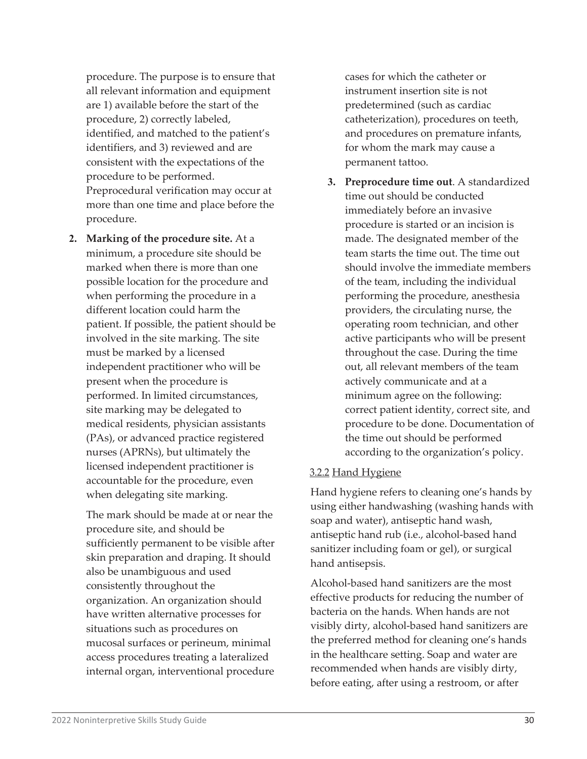procedure. The purpose is to ensure that all relevant information and equipment are 1) available before the start of the procedure, 2) correctly labeled, identified, and matched to the patient's identifiers, and 3) reviewed and are consistent with the expectations of the procedure to be performed. Preprocedural verification may occur at more than one time and place before the procedure.

2. **Marking of the procedure site.** At a minimum, a procedure site should be marked when there is more than one possible location for the procedure and when performing the procedure in a different location could harm the patient. If possible, the patient should be involved in the site marking. The site must be marked by a licensed independent practitioner who will be present when the procedure is performed. In limited circumstances, site marking may be delegated to medical residents, physician assistants (PAs), or advanced practice registered nurses (APRNs), but ultimately the licensed independent practitioner is accountable for the procedure, even when delegating site marking.

   The mark should be made at or near the procedure site, and should be sufficiently permanent to be visible after skin preparation and draping. It should also be unambiguous and used consistently throughout the organization. An organization should have written alternative processes for situations such as procedures on mucosal surfaces or perineum, minimal access procedures treating a lateralized internal organ, interventional procedure cases for which the catheter or instrument insertion site is not predetermined (such as cardiac catheterization), procedures on teeth, and procedures on premature infants, for whom the mark may cause a permanent tattoo.

3. **Preprocedure time out**. A standardized time out should be conducted immediately before an invasive procedure is started or an incision is made. The designated member of the team starts the time out. The time out should involve the immediate members of the team, including the individual performing the procedure, anesthesia providers, the circulating nurse, the operating room technician, and other active participants who will be present throughout the case. During the time out, all relevant members of the team actively communicate and at a minimum agree on the following: correct patient identity, correct site, and procedure to be done. Documentation of the time out should be performed according to the organization's policy.

### 3.2.2 Hand Hygiene

Hand hygiene refers to cleaning one's hands by using either handwashing (washing hands with soap and water), antiseptic hand wash, antiseptic hand rub (i.e., alcohol-based hand sanitizer including foam or gel), or surgical hand antisepsis.

Alcohol-based hand sanitizers are the most effective products for reducing the number of bacteria on the hands. When hands are not visibly dirty, alcohol-based hand sanitizers are the preferred method for cleaning one's hands in the healthcare setting. Soap and water are recommended when hands are visibly dirty, before eating, after using a restroom, or after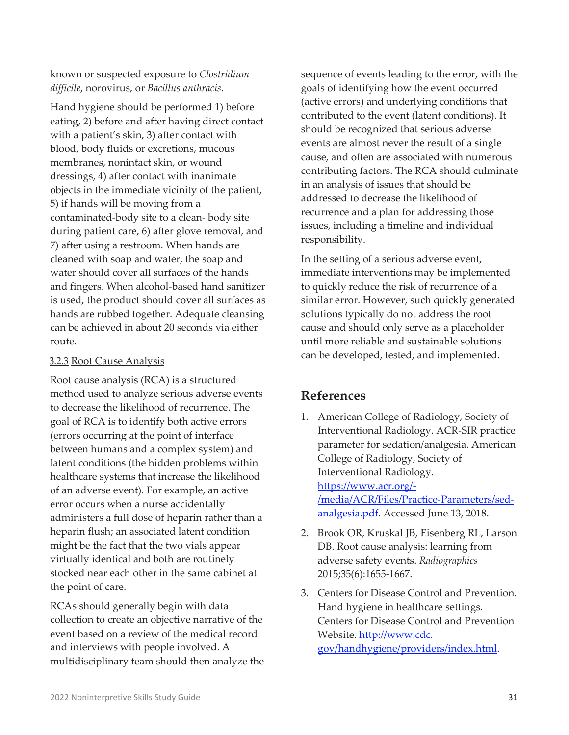known or suspected exposure to *Clostridium difficile*, norovirus, or *Bacillus anthracis*.

Hand hygiene should be performed 1) before eating, 2) before and after having direct contact with a patient's skin, 3) after contact with blood, body fluids or excretions, mucous membranes, nonintact skin, or wound dressings, 4) after contact with inanimate objects in the immediate vicinity of the patient, 5) if hands will be moving from a contaminated-body site to a clean- body site during patient care, 6) after glove removal, and 7) after using a restroom. When hands are cleaned with soap and water, the soap and water should cover all surfaces of the hands and fingers. When alcohol-based hand sanitizer is used, the product should cover all surfaces as hands are rubbed together. Adequate cleansing can be achieved in about 20 seconds via either route.

### 3.2.3 Root Cause Analysis

Root cause analysis (RCA) is a structured method used to analyze serious adverse events to decrease the likelihood of recurrence. The goal of RCA is to identify both active errors (errors occurring at the point of interface between humans and a complex system) and latent conditions (the hidden problems within healthcare systems that increase the likelihood of an adverse event). For example, an active error occurs when a nurse accidentally administers a full dose of heparin rather than a heparin flush; an associated latent condition might be the fact that the two vials appear virtually identical and both are routinely stocked near each other in the same cabinet at the point of care.

RCAs should generally begin with data collection to create an objective narrative of the event based on a review of the medical record and interviews with people involved. A multidisciplinary team should then analyze the sequence of events leading to the error, with the goals of identifying how the event occurred (active errors) and underlying conditions that contributed to the event (latent conditions). It should be recognized that serious adverse events are almost never the result of a single cause, and often are associated with numerous contributing factors. The RCA should culminate in an analysis of issues that should be addressed to decrease the likelihood of recurrence and a plan for addressing those issues, including a timeline and individual responsibility.

In the setting of a serious adverse event, immediate interventions may be implemented to quickly reduce the risk of recurrence of a similar error. However, such quickly generated solutions typically do not address the root cause and should only serve as a placeholder until more reliable and sustainable solutions can be developed, tested, and implemented.

## References

1. American College of Radiology, Society of Interventional Radiology. ACR-SIR practice parameter for sedation/analgesia. American College of Radiology, Society of Interventional Radiology. https://www.acr.org/-/media/ACR/Files/Practice-Parameters/sed-analgesia.pdf. Accessed June 13, 2018.
2. Brook OR, Kruskal JB, Eisenberg RL, Larson DB. Root cause analysis: learning from adverse safety events. *Radiographics* 2015;35(6):1655-1667.
3. Centers for Disease Control and Prevention. Hand hygiene in healthcare settings. Centers for Disease Control and Prevention Website. http://www.cdc.gov/handhygiene/providers/index.html.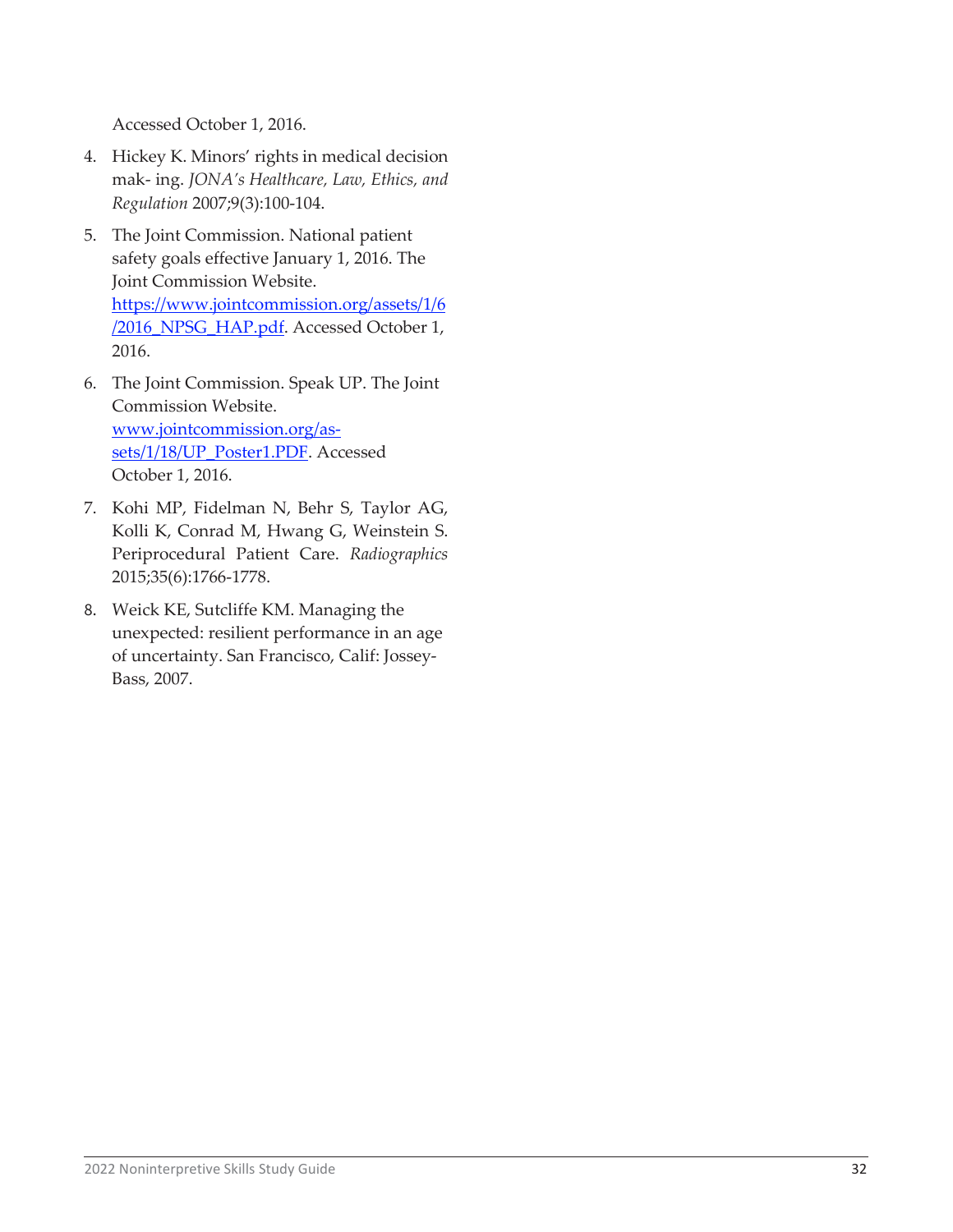Accessed October 1, 2016.

4. Hickey K. Minors' rights in medical decision mak- ing. *JONA's Healthcare, Law, Ethics, and Regulation* 2007;9(3):100-104.
5. The Joint Commission. National patient safety goals effective January 1, 2016. The Joint Commission Website. https://www.jointcommission.org/assets/1/6/2016_NPSG_HAP.pdf. Accessed October 1, 2016.
6. The Joint Commission. Speak UP. The Joint Commission Website. www.jointcommission.org/assets/1/18/UP_Poster1.PDF. Accessed October 1, 2016.
7. Kohi MP, Fidelman N, Behr S, Taylor AG, Kolli K, Conrad M, Hwang G, Weinstein S. Periprocedural Patient Care. *Radiographics* 2015;35(6):1766-1778.
8. Weick KE, Sutcliffe KM. Managing the unexpected: resilient performance in an age of uncertainty. San Francisco, Calif: Jossey-Bass, 2007.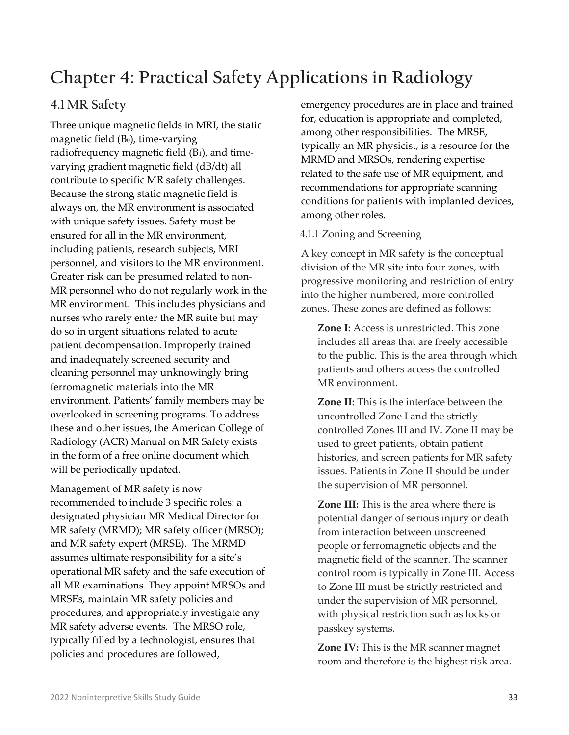# Chapter 4: Practical Safety Applications in Radiology

## 4.1 MR Safety

Three unique magnetic fields in MRI, the static magnetic field ($B_0$), time-varying radiofrequency magnetic field ($B_1$), and time-varying gradient magnetic field (dB/dt) all contribute to specific MR safety challenges. Because the strong static magnetic field is always on, the MR environment is associated with unique safety issues. Safety must be ensured for all in the MR environment, including patients, research subjects, MRI personnel, and visitors to the MR environment. Greater risk can be presumed related to non-MR personnel who do not regularly work in the MR environment. This includes physicians and nurses who rarely enter the MR suite but may do so in urgent situations related to acute patient decompensation. Improperly trained and inadequately screened security and cleaning personnel may unknowingly bring ferromagnetic materials into the MR environment. Patients' family members may be overlooked in screening programs. To address these and other issues, the American College of Radiology (ACR) Manual on MR Safety exists in the form of a free online document which will be periodically updated.

Management of MR safety is now recommended to include 3 specific roles: a designated physician MR Medical Director for MR safety (MRMD); MR safety officer (MRSO); and MR safety expert (MRSE). The MRMD assumes ultimate responsibility for a site's operational MR safety and the safe execution of all MR examinations. They appoint MRSOs and MRSEs, maintain MR safety policies and procedures, and appropriately investigate any MR safety adverse events. The MRSO role, typically filled by a technologist, ensures that policies and procedures are followed, emergency procedures are in place and trained for, education is appropriate and completed, among other responsibilities. The MRSE, typically an MR physicist, is a resource for the MRMD and MRSOs, rendering expertise related to the safe use of MR equipment, and recommendations for appropriate scanning conditions for patients with implanted devices, among other roles.

### 4.1.1 Zoning and Screening

A key concept in MR safety is the conceptual division of the MR site into four zones, with progressive monitoring and restriction of entry into the higher numbered, more controlled zones. These zones are defined as follows:

**Zone I:** Access is unrestricted. This zone includes all areas that are freely accessible to the public. This is the area through which patients and others access the controlled MR environment.

**Zone II:** This is the interface between the uncontrolled Zone I and the strictly controlled Zones III and IV. Zone II may be used to greet patients, obtain patient histories, and screen patients for MR safety issues. Patients in Zone II should be under the supervision of MR personnel.

**Zone III:** This is the area where there is potential danger of serious injury or death from interaction between unscreened people or ferromagnetic objects and the magnetic field of the scanner. The scanner control room is typically in Zone III. Access to Zone III must be strictly restricted and under the supervision of MR personnel, with physical restriction such as locks or passkey systems.

**Zone IV:** This is the MR scanner magnet room and therefore is the highest risk area.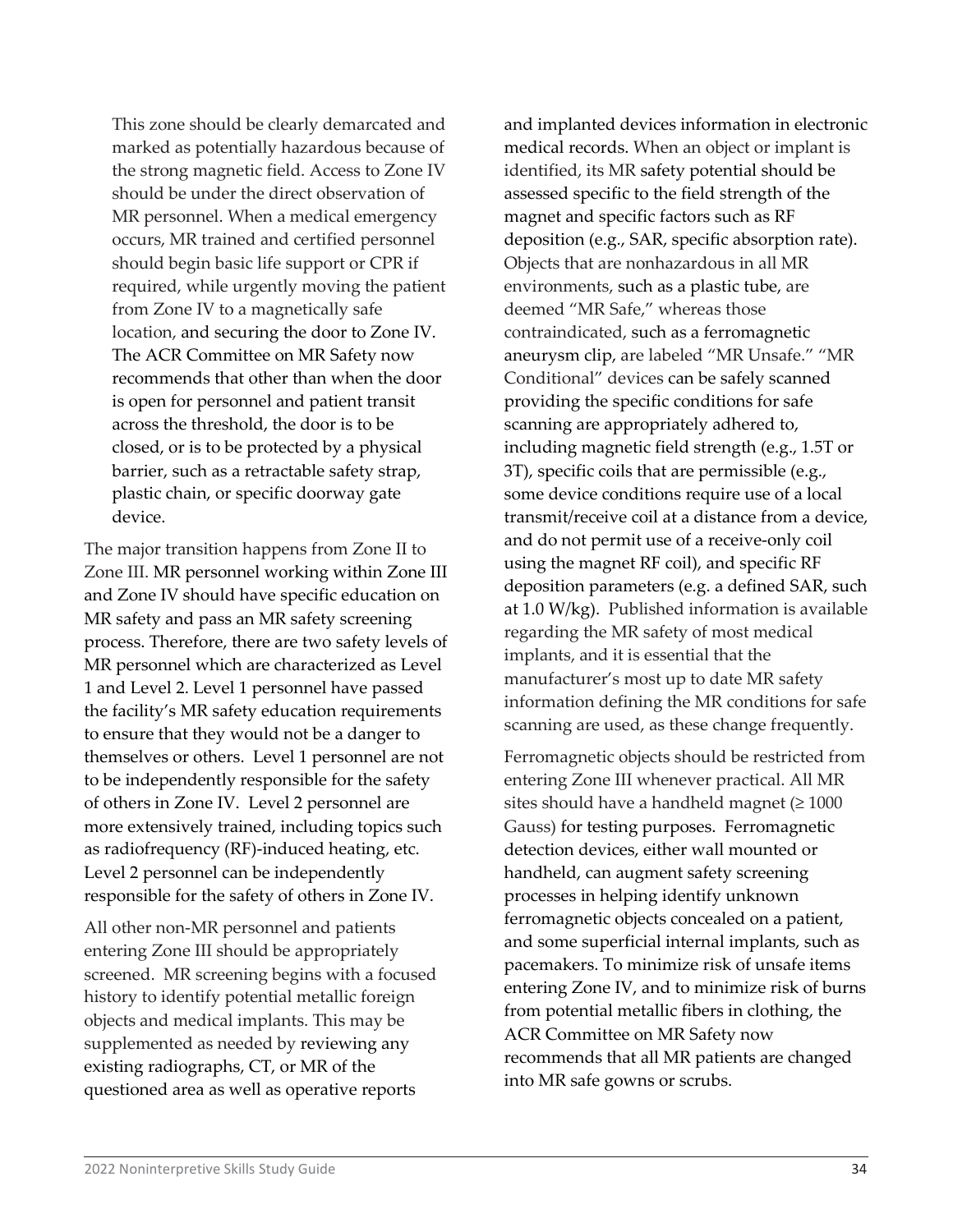This zone should be clearly demarcated and marked as potentially hazardous because of the strong magnetic field. Access to Zone IV should be under the direct observation of MR personnel. When a medical emergency occurs, MR trained and certified personnel should begin basic life support or CPR if required, while urgently moving the patient from Zone IV to a magnetically safe location, and securing the door to Zone IV. The ACR Committee on MR Safety now recommends that other than when the door is open for personnel and patient transit across the threshold, the door is to be closed, or is to be protected by a physical barrier, such as a retractable safety strap, plastic chain, or specific doorway gate device.

The major transition happens from Zone II to Zone III. MR personnel working within Zone III and Zone IV should have specific education on MR safety and pass an MR safety screening process. Therefore, there are two safety levels of MR personnel which are characterized as Level 1 and Level 2. Level 1 personnel have passed the facility's MR safety education requirements to ensure that they would not be a danger to themselves or others. Level 1 personnel are not to be independently responsible for the safety of others in Zone IV. Level 2 personnel are more extensively trained, including topics such as radiofrequency (RF)-induced heating, etc. Level 2 personnel can be independently responsible for the safety of others in Zone IV.

All other non-MR personnel and patients entering Zone III should be appropriately screened. MR screening begins with a focused history to identify potential metallic foreign objects and medical implants. This may be supplemented as needed by reviewing any existing radiographs, CT, or MR of the questioned area as well as operative reports and implanted devices information in electronic medical records. When an object or implant is identified, its MR safety potential should be assessed specific to the field strength of the magnet and specific factors such as RF deposition (e.g., SAR, specific absorption rate). Objects that are nonhazardous in all MR environments, such as a plastic tube, are deemed "MR Safe," whereas those contraindicated, such as a ferromagnetic aneurysm clip, are labeled "MR Unsafe." "MR Conditional" devices can be safely scanned providing the specific conditions for safe scanning are appropriately adhered to, including magnetic field strength (e.g., 1.5T or 3T), specific coils that are permissible (e.g., some device conditions require use of a local transmit/receive coil at a distance from a device, and do not permit use of a receive-only coil using the magnet RF coil), and specific RF deposition parameters (e.g. a defined SAR, such at 1.0 W/kg). Published information is available regarding the MR safety of most medical implants, and it is essential that the manufacturer's most up to date MR safety information defining the MR conditions for safe scanning are used, as these change frequently.

Ferromagnetic objects should be restricted from entering Zone III whenever practical. All MR sites should have a handheld magnet ($\geq$ 1000 Gauss) for testing purposes. Ferromagnetic detection devices, either wall mounted or handheld, can augment safety screening processes in helping identify unknown ferromagnetic objects concealed on a patient, and some superficial internal implants, such as pacemakers. To minimize risk of unsafe items entering Zone IV, and to minimize risk of burns from potential metallic fibers in clothing, the ACR Committee on MR Safety now recommends that all MR patients are changed into MR safe gowns or scrubs.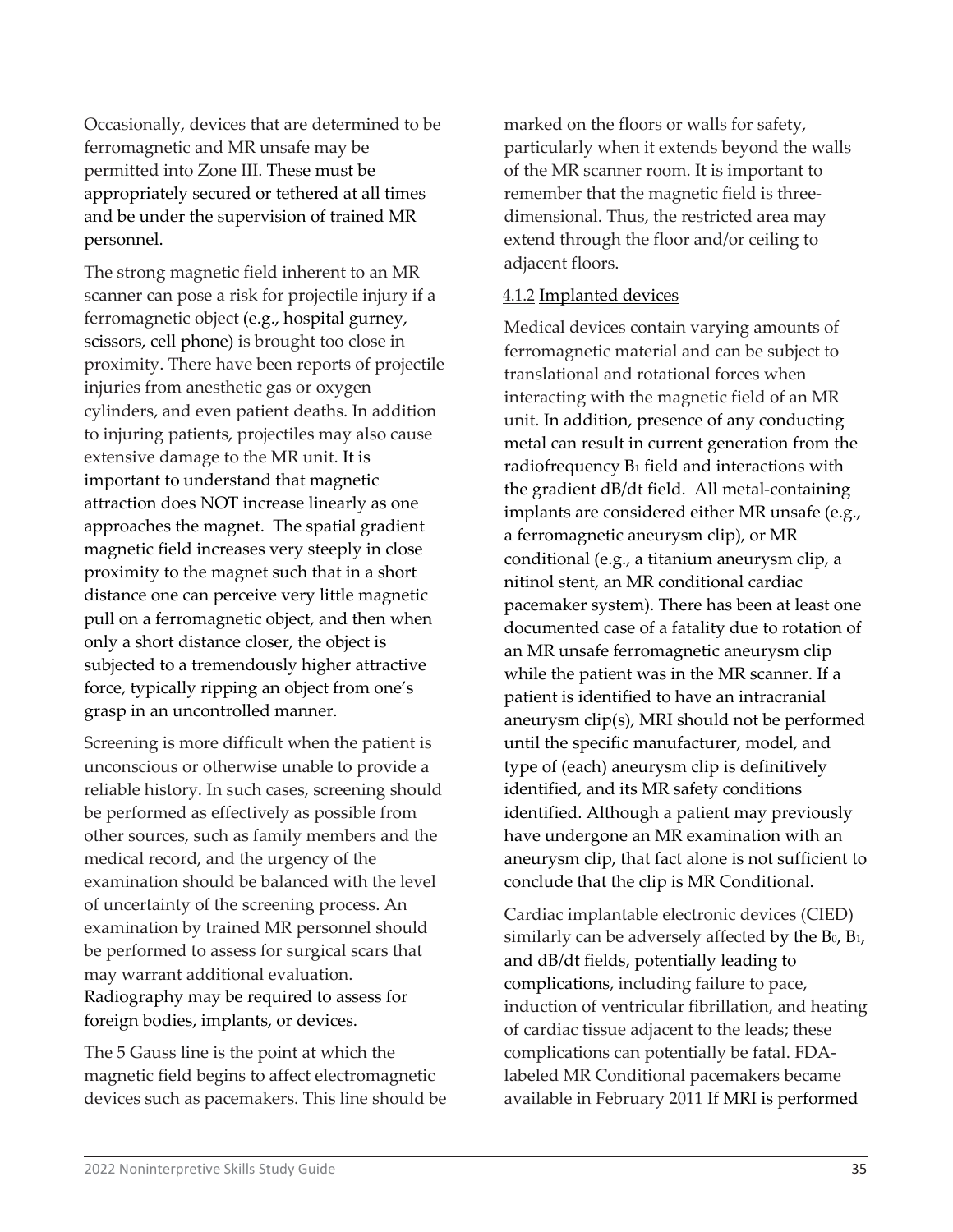Occasionally, devices that are determined to be ferromagnetic and MR unsafe may be permitted into Zone III. These must be appropriately secured or tethered at all times and be under the supervision of trained MR personnel.

The strong magnetic field inherent to an MR scanner can pose a risk for projectile injury if a ferromagnetic object (e.g., hospital gurney, scissors, cell phone) is brought too close in proximity. There have been reports of projectile injuries from anesthetic gas or oxygen cylinders, and even patient deaths. In addition to injuring patients, projectiles may also cause extensive damage to the MR unit. It is important to understand that magnetic attraction does NOT increase linearly as one approaches the magnet. The spatial gradient magnetic field increases very steeply in close proximity to the magnet such that in a short distance one can perceive very little magnetic pull on a ferromagnetic object, and then when only a short distance closer, the object is subjected to a tremendously higher attractive force, typically ripping an object from one's grasp in an uncontrolled manner.

Screening is more difficult when the patient is unconscious or otherwise unable to provide a reliable history. In such cases, screening should be performed as effectively as possible from other sources, such as family members and the medical record, and the urgency of the examination should be balanced with the level of uncertainty of the screening process. An examination by trained MR personnel should be performed to assess for surgical scars that may warrant additional evaluation. Radiography may be required to assess for foreign bodies, implants, or devices.

The 5 Gauss line is the point at which the magnetic field begins to affect electromagnetic devices such as pacemakers. This line should be marked on the floors or walls for safety, particularly when it extends beyond the walls of the MR scanner room. It is important to remember that the magnetic field is three-dimensional. Thus, the restricted area may extend through the floor and/or ceiling to adjacent floors.

#### 4.1.2 Implanted devices

Medical devices contain varying amounts of ferromagnetic material and can be subject to translational and rotational forces when interacting with the magnetic field of an MR unit. In addition, presence of any conducting metal can result in current generation from the radiofrequency $B_1$ field and interactions with the gradient dB/dt field. All metal-containing implants are considered either MR unsafe (e.g., a ferromagnetic aneurysm clip), or MR conditional (e.g., a titanium aneurysm clip, a nitinol stent, an MR conditional cardiac pacemaker system). There has been at least one documented case of a fatality due to rotation of an MR unsafe ferromagnetic aneurysm clip while the patient was in the MR scanner. If a patient is identified to have an intracranial aneurysm clip(s), MRI should not be performed until the specific manufacturer, model, and type of (each) aneurysm clip is definitively identified, and its MR safety conditions identified. Although a patient may previously have undergone an MR examination with an aneurysm clip, that fact alone is not sufficient to conclude that the clip is MR Conditional.

Cardiac implantable electronic devices (CIED) similarly can be adversely affected by the $B_0$, $B_1$, and dB/dt fields, potentially leading to complications, including failure to pace, induction of ventricular fibrillation, and heating of cardiac tissue adjacent to the leads; these complications can potentially be fatal. FDA-labeled MR Conditional pacemakers became available in February 2011 If MRI is performed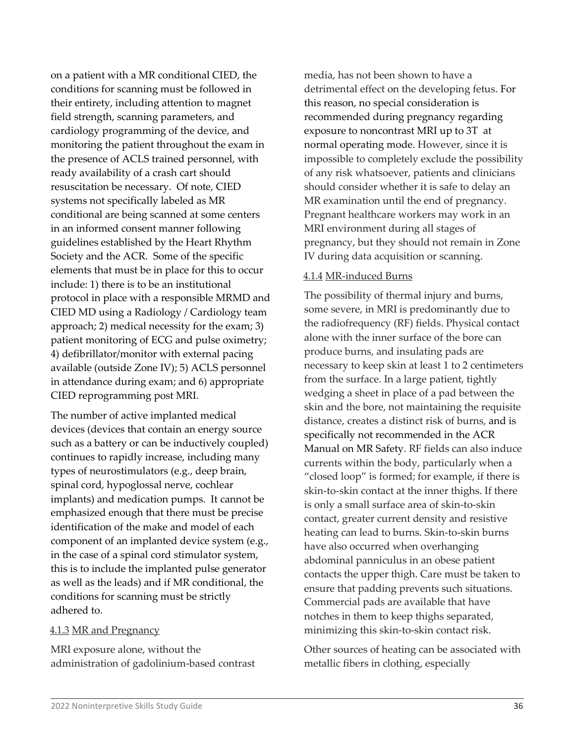on a patient with a MR conditional CIED, the conditions for scanning must be followed in their entirety, including attention to magnet field strength, scanning parameters, and cardiology programming of the device, and monitoring the patient throughout the exam in the presence of ACLS trained personnel, with ready availability of a crash cart should resuscitation be necessary. Of note, CIED systems not specifically labeled as MR conditional are being scanned at some centers in an informed consent manner following guidelines established by the Heart Rhythm Society and the ACR. Some of the specific elements that must be in place for this to occur include: 1) there is to be an institutional protocol in place with a responsible MRMD and CIED MD using a Radiology / Cardiology team approach; 2) medical necessity for the exam; 3) patient monitoring of ECG and pulse oximetry; 4) defibrillator/monitor with external pacing available (outside Zone IV); 5) ACLS personnel in attendance during exam; and 6) appropriate CIED reprogramming post MRI.

The number of active implanted medical devices (devices that contain an energy source such as a battery or can be inductively coupled) continues to rapidly increase, including many types of neurostimulators (e.g., deep brain, spinal cord, hypoglossal nerve, cochlear implants) and medication pumps. It cannot be emphasized enough that there must be precise identification of the make and model of each component of an implanted device system (e.g., in the case of a spinal cord stimulator system, this is to include the implanted pulse generator as well as the leads) and if MR conditional, the conditions for scanning must be strictly adhered to.

#### 4.1.3 MR and Pregnancy

MRI exposure alone, without the administration of gadolinium-based contrast media, has not been shown to have a detrimental effect on the developing fetus. For this reason, no special consideration is recommended during pregnancy regarding exposure to noncontrast MRI up to 3T at normal operating mode. However, since it is impossible to completely exclude the possibility of any risk whatsoever, patients and clinicians should consider whether it is safe to delay an MR examination until the end of pregnancy. Pregnant healthcare workers may work in an MRI environment during all stages of pregnancy, but they should not remain in Zone IV during data acquisition or scanning.

#### 4.1.4 MR-induced Burns

The possibility of thermal injury and burns, some severe, in MRI is predominantly due to the radiofrequency (RF) fields. Physical contact alone with the inner surface of the bore can produce burns, and insulating pads are necessary to keep skin at least 1 to 2 centimeters from the surface. In a large patient, tightly wedging a sheet in place of a pad between the skin and the bore, not maintaining the requisite distance, creates a distinct risk of burns, and is specifically not recommended in the ACR Manual on MR Safety. RF fields can also induce currents within the body, particularly when a "closed loop" is formed; for example, if there is skin-to-skin contact at the inner thighs. If there is only a small surface area of skin-to-skin contact, greater current density and resistive heating can lead to burns. Skin-to-skin burns have also occurred when overhanging abdominal panniculus in an obese patient contacts the upper thigh. Care must be taken to ensure that padding prevents such situations. Commercial pads are available that have notches in them to keep thighs separated, minimizing this skin-to-skin contact risk.

Other sources of heating can be associated with metallic fibers in clothing, especially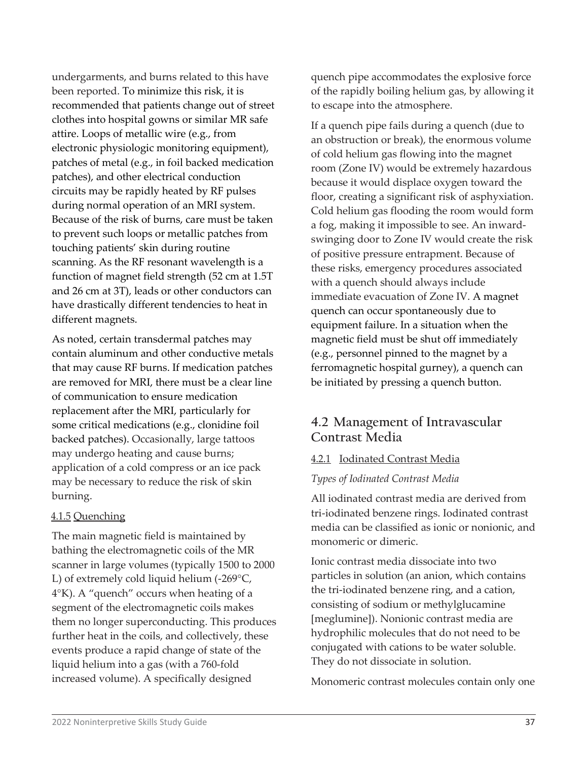undergarments, and burns related to this have been reported. To minimize this risk, it is recommended that patients change out of street clothes into hospital gowns or similar MR safe attire. Loops of metallic wire (e.g., from electronic physiologic monitoring equipment), patches of metal (e.g., in foil backed medication patches), and other electrical conduction circuits may be rapidly heated by RF pulses during normal operation of an MRI system. Because of the risk of burns, care must be taken to prevent such loops or metallic patches from touching patients' skin during routine scanning. As the RF resonant wavelength is a function of magnet field strength (52 cm at 1.5T and 26 cm at 3T), leads or other conductors can have drastically different tendencies to heat in different magnets.

As noted, certain transdermal patches may contain aluminum and other conductive metals that may cause RF burns. If medication patches are removed for MRI, there must be a clear line of communication to ensure medication replacement after the MRI, particularly for some critical medications (e.g., clonidine foil backed patches). Occasionally, large tattoos may undergo heating and cause burns; application of a cold compress or an ice pack may be necessary to reduce the risk of skin burning.

#### 4.1.5 Quenching

The main magnetic field is maintained by bathing the electromagnetic coils of the MR scanner in large volumes (typically 1500 to 2000 L) of extremely cold liquid helium (-269°C, 4°K). A "quench" occurs when heating of a segment of the electromagnetic coils makes them no longer superconducting. This produces further heat in the coils, and collectively, these events produce a rapid change of state of the liquid helium into a gas (with a 760-fold increased volume). A specifically designed quench pipe accommodates the explosive force of the rapidly boiling helium gas, by allowing it to escape into the atmosphere.

If a quench pipe fails during a quench (due to an obstruction or break), the enormous volume of cold helium gas flowing into the magnet room (Zone IV) would be extremely hazardous because it would displace oxygen toward the floor, creating a significant risk of asphyxiation. Cold helium gas flooding the room would form a fog, making it impossible to see. An inward-swinging door to Zone IV would create the risk of positive pressure entrapment. Because of these risks, emergency procedures associated with a quench should always include immediate evacuation of Zone IV. A magnet quench can occur spontaneously due to equipment failure. In a situation when the magnetic field must be shut off immediately (e.g., personnel pinned to the magnet by a ferromagnetic hospital gurney), a quench can be initiated by pressing a quench button.

## 4.2 Management of Intravascular Contrast Media

### 4.2.1 Iodinated Contrast Media

*Types of Iodinated Contrast Media*

All iodinated contrast media are derived from tri-iodinated benzene rings. Iodinated contrast media can be classified as ionic or nonionic, and monomeric or dimeric.

Ionic contrast media dissociate into two particles in solution (an anion, which contains the tri-iodinated benzene ring, and a cation, consisting of sodium or methylglucamine [meglumine]). Nonionic contrast media are hydrophilic molecules that do not need to be conjugated with cations to be water soluble. They do not dissociate in solution.

Monomeric contrast molecules contain only one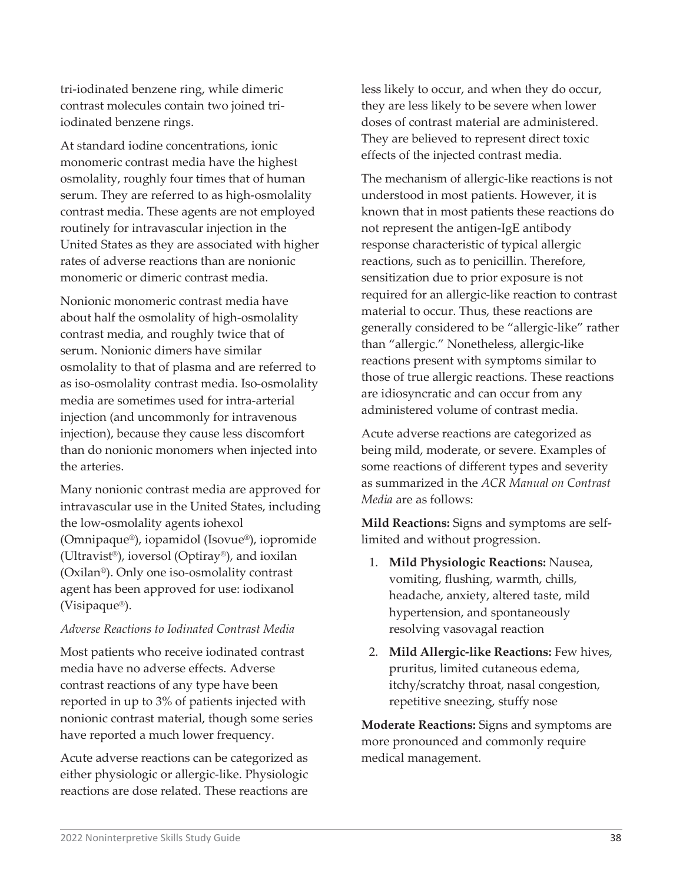tri-iodinated benzene ring, while dimeric contrast molecules contain two joined tri-iodinated benzene rings.

At standard iodine concentrations, ionic monomeric contrast media have the highest osmolality, roughly four times that of human serum. They are referred to as high-osmolality contrast media. These agents are not employed routinely for intravascular injection in the United States as they are associated with higher rates of adverse reactions than are nonionic monomeric or dimeric contrast media.

Nonionic monomeric contrast media have about half the osmolality of high-osmolality contrast media, and roughly twice that of serum. Nonionic dimers have similar osmolality to that of plasma and are referred to as iso-osmolality contrast media. Iso-osmolality media are sometimes used for intra-arterial injection (and uncommonly for intravenous injection), because they cause less discomfort than do nonionic monomers when injected into the arteries.

Many nonionic contrast media are approved for intravascular use in the United States, including the low-osmolality agents iohexol (Omnipaque®), iopamidol (Isovue®), iopromide (Ultravist®), ioversol (Optiray®), and ioxilan (Oxilan®). Only one iso-osmolality contrast agent has been approved for use: iodixanol (Visipaque®).

*Adverse Reactions to Iodinated Contrast Media*

Most patients who receive iodinated contrast media have no adverse effects. Adverse contrast reactions of any type have been reported in up to 3% of patients injected with nonionic contrast material, though some series have reported a much lower frequency.

Acute adverse reactions can be categorized as either physiologic or allergic-like. Physiologic reactions are dose related. These reactions are less likely to occur, and when they do occur, they are less likely to be severe when lower doses of contrast material are administered. They are believed to represent direct toxic effects of the injected contrast media.

The mechanism of allergic-like reactions is not understood in most patients. However, it is known that in most patients these reactions do not represent the antigen-IgE antibody response characteristic of typical allergic reactions, such as to penicillin. Therefore, sensitization due to prior exposure is not required for an allergic-like reaction to contrast material to occur. Thus, these reactions are generally considered to be "allergic-like" rather than "allergic." Nonetheless, allergic-like reactions present with symptoms similar to those of true allergic reactions. These reactions are idiosyncratic and can occur from any administered volume of contrast media.

Acute adverse reactions are categorized as being mild, moderate, or severe. Examples of some reactions of different types and severity as summarized in the *ACR Manual on Contrast Media* are as follows:

**Mild Reactions:** Signs and symptoms are self-limited and without progression.

1. **Mild Physiologic Reactions:** Nausea, vomiting, flushing, warmth, chills, headache, anxiety, altered taste, mild hypertension, and spontaneously resolving vasovagal reaction
2. **Mild Allergic-like Reactions:** Few hives, pruritus, limited cutaneous edema, itchy/scratchy throat, nasal congestion, repetitive sneezing, stuffy nose

**Moderate Reactions:** Signs and symptoms are more pronounced and commonly require medical management.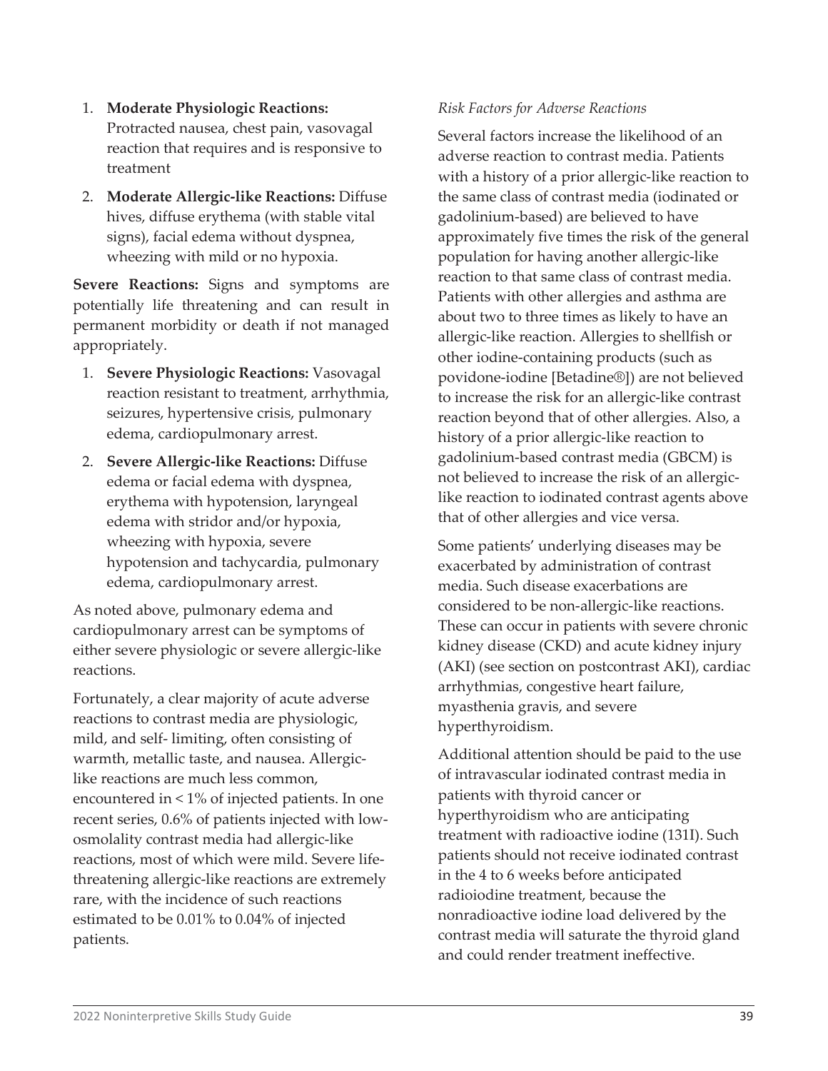1. **Moderate Physiologic Reactions:** Protracted nausea, chest pain, vasovagal reaction that requires and is responsive to treatment
2. **Moderate Allergic-like Reactions:** Diffuse hives, diffuse erythema (with stable vital signs), facial edema without dyspnea, wheezing with mild or no hypoxia.

**Severe Reactions:** Signs and symptoms are potentially life threatening and can result in permanent morbidity or death if not managed appropriately.

1. **Severe Physiologic Reactions:** Vasovagal reaction resistant to treatment, arrhythmia, seizures, hypertensive crisis, pulmonary edema, cardiopulmonary arrest.
2. **Severe Allergic-like Reactions:** Diffuse edema or facial edema with dyspnea, erythema with hypotension, laryngeal edema with stridor and/or hypoxia, wheezing with hypoxia, severe hypotension and tachycardia, pulmonary edema, cardiopulmonary arrest.

As noted above, pulmonary edema and cardiopulmonary arrest can be symptoms of either severe physiologic or severe allergic-like reactions.

Fortunately, a clear majority of acute adverse reactions to contrast media are physiologic, mild, and self- limiting, often consisting of warmth, metallic taste, and nausea. Allergic-like reactions are much less common, encountered in < 1% of injected patients. In one recent series, 0.6% of patients injected with low-osmolality contrast media had allergic-like reactions, most of which were mild. Severe life-threatening allergic-like reactions are extremely rare, with the incidence of such reactions estimated to be 0.01% to 0.04% of injected patients.

*Risk Factors for Adverse Reactions*

Several factors increase the likelihood of an adverse reaction to contrast media. Patients with a history of a prior allergic-like reaction to the same class of contrast media (iodinated or gadolinium-based) are believed to have approximately five times the risk of the general population for having another allergic-like reaction to that same class of contrast media. Patients with other allergies and asthma are about two to three times as likely to have an allergic-like reaction. Allergies to shellfish or other iodine-containing products (such as povidone-iodine [Betadine®]) are not believed to increase the risk for an allergic-like contrast reaction beyond that of other allergies. Also, a history of a prior allergic-like reaction to gadolinium-based contrast media (GBCM) is not believed to increase the risk of an allergic-like reaction to iodinated contrast agents above that of other allergies and vice versa.

Some patients' underlying diseases may be exacerbated by administration of contrast media. Such disease exacerbations are considered to be non-allergic-like reactions. These can occur in patients with severe chronic kidney disease (CKD) and acute kidney injury (AKI) (see section on postcontrast AKI), cardiac arrhythmias, congestive heart failure, myasthenia gravis, and severe hyperthyroidism.

Additional attention should be paid to the use of intravascular iodinated contrast media in patients with thyroid cancer or hyperthyroidism who are anticipating treatment with radioactive iodine (131I). Such patients should not receive iodinated contrast in the 4 to 6 weeks before anticipated radioiodine treatment, because the nonradioactive iodine load delivered by the contrast media will saturate the thyroid gland and could render treatment ineffective.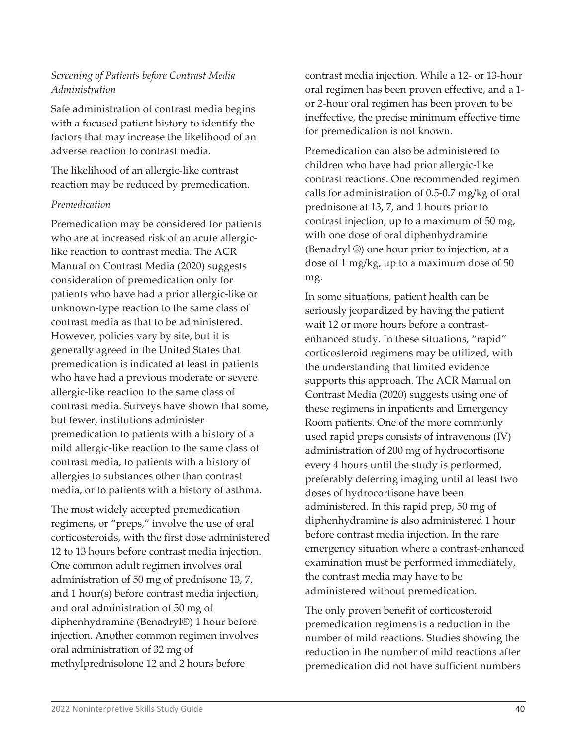### *Screening of Patients before Contrast Media Administration*

Safe administration of contrast media begins with a focused patient history to identify the factors that may increase the likelihood of an adverse reaction to contrast media.

The likelihood of an allergic-like contrast reaction may be reduced by premedication.

#### *Premedication*

Premedication may be considered for patients who are at increased risk of an acute allergic-like reaction to contrast media. The ACR Manual on Contrast Media (2020) suggests consideration of premedication only for patients who have had a prior allergic-like or unknown-type reaction to the same class of contrast media as that to be administered. However, policies vary by site, but it is generally agreed in the United States that premedication is indicated at least in patients who have had a previous moderate or severe allergic-like reaction to the same class of contrast media. Surveys have shown that some, but fewer, institutions administer premedication to patients with a history of a mild allergic-like reaction to the same class of contrast media, to patients with a history of allergies to substances other than contrast media, or to patients with a history of asthma.

The most widely accepted premedication regimens, or "preps," involve the use of oral corticosteroids, with the first dose administered 12 to 13 hours before contrast media injection. One common adult regimen involves oral administration of 50 mg of prednisone 13, 7, and 1 hour(s) before contrast media injection, and oral administration of 50 mg of diphenhydramine (Benadryl®) 1 hour before injection. Another common regimen involves oral administration of 32 mg of methylprednisolone 12 and 2 hours before contrast media injection. While a 12- or 13-hour oral regimen has been proven effective, and a 1- or 2-hour oral regimen has been proven to be ineffective, the precise minimum effective time for premedication is not known.

Premedication can also be administered to children who have had prior allergic-like contrast reactions. One recommended regimen calls for administration of 0.5-0.7 mg/kg of oral prednisone at 13, 7, and 1 hours prior to contrast injection, up to a maximum of 50 mg, with one dose of oral diphenhydramine (Benadryl ®) one hour prior to injection, at a dose of 1 mg/kg, up to a maximum dose of 50 mg.

In some situations, patient health can be seriously jeopardized by having the patient wait 12 or more hours before a contrast-enhanced study. In these situations, "rapid" corticosteroid regimens may be utilized, with the understanding that limited evidence supports this approach. The ACR Manual on Contrast Media (2020) suggests using one of these regimens in inpatients and Emergency Room patients. One of the more commonly used rapid preps consists of intravenous (IV) administration of 200 mg of hydrocortisone every 4 hours until the study is performed, preferably deferring imaging until at least two doses of hydrocortisone have been administered. In this rapid prep, 50 mg of diphenhydramine is also administered 1 hour before contrast media injection. In the rare emergency situation where a contrast-enhanced examination must be performed immediately, the contrast media may have to be administered without premedication.

The only proven benefit of corticosteroid premedication regimens is a reduction in the number of mild reactions. Studies showing the reduction in the number of mild reactions after premedication did not have sufficient numbers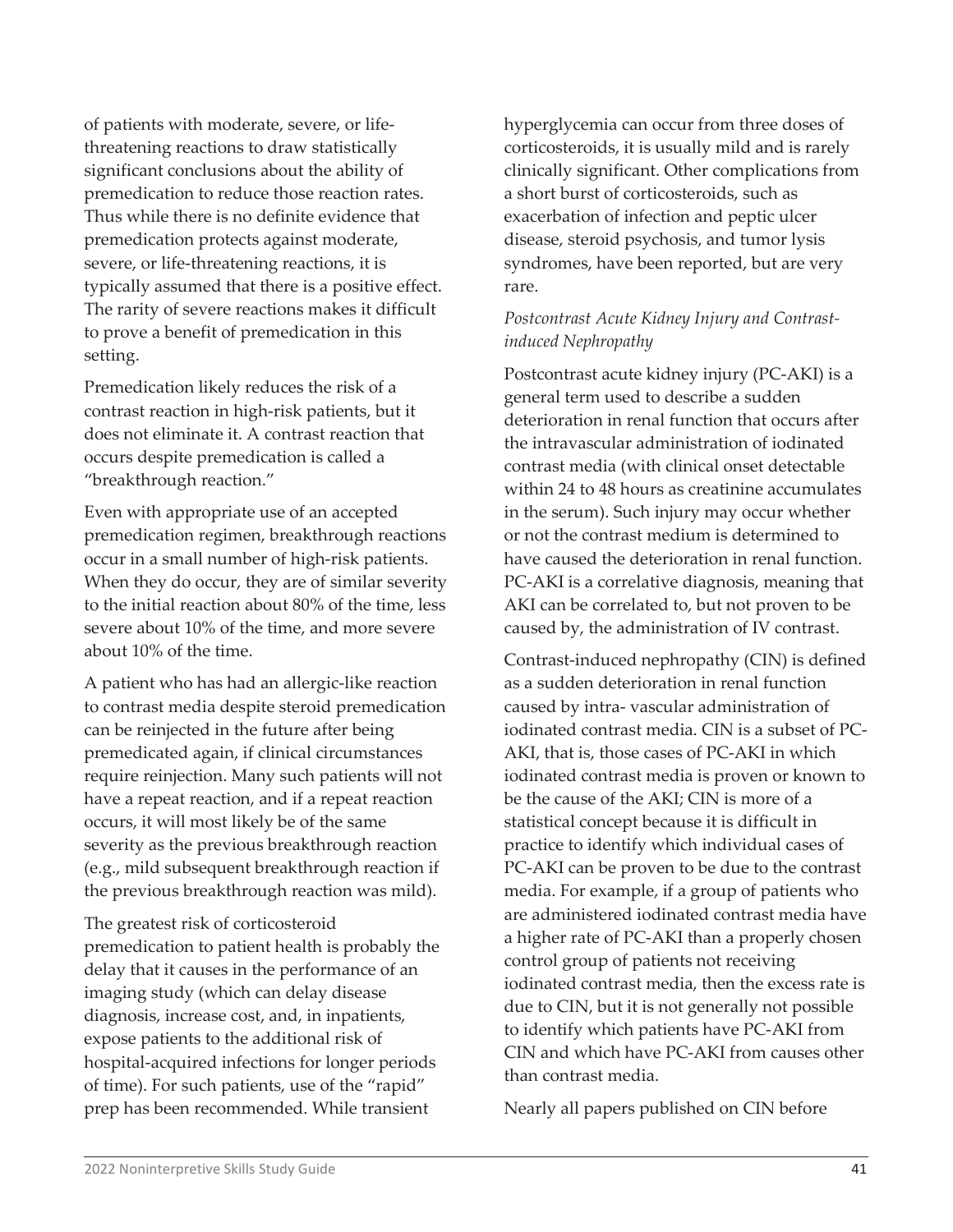of patients with moderate, severe, or life-threatening reactions to draw statistically significant conclusions about the ability of premedication to reduce those reaction rates. Thus while there is no definite evidence that premedication protects against moderate, severe, or life-threatening reactions, it is typically assumed that there is a positive effect. The rarity of severe reactions makes it difficult to prove a benefit of premedication in this setting.

Premedication likely reduces the risk of a contrast reaction in high-risk patients, but it does not eliminate it. A contrast reaction that occurs despite premedication is called a "breakthrough reaction."

Even with appropriate use of an accepted premedication regimen, breakthrough reactions occur in a small number of high-risk patients. When they do occur, they are of similar severity to the initial reaction about 80% of the time, less severe about 10% of the time, and more severe about 10% of the time.

A patient who has had an allergic-like reaction to contrast media despite steroid premedication can be reinjected in the future after being premedicated again, if clinical circumstances require reinjection. Many such patients will not have a repeat reaction, and if a repeat reaction occurs, it will most likely be of the same severity as the previous breakthrough reaction (e.g., mild subsequent breakthrough reaction if the previous breakthrough reaction was mild).

The greatest risk of corticosteroid premedication to patient health is probably the delay that it causes in the performance of an imaging study (which can delay disease diagnosis, increase cost, and, in inpatients, expose patients to the additional risk of hospital-acquired infections for longer periods of time). For such patients, use of the "rapid" prep has been recommended. While transient hyperglycemia can occur from three doses of corticosteroids, it is usually mild and is rarely clinically significant. Other complications from a short burst of corticosteroids, such as exacerbation of infection and peptic ulcer disease, steroid psychosis, and tumor lysis syndromes, have been reported, but are very rare.

*Postcontrast Acute Kidney Injury and Contrast-induced Nephropathy*

Postcontrast acute kidney injury (PC-AKI) is a general term used to describe a sudden deterioration in renal function that occurs after the intravascular administration of iodinated contrast media (with clinical onset detectable within 24 to 48 hours as creatinine accumulates in the serum). Such injury may occur whether or not the contrast medium is determined to have caused the deterioration in renal function. PC-AKI is a correlative diagnosis, meaning that AKI can be correlated to, but not proven to be caused by, the administration of IV contrast.

Contrast-induced nephropathy (CIN) is defined as a sudden deterioration in renal function caused by intra- vascular administration of iodinated contrast media. CIN is a subset of PC-AKI, that is, those cases of PC-AKI in which iodinated contrast media is proven or known to be the cause of the AKI; CIN is more of a statistical concept because it is difficult in practice to identify which individual cases of PC-AKI can be proven to be due to the contrast media. For example, if a group of patients who are administered iodinated contrast media have a higher rate of PC-AKI than a properly chosen control group of patients not receiving iodinated contrast media, then the excess rate is due to CIN, but it is not generally not possible to identify which patients have PC-AKI from CIN and which have PC-AKI from causes other than contrast media.

Nearly all papers published on CIN before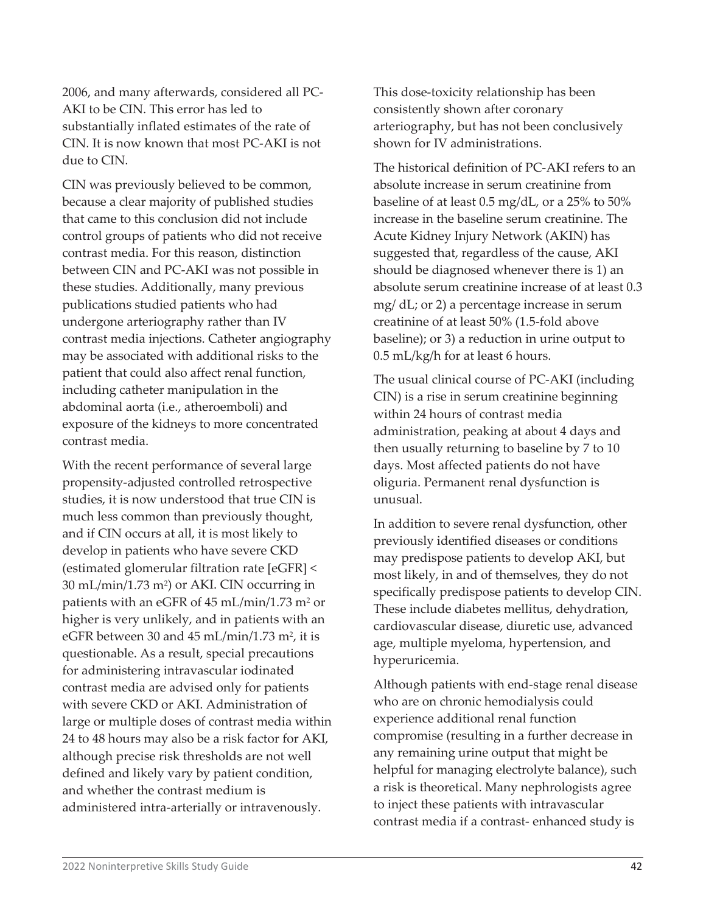2006, and many afterwards, considered all PC-AKI to be CIN. This error has led to substantially inflated estimates of the rate of CIN. It is now known that most PC-AKI is not due to CIN.

CIN was previously believed to be common, because a clear majority of published studies that came to this conclusion did not include control groups of patients who did not receive contrast media. For this reason, distinction between CIN and PC-AKI was not possible in these studies. Additionally, many previous publications studied patients who had undergone arteriography rather than IV contrast media injections. Catheter angiography may be associated with additional risks to the patient that could also affect renal function, including catheter manipulation in the abdominal aorta (i.e., atheroemboli) and exposure of the kidneys to more concentrated contrast media.

With the recent performance of several large propensity-adjusted controlled retrospective studies, it is now understood that true CIN is much less common than previously thought, and if CIN occurs at all, it is most likely to develop in patients who have severe CKD (estimated glomerular filtration rate [eGFR] < 30 mL/min/1.73 $m^2$) or AKI. CIN occurring in patients with an eGFR of 45 mL/min/1.73 $m^2$ or higher is very unlikely, and in patients with an eGFR between 30 and 45 mL/min/1.73 $m^2$, it is questionable. As a result, special precautions for administering intravascular iodinated contrast media are advised only for patients with severe CKD or AKI. Administration of large or multiple doses of contrast media within 24 to 48 hours may also be a risk factor for AKI, although precise risk thresholds are not well defined and likely vary by patient condition, and whether the contrast medium is administered intra-arterially or intravenously.

This dose-toxicity relationship has been consistently shown after coronary arteriography, but has not been conclusively shown for IV administrations.

The historical definition of PC-AKI refers to an absolute increase in serum creatinine from baseline of at least 0.5 mg/dL, or a 25% to 50% increase in the baseline serum creatinine. The Acute Kidney Injury Network (AKIN) has suggested that, regardless of the cause, AKI should be diagnosed whenever there is 1) an absolute serum creatinine increase of at least 0.3 mg/ dL; or 2) a percentage increase in serum creatinine of at least 50% (1.5-fold above baseline); or 3) a reduction in urine output to 0.5 mL/kg/h for at least 6 hours.

The usual clinical course of PC-AKI (including CIN) is a rise in serum creatinine beginning within 24 hours of contrast media administration, peaking at about 4 days and then usually returning to baseline by 7 to 10 days. Most affected patients do not have oliguria. Permanent renal dysfunction is unusual.

In addition to severe renal dysfunction, other previously identified diseases or conditions may predispose patients to develop AKI, but most likely, in and of themselves, they do not specifically predispose patients to develop CIN. These include diabetes mellitus, dehydration, cardiovascular disease, diuretic use, advanced age, multiple myeloma, hypertension, and hyperuricemia.

Although patients with end-stage renal disease who are on chronic hemodialysis could experience additional renal function compromise (resulting in a further decrease in any remaining urine output that might be helpful for managing electrolyte balance), such a risk is theoretical. Many nephrologists agree to inject these patients with intravascular contrast media if a contrast- enhanced study is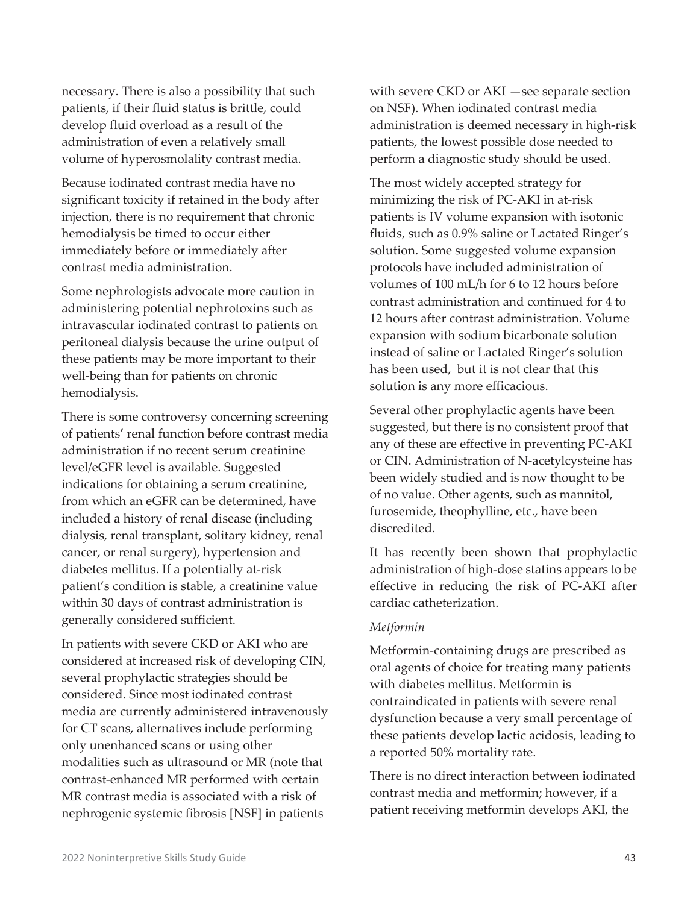necessary. There is also a possibility that such patients, if their fluid status is brittle, could develop fluid overload as a result of the administration of even a relatively small volume of hyperosmolality contrast media.

Because iodinated contrast media have no significant toxicity if retained in the body after injection, there is no requirement that chronic hemodialysis be timed to occur either immediately before or immediately after contrast media administration.

Some nephrologists advocate more caution in administering potential nephrotoxins such as intravascular iodinated contrast to patients on peritoneal dialysis because the urine output of these patients may be more important to their well-being than for patients on chronic hemodialysis.

There is some controversy concerning screening of patients' renal function before contrast media administration if no recent serum creatinine level/eGFR level is available. Suggested indications for obtaining a serum creatinine, from which an eGFR can be determined, have included a history of renal disease (including dialysis, renal transplant, solitary kidney, renal cancer, or renal surgery), hypertension and diabetes mellitus. If a potentially at-risk patient's condition is stable, a creatinine value within 30 days of contrast administration is generally considered sufficient.

In patients with severe CKD or AKI who are considered at increased risk of developing CIN, several prophylactic strategies should be considered. Since most iodinated contrast media are currently administered intravenously for CT scans, alternatives include performing only unenhanced scans or using other modalities such as ultrasound or MR (note that contrast-enhanced MR performed with certain MR contrast media is associated with a risk of nephrogenic systemic fibrosis [NSF] in patients with severe CKD or AKI —see separate section on NSF). When iodinated contrast media administration is deemed necessary in high-risk patients, the lowest possible dose needed to perform a diagnostic study should be used.

The most widely accepted strategy for minimizing the risk of PC-AKI in at-risk patients is IV volume expansion with isotonic fluids, such as 0.9% saline or Lactated Ringer's solution. Some suggested volume expansion protocols have included administration of volumes of 100 mL/h for 6 to 12 hours before contrast administration and continued for 4 to 12 hours after contrast administration. Volume expansion with sodium bicarbonate solution instead of saline or Lactated Ringer's solution has been used, but it is not clear that this solution is any more efficacious.

Several other prophylactic agents have been suggested, but there is no consistent proof that any of these are effective in preventing PC-AKI or CIN. Administration of N-acetylcysteine has been widely studied and is now thought to be of no value. Other agents, such as mannitol, furosemide, theophylline, etc., have been discredited.

It has recently been shown that prophylactic administration of high-dose statins appears to be effective in reducing the risk of PC-AKI after cardiac catheterization.

*Metformin*

Metformin-containing drugs are prescribed as oral agents of choice for treating many patients with diabetes mellitus. Metformin is contraindicated in patients with severe renal dysfunction because a very small percentage of these patients develop lactic acidosis, leading to a reported 50% mortality rate.

There is no direct interaction between iodinated contrast media and metformin; however, if a patient receiving metformin develops AKI, the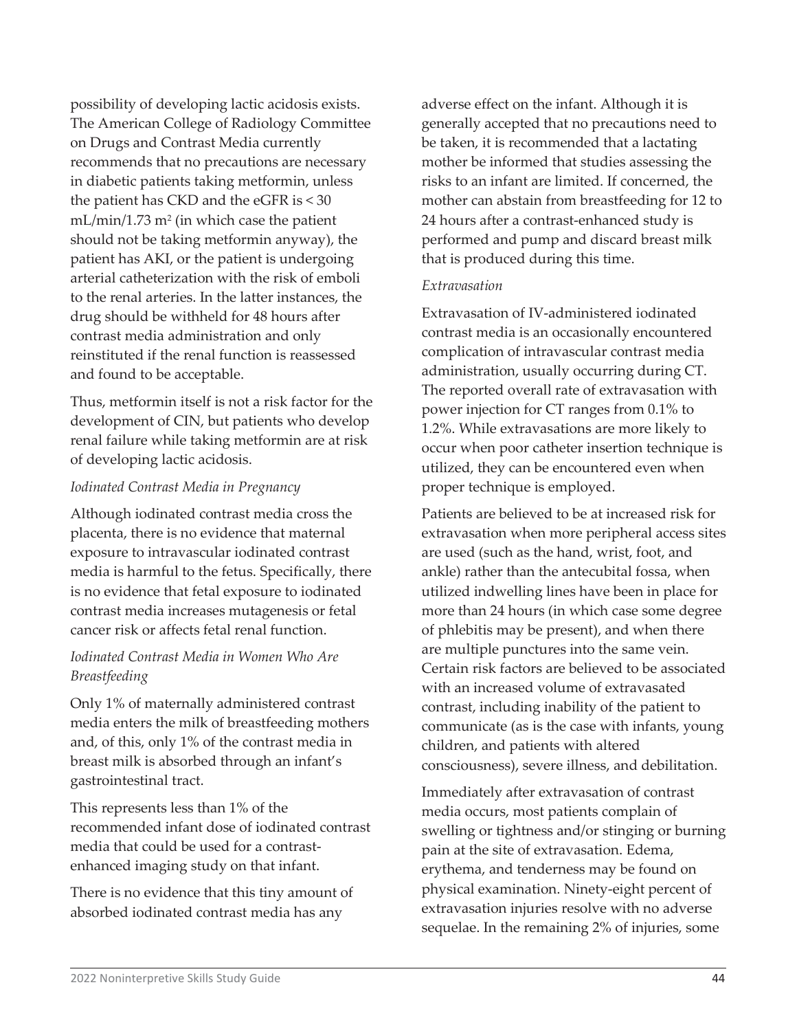possibility of developing lactic acidosis exists. The American College of Radiology Committee on Drugs and Contrast Media currently recommends that no precautions are necessary in diabetic patients taking metformin, unless the patient has CKD and the eGFR is < 30 mL/min/1.73 $m^2$ (in which case the patient should not be taking metformin anyway), the patient has AKI, or the patient is undergoing arterial catheterization with the risk of emboli to the renal arteries. In the latter instances, the drug should be withheld for 48 hours after contrast media administration and only reinstituted if the renal function is reassessed and found to be acceptable.

Thus, metformin itself is not a risk factor for the development of CIN, but patients who develop renal failure while taking metformin are at risk of developing lactic acidosis.

*Iodinated Contrast Media in Pregnancy*

Although iodinated contrast media cross the placenta, there is no evidence that maternal exposure to intravascular iodinated contrast media is harmful to the fetus. Specifically, there is no evidence that fetal exposure to iodinated contrast media increases mutagenesis or fetal cancer risk or affects fetal renal function.

*Iodinated Contrast Media in Women Who Are Breastfeeding*

Only 1% of maternally administered contrast media enters the milk of breastfeeding mothers and, of this, only 1% of the contrast media in breast milk is absorbed through an infant's gastrointestinal tract.

This represents less than 1% of the recommended infant dose of iodinated contrast media that could be used for a contrast-enhanced imaging study on that infant.

There is no evidence that this tiny amount of absorbed iodinated contrast media has any adverse effect on the infant. Although it is generally accepted that no precautions need to be taken, it is recommended that a lactating mother be informed that studies assessing the risks to an infant are limited. If concerned, the mother can abstain from breastfeeding for 12 to 24 hours after a contrast-enhanced study is performed and pump and discard breast milk that is produced during this time.

*Extravasation*

Extravasation of IV-administered iodinated contrast media is an occasionally encountered complication of intravascular contrast media administration, usually occurring during CT. The reported overall rate of extravasation with power injection for CT ranges from 0.1% to 1.2%. While extravasations are more likely to occur when poor catheter insertion technique is utilized, they can be encountered even when proper technique is employed.

Patients are believed to be at increased risk for extravasation when more peripheral access sites are used (such as the hand, wrist, foot, and ankle) rather than the antecubital fossa, when utilized indwelling lines have been in place for more than 24 hours (in which case some degree of phlebitis may be present), and when there are multiple punctures into the same vein. Certain risk factors are believed to be associated with an increased volume of extravasated contrast, including inability of the patient to communicate (as is the case with infants, young children, and patients with altered consciousness), severe illness, and debilitation.

Immediately after extravasation of contrast media occurs, most patients complain of swelling or tightness and/or stinging or burning pain at the site of extravasation. Edema, erythema, and tenderness may be found on physical examination. Ninety-eight percent of extravasation injuries resolve with no adverse sequelae. In the remaining 2% of injuries, some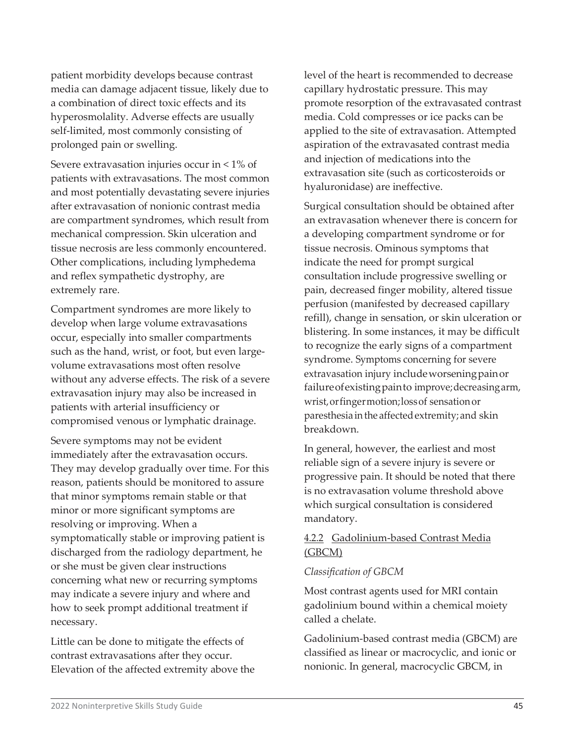patient morbidity develops because contrast media can damage adjacent tissue, likely due to a combination of direct toxic effects and its hyperosmolality. Adverse effects are usually self-limited, most commonly consisting of prolonged pain or swelling.

Severe extravasation injuries occur in < 1% of patients with extravasations. The most common and most potentially devastating severe injuries after extravasation of nonionic contrast media are compartment syndromes, which result from mechanical compression. Skin ulceration and tissue necrosis are less commonly encountered. Other complications, including lymphedema and reflex sympathetic dystrophy, are extremely rare.

Compartment syndromes are more likely to develop when large volume extravasations occur, especially into smaller compartments such as the hand, wrist, or foot, but even large-volume extravasations most often resolve without any adverse effects. The risk of a severe extravasation injury may also be increased in patients with arterial insufficiency or compromised venous or lymphatic drainage.

Severe symptoms may not be evident immediately after the extravasation occurs. They may develop gradually over time. For this reason, patients should be monitored to assure that minor symptoms remain stable or that minor or more significant symptoms are resolving or improving. When a symptomatically stable or improving patient is discharged from the radiology department, he or she must be given clear instructions concerning what new or recurring symptoms may indicate a severe injury and where and how to seek prompt additional treatment if necessary.

Little can be done to mitigate the effects of contrast extravasations after they occur. Elevation of the affected extremity above the level of the heart is recommended to decrease capillary hydrostatic pressure. This may promote resorption of the extravasated contrast media. Cold compresses or ice packs can be applied to the site of extravasation. Attempted aspiration of the extravasated contrast media and injection of medications into the extravasation site (such as corticosteroids or hyaluronidase) are ineffective.

Surgical consultation should be obtained after an extravasation whenever there is concern for a developing compartment syndrome or for tissue necrosis. Ominous symptoms that indicate the need for prompt surgical consultation include progressive swelling or pain, decreased finger mobility, altered tissue perfusion (manifested by decreased capillary refill), change in sensation, or skin ulceration or blistering. In some instances, it may be difficult to recognize the early signs of a compartment syndrome. Symptoms concerning for severe extravasation injury include worsening pain or failure of existing pain to improve; decreasing arm, wrist, or finger motion; loss of sensation or paresthesia in the affected extremity; and skin breakdown.

In general, however, the earliest and most reliable sign of a severe injury is severe or progressive pain. It should be noted that there is no extravasation volume threshold above which surgical consultation is considered mandatory.

#### 4.2.2 Gadolinium-based Contrast Media (GBCM)

*Classification of GBCM*

Most contrast agents used for MRI contain gadolinium bound within a chemical moiety called a chelate.

Gadolinium-based contrast media (GBCM) are classified as linear or macrocyclic, and ionic or nonionic. In general, macrocyclic GBCM, in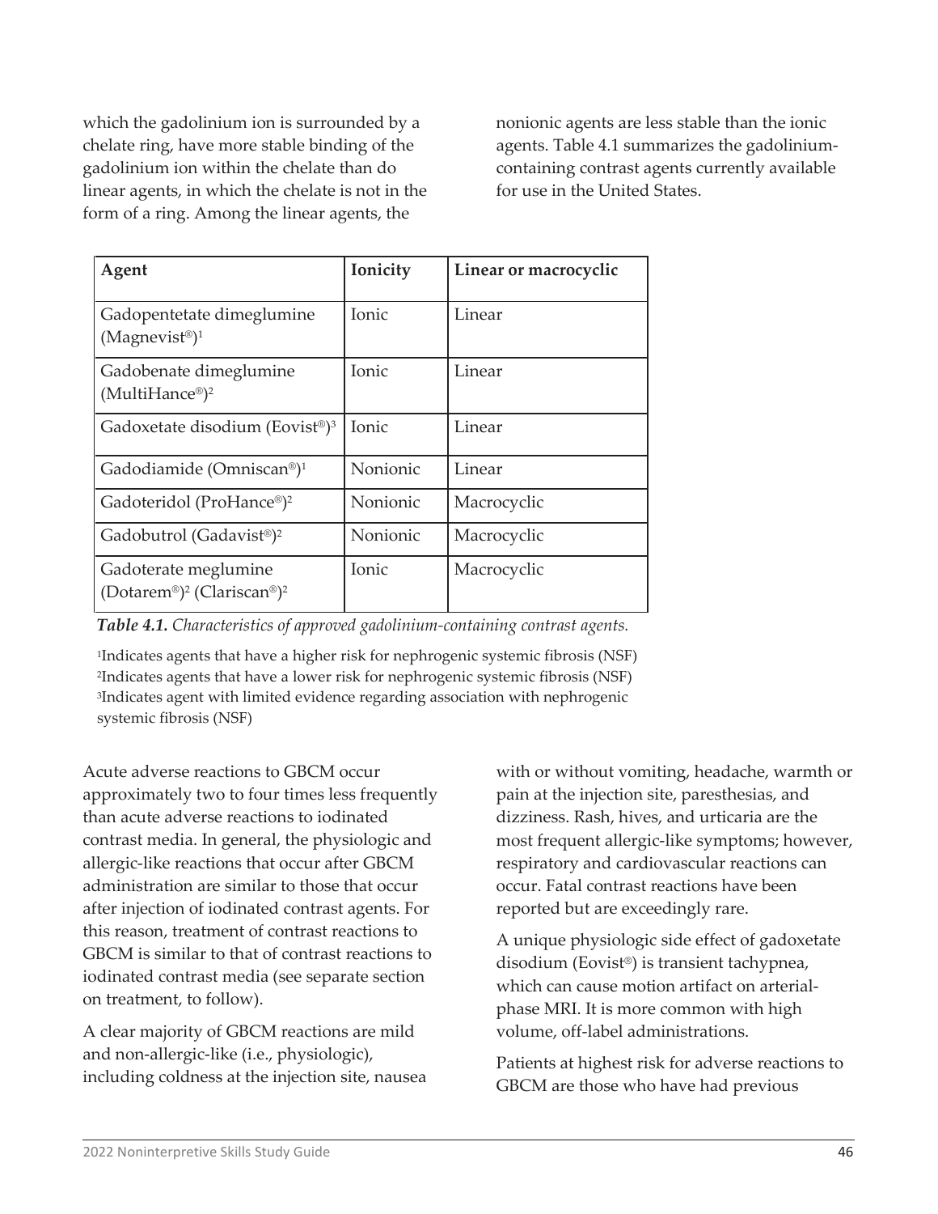which the gadolinium ion is surrounded by a chelate ring, have more stable binding of the gadolinium ion within the chelate than do linear agents, in which the chelate is not in the form of a ring. Among the linear agents, the nonionic agents are less stable than the ionic agents. Table 4.1 summarizes the gadolinium-containing contrast agents currently available for use in the United States.

| Agent | Ionicity | Linear or macrocyclic |
|---|---|---|
| Gadopentetate dimeglumine (Magnevist®)[1] | Ionic | Linear |
| Gadobenate dimeglumine (MultiHance®)[2] | Ionic | Linear |
| Gadoxetate disodium (Eovist®)[3] | Ionic | Linear |
| Gadodiamide (Omniscan®)[1] | Nonionic | Linear |
| Gadoteridol (ProHance®)[2] | Nonionic | Macrocyclic |
| Gadobutrol (Gadavist®)[2] | Nonionic | Macrocyclic |
| Gadoterate meglumine (Dotarem®)[2] (Clariscan®)[2] | Ionic | Macrocyclic |

***Table 4.1.*** *Characteristics of approved gadolinium-containing contrast agents.*

[1]Indicates agents that have a higher risk for nephrogenic systemic fibrosis (NSF)
[2]Indicates agents that have a lower risk for nephrogenic systemic fibrosis (NSF)
[3]Indicates agent with limited evidence regarding association with nephrogenic systemic fibrosis (NSF)

Acute adverse reactions to GBCM occur approximately two to four times less frequently than acute adverse reactions to iodinated contrast media. In general, the physiologic and allergic-like reactions that occur after GBCM administration are similar to those that occur after injection of iodinated contrast agents. For this reason, treatment of contrast reactions to GBCM is similar to that of contrast reactions to iodinated contrast media (see separate section on treatment, to follow).

A clear majority of GBCM reactions are mild and non-allergic-like (i.e., physiologic), including coldness at the injection site, nausea with or without vomiting, headache, warmth or pain at the injection site, paresthesias, and dizziness. Rash, hives, and urticaria are the most frequent allergic-like symptoms; however, respiratory and cardiovascular reactions can occur. Fatal contrast reactions have been reported but are exceedingly rare.

A unique physiologic side effect of gadoxetate disodium (Eovist®) is transient tachypnea, which can cause motion artifact on arterial-phase MRI. It is more common with high volume, off-label administrations.

Patients at highest risk for adverse reactions to GBCM are those who have had previous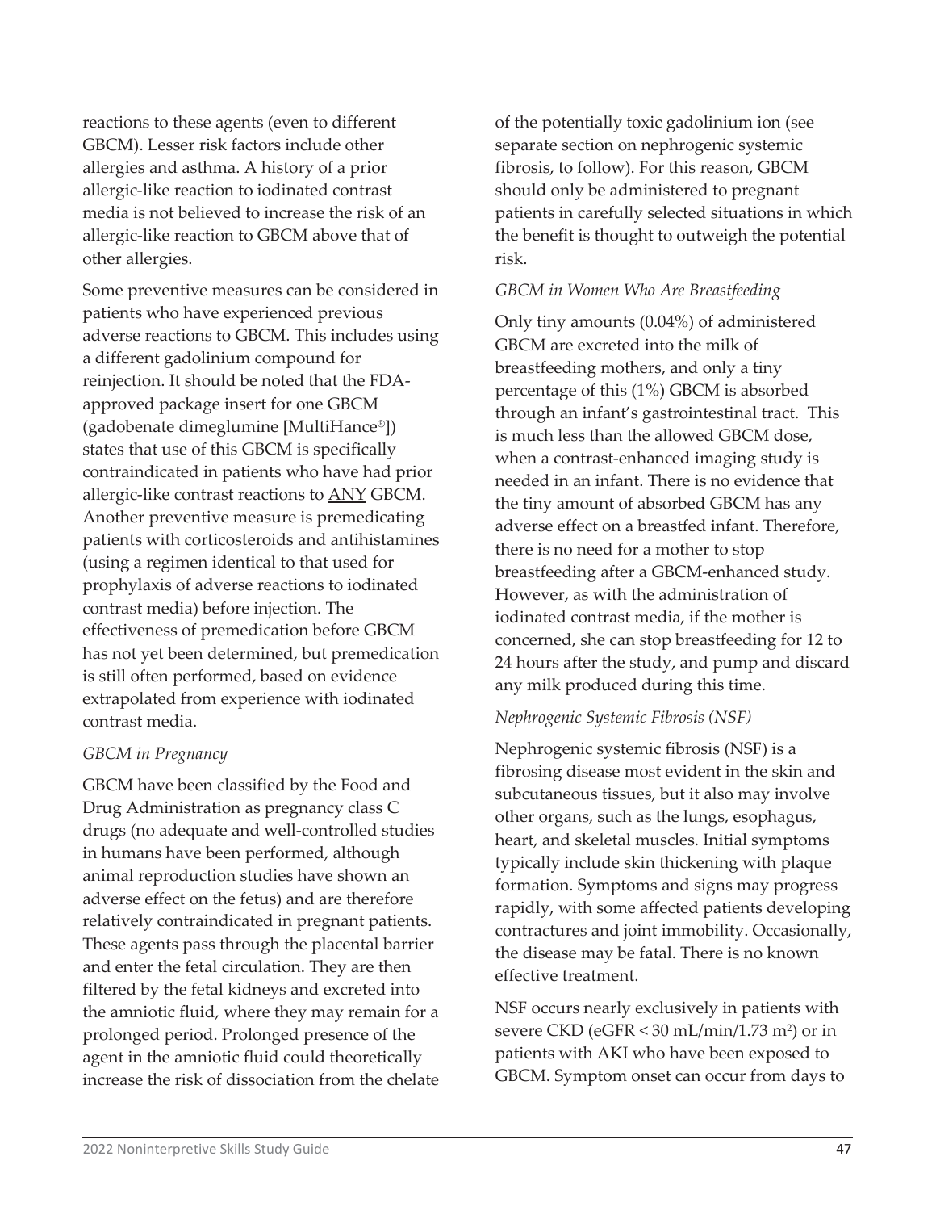reactions to these agents (even to different GBCM). Lesser risk factors include other allergies and asthma. A history of a prior allergic-like reaction to iodinated contrast media is not believed to increase the risk of an allergic-like reaction to GBCM above that of other allergies.

Some preventive measures can be considered in patients who have experienced previous adverse reactions to GBCM. This includes using a different gadolinium compound for reinjection. It should be noted that the FDA-approved package insert for one GBCM (gadobenate dimeglumine [MultiHance®]) states that use of this GBCM is specifically contraindicated in patients who have had prior allergic-like contrast reactions to ANY GBCM. Another preventive measure is premedicating patients with corticosteroids and antihistamines (using a regimen identical to that used for prophylaxis of adverse reactions to iodinated contrast media) before injection. The effectiveness of premedication before GBCM has not yet been determined, but premedication is still often performed, based on evidence extrapolated from experience with iodinated contrast media.

### *GBCM in Pregnancy*

GBCM have been classified by the Food and Drug Administration as pregnancy class C drugs (no adequate and well-controlled studies in humans have been performed, although animal reproduction studies have shown an adverse effect on the fetus) and are therefore relatively contraindicated in pregnant patients. These agents pass through the placental barrier and enter the fetal circulation. They are then filtered by the fetal kidneys and excreted into the amniotic fluid, where they may remain for a prolonged period. Prolonged presence of the agent in the amniotic fluid could theoretically increase the risk of dissociation from the chelate of the potentially toxic gadolinium ion (see separate section on nephrogenic systemic fibrosis, to follow). For this reason, GBCM should only be administered to pregnant patients in carefully selected situations in which the benefit is thought to outweigh the potential risk.

### *GBCM in Women Who Are Breastfeeding*

Only tiny amounts (0.04%) of administered GBCM are excreted into the milk of breastfeeding mothers, and only a tiny percentage of this (1%) GBCM is absorbed through an infant's gastrointestinal tract. This is much less than the allowed GBCM dose, when a contrast-enhanced imaging study is needed in an infant. There is no evidence that the tiny amount of absorbed GBCM has any adverse effect on a breastfed infant. Therefore, there is no need for a mother to stop breastfeeding after a GBCM-enhanced study. However, as with the administration of iodinated contrast media, if the mother is concerned, she can stop breastfeeding for 12 to 24 hours after the study, and pump and discard any milk produced during this time.

### *Nephrogenic Systemic Fibrosis (NSF)*

Nephrogenic systemic fibrosis (NSF) is a fibrosing disease most evident in the skin and subcutaneous tissues, but it also may involve other organs, such as the lungs, esophagus, heart, and skeletal muscles. Initial symptoms typically include skin thickening with plaque formation. Symptoms and signs may progress rapidly, with some affected patients developing contractures and joint immobility. Occasionally, the disease may be fatal. There is no known effective treatment.

NSF occurs nearly exclusively in patients with severe CKD (eGFR < 30 mL/min/1.73 $m^2$) or in patients with AKI who have been exposed to GBCM. Symptom onset can occur from days to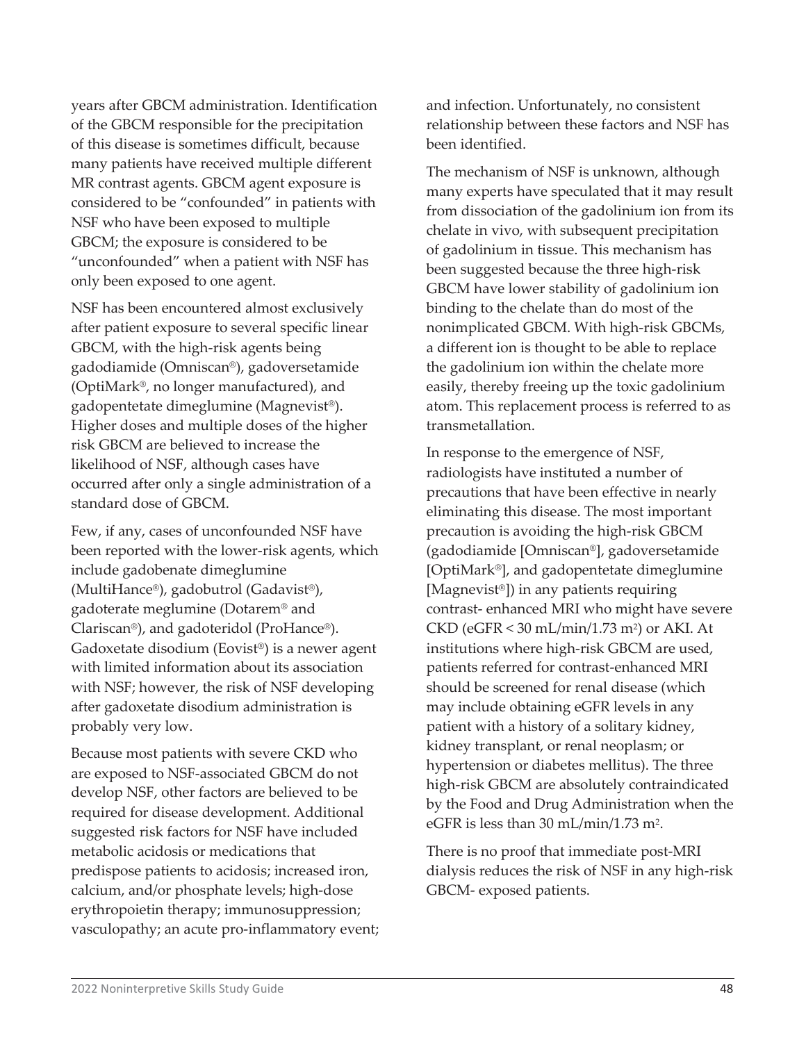years after GBCM administration. Identification of the GBCM responsible for the precipitation of this disease is sometimes difficult, because many patients have received multiple different MR contrast agents. GBCM agent exposure is considered to be "confounded" in patients with NSF who have been exposed to multiple GBCM; the exposure is considered to be "unconfounded" when a patient with NSF has only been exposed to one agent.

NSF has been encountered almost exclusively after patient exposure to several specific linear GBCM, with the high-risk agents being gadodiamide (Omniscan®), gadoversetamide (OptiMark®, no longer manufactured), and gadopentetate dimeglumine (Magnevist®). Higher doses and multiple doses of the higher risk GBCM are believed to increase the likelihood of NSF, although cases have occurred after only a single administration of a standard dose of GBCM.

Few, if any, cases of unconfounded NSF have been reported with the lower-risk agents, which include gadobenate dimeglumine (MultiHance®), gadobutrol (Gadavist®), gadoterate meglumine (Dotarem® and Clariscan®), and gadoteridol (ProHance®). Gadoxetate disodium (Eovist®) is a newer agent with limited information about its association with NSF; however, the risk of NSF developing after gadoxetate disodium administration is probably very low.

Because most patients with severe CKD who are exposed to NSF-associated GBCM do not develop NSF, other factors are believed to be required for disease development. Additional suggested risk factors for NSF have included metabolic acidosis or medications that predispose patients to acidosis; increased iron, calcium, and/or phosphate levels; high-dose erythropoietin therapy; immunosuppression; vasculopathy; an acute pro-inflammatory event; and infection. Unfortunately, no consistent relationship between these factors and NSF has been identified.

The mechanism of NSF is unknown, although many experts have speculated that it may result from dissociation of the gadolinium ion from its chelate in vivo, with subsequent precipitation of gadolinium in tissue. This mechanism has been suggested because the three high-risk GBCM have lower stability of gadolinium ion binding to the chelate than do most of the nonimplicated GBCM. With high-risk GBCMs, a different ion is thought to be able to replace the gadolinium ion within the chelate more easily, thereby freeing up the toxic gadolinium atom. This replacement process is referred to as transmetallation.

In response to the emergence of NSF, radiologists have instituted a number of precautions that have been effective in nearly eliminating this disease. The most important precaution is avoiding the high-risk GBCM (gadodiamide [Omniscan®], gadoversetamide [OptiMark®], and gadopentetate dimeglumine [Magnevist®]) in any patients requiring contrast- enhanced MRI who might have severe CKD (eGFR < 30 mL/min/1.73 $m^2$) or AKI. At institutions where high-risk GBCM are used, patients referred for contrast-enhanced MRI should be screened for renal disease (which may include obtaining eGFR levels in any patient with a history of a solitary kidney, kidney transplant, or renal neoplasm; or hypertension or diabetes mellitus). The three high-risk GBCM are absolutely contraindicated by the Food and Drug Administration when the eGFR is less than 30 mL/min/1.73 $m^2$.

There is no proof that immediate post-MRI dialysis reduces the risk of NSF in any high-risk GBCM- exposed patients.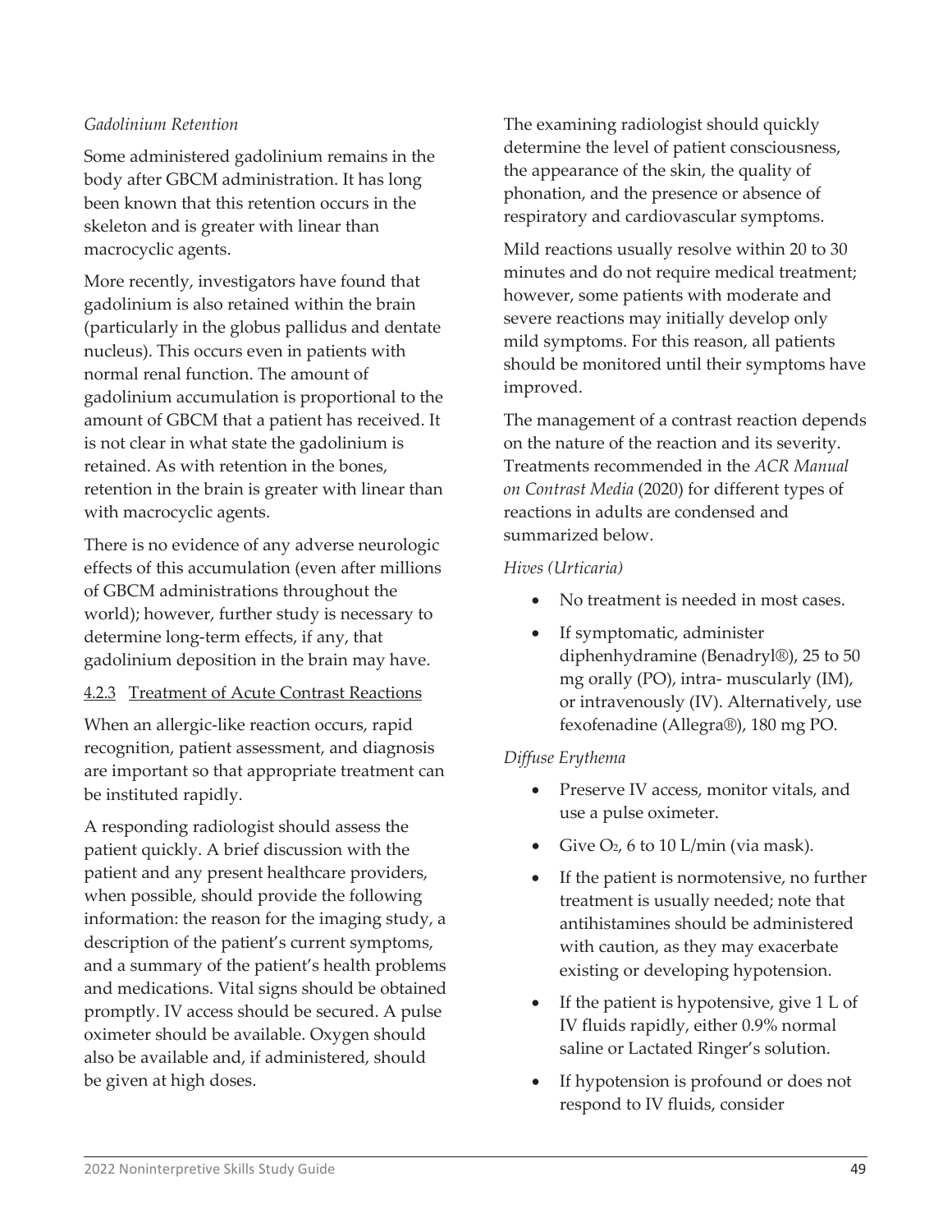*Gadolinium Retention*

Some administered gadolinium remains in the body after GBCM administration. It has long been known that this retention occurs in the skeleton and is greater with linear than macrocyclic agents.

More recently, investigators have found that gadolinium is also retained within the brain (particularly in the globus pallidus and dentate nucleus). This occurs even in patients with normal renal function. The amount of gadolinium accumulation is proportional to the amount of GBCM that a patient has received. It is not clear in what state the gadolinium is retained. As with retention in the bones, retention in the brain is greater with linear than with macrocyclic agents.

There is no evidence of any adverse neurologic effects of this accumulation (even after millions of GBCM administrations throughout the world); however, further study is necessary to determine long-term effects, if any, that gadolinium deposition in the brain may have.

#### 4.2.3 Treatment of Acute Contrast Reactions

When an allergic-like reaction occurs, rapid recognition, patient assessment, and diagnosis are important so that appropriate treatment can be instituted rapidly.

A responding radiologist should assess the patient quickly. A brief discussion with the patient and any present healthcare providers, when possible, should provide the following information: the reason for the imaging study, a description of the patient's current symptoms, and a summary of the patient's health problems and medications. Vital signs should be obtained promptly. IV access should be secured. A pulse oximeter should be available. Oxygen should also be available and, if administered, should be given at high doses.

The examining radiologist should quickly determine the level of patient consciousness, the appearance of the skin, the quality of phonation, and the presence or absence of respiratory and cardiovascular symptoms.

Mild reactions usually resolve within 20 to 30 minutes and do not require medical treatment; however, some patients with moderate and severe reactions may initially develop only mild symptoms. For this reason, all patients should be monitored until their symptoms have improved.

The management of a contrast reaction depends on the nature of the reaction and its severity. Treatments recommended in the *ACR Manual on Contrast Media* (2020) for different types of reactions in adults are condensed and summarized below.

*Hives (Urticaria)*

- No treatment is needed in most cases.
- If symptomatic, administer diphenhydramine (Benadryl®), 25 to 50 mg orally (PO), intra- muscularly (IM), or intravenously (IV). Alternatively, use fexofenadine (Allegra®), 180 mg PO.

*Diffuse Erythema*

- Preserve IV access, monitor vitals, and use a pulse oximeter.
- Give $O_2$, 6 to 10 L/min (via mask).
- If the patient is normotensive, no further treatment is usually needed; note that antihistamines should be administered with caution, as they may exacerbate existing or developing hypotension.
- If the patient is hypotensive, give 1 L of IV fluids rapidly, either 0.9% normal saline or Lactated Ringer's solution.
- If hypotension is profound or does not respond to IV fluids, consider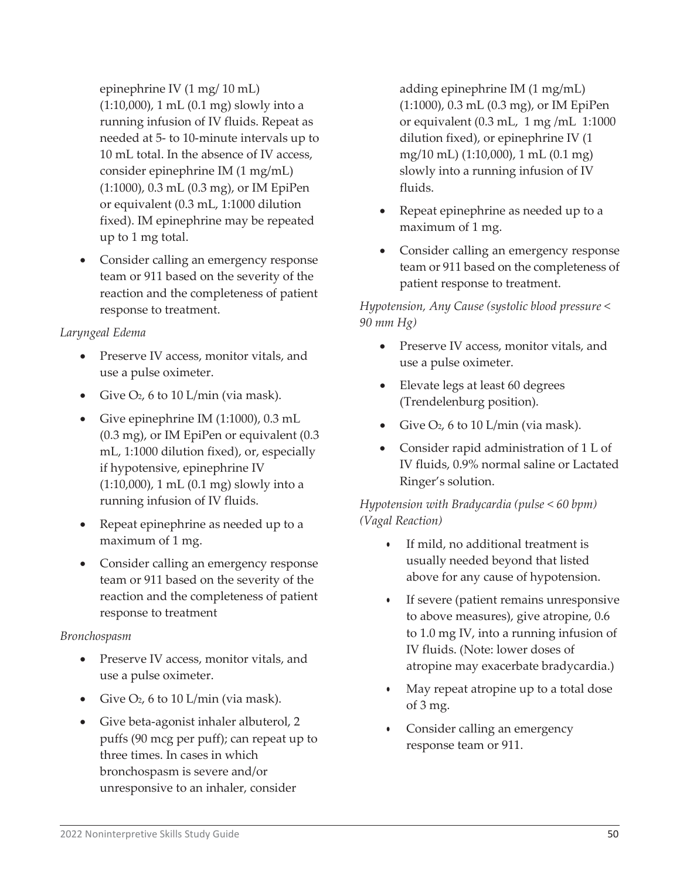epinephrine IV (1 mg/ 10 mL) (1:10,000), 1 mL (0.1 mg) slowly into a running infusion of IV fluids. Repeat as needed at 5- to 10-minute intervals up to 10 mL total. In the absence of IV access, consider epinephrine IM (1 mg/mL) (1:1000), 0.3 mL (0.3 mg), or IM EpiPen or equivalent (0.3 mL, 1:1000 dilution fixed). IM epinephrine may be repeated up to 1 mg total.

- Consider calling an emergency response team or 911 based on the severity of the reaction and the completeness of patient response to treatment.

*Laryngeal Edema*

- Preserve IV access, monitor vitals, and use a pulse oximeter.
- Give $O_2$, 6 to 10 L/min (via mask).
- Give epinephrine IM (1:1000), 0.3 mL (0.3 mg), or IM EpiPen or equivalent (0.3 mL, 1:1000 dilution fixed), or, especially if hypotensive, epinephrine IV (1:10,000), 1 mL (0.1 mg) slowly into a running infusion of IV fluids.
- Repeat epinephrine as needed up to a maximum of 1 mg.
- Consider calling an emergency response team or 911 based on the severity of the reaction and the completeness of patient response to treatment

*Bronchospasm*

- Preserve IV access, monitor vitals, and use a pulse oximeter.
- Give $O_2$, 6 to 10 L/min (via mask).
- Give beta-agonist inhaler albuterol, 2 puffs (90 mcg per puff); can repeat up to three times. In cases in which bronchospasm is severe and/or unresponsive to an inhaler, consider adding epinephrine IM (1 mg/mL) (1:1000), 0.3 mL (0.3 mg), or IM EpiPen or equivalent (0.3 mL, 1 mg /mL 1:1000 dilution fixed), or epinephrine IV (1 mg/10 mL) (1:10,000), 1 mL (0.1 mg) slowly into a running infusion of IV fluids.
- Repeat epinephrine as needed up to a maximum of 1 mg.
- Consider calling an emergency response team or 911 based on the completeness of patient response to treatment.

*Hypotension, Any Cause (systolic blood pressure < 90 mm Hg)*

- Preserve IV access, monitor vitals, and use a pulse oximeter.
- Elevate legs at least 60 degrees (Trendelenburg position).
- Give $O_2$, 6 to 10 L/min (via mask).
- Consider rapid administration of 1 L of IV fluids, 0.9% normal saline or Lactated Ringer's solution.

*Hypotension with Bradycardia (pulse < 60 bpm) (Vagal Reaction)*

- If mild, no additional treatment is usually needed beyond that listed above for any cause of hypotension.
- If severe (patient remains unresponsive to above measures), give atropine, 0.6 to 1.0 mg IV, into a running infusion of IV fluids. (Note: lower doses of atropine may exacerbate bradycardia.)
- May repeat atropine up to a total dose of 3 mg.
- Consider calling an emergency response team or 911.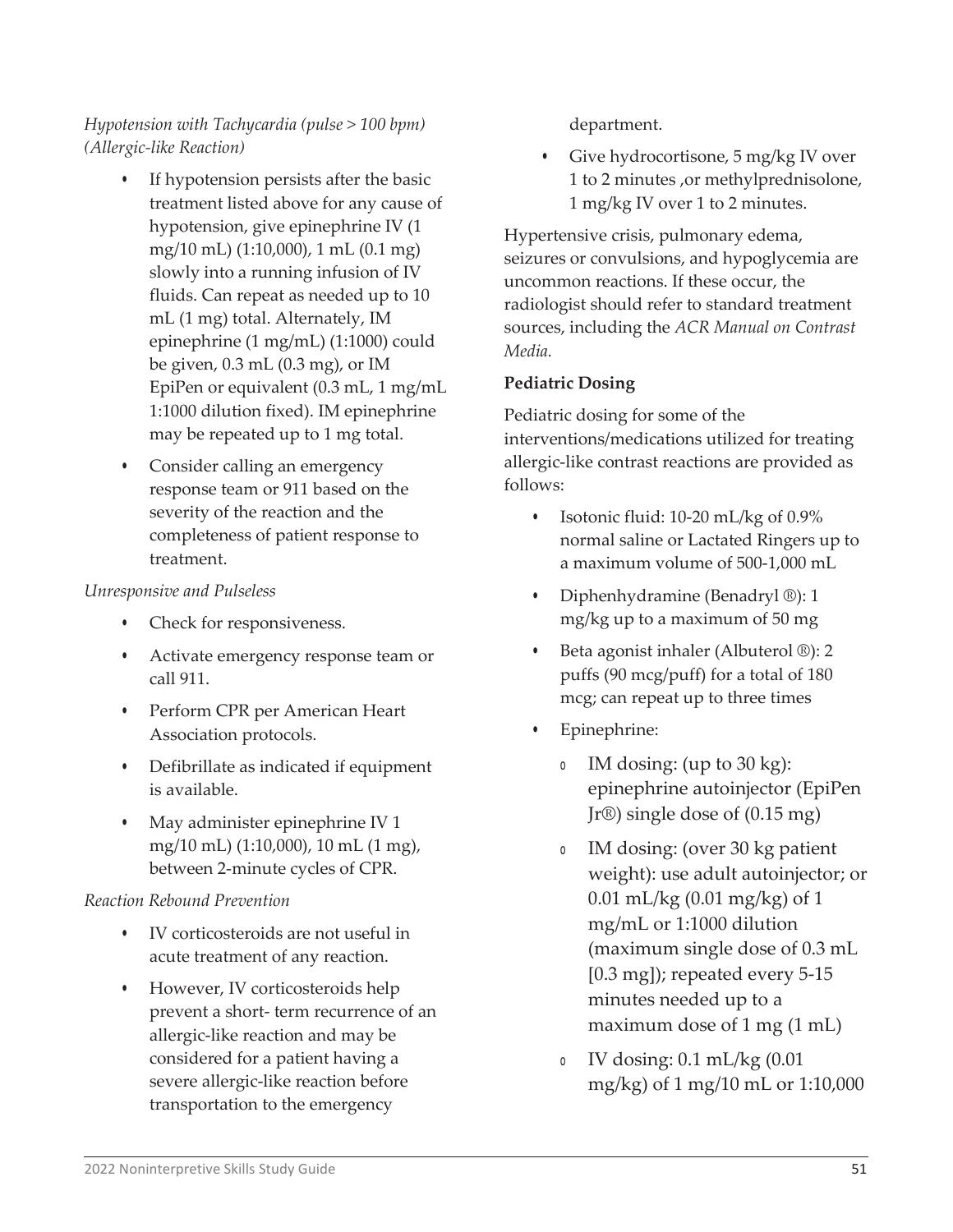*Hypotension with Tachycardia (pulse > 100 bpm) (Allergic-like Reaction)*

- If hypotension persists after the basic treatment listed above for any cause of hypotension, give epinephrine IV (1 mg/10 mL) (1:10,000), 1 mL (0.1 mg) slowly into a running infusion of IV fluids. Can repeat as needed up to 10 mL (1 mg) total. Alternately, IM epinephrine (1 mg/mL) (1:1000) could be given, 0.3 mL (0.3 mg), or IM EpiPen or equivalent (0.3 mL, 1 mg/mL 1:1000 dilution fixed). IM epinephrine may be repeated up to 1 mg total.
- Consider calling an emergency response team or 911 based on the severity of the reaction and the completeness of patient response to treatment.

*Unresponsive and Pulseless*

- Check for responsiveness.
- Activate emergency response team or call 911.
- Perform CPR per American Heart Association protocols.
- Defibrillate as indicated if equipment is available.
- May administer epinephrine IV 1 mg/10 mL) (1:10,000), 10 mL (1 mg), between 2-minute cycles of CPR.

*Reaction Rebound Prevention*

- IV corticosteroids are not useful in acute treatment of any reaction.
- However, IV corticosteroids help prevent a short- term recurrence of an allergic-like reaction and may be considered for a patient having a severe allergic-like reaction before transportation to the emergency department.
- Give hydrocortisone, 5 mg/kg IV over 1 to 2 minutes ,or methylprednisolone, 1 mg/kg IV over 1 to 2 minutes.

Hypertensive crisis, pulmonary edema, seizures or convulsions, and hypoglycemia are uncommon reactions. If these occur, the radiologist should refer to standard treatment sources, including the *ACR Manual on Contrast Media.*

**Pediatric Dosing**

Pediatric dosing for some of the interventions/medications utilized for treating allergic-like contrast reactions are provided as follows:

- Isotonic fluid: 10-20 mL/kg of 0.9% normal saline or Lactated Ringers up to a maximum volume of 500-1,000 mL
- Diphenhydramine (Benadryl ®): 1 mg/kg up to a maximum of 50 mg
- Beta agonist inhaler (Albuterol ®): 2 puffs (90 mcg/puff) for a total of 180 mcg; can repeat up to three times
- Epinephrine:
  - IM dosing: (up to 30 kg): epinephrine autoinjector (EpiPen Jr®) single dose of (0.15 mg)
  - IM dosing: (over 30 kg patient weight): use adult autoinjector; or 0.01 mL/kg (0.01 mg/kg) of 1 mg/mL or 1:1000 dilution (maximum single dose of 0.3 mL [0.3 mg]); repeated every 5-15 minutes needed up to a maximum dose of 1 mg (1 mL)
  - IV dosing: 0.1 mL/kg (0.01 mg/kg) of 1 mg/10 mL or 1:10,000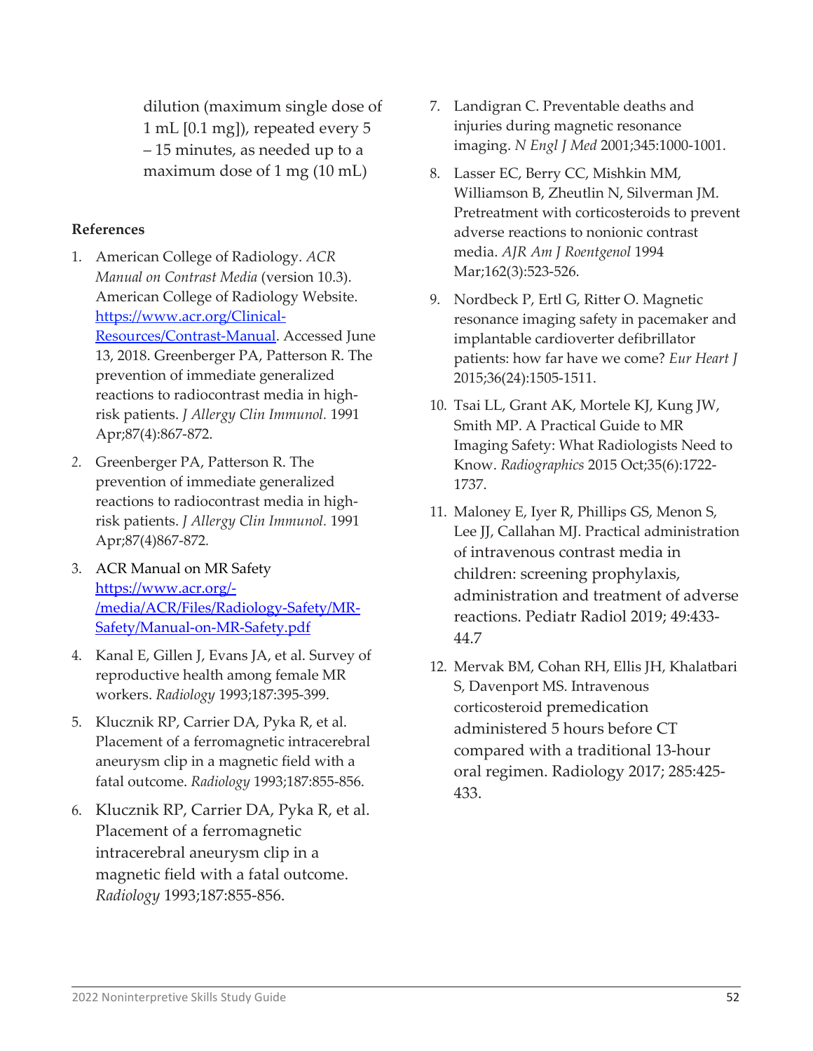dilution (maximum single dose of 1 mL [0.1 mg]), repeated every 5 – 15 minutes, as needed up to a maximum dose of 1 mg (10 mL)

**References**

1. American College of Radiology. *ACR Manual on Contrast Media* (version 10.3). American College of Radiology Website. [https://www.acr.org/Clinical-Resources/Contrast-Manual](https://www.acr.org/Clinical-Resources/Contrast-Manual). Accessed June 13, 2018. Greenberger PA, Patterson R. The prevention of immediate generalized reactions to radiocontrast media in high-risk patients. *J Allergy Clin Immunol.* 1991 Apr;87(4):867-872.
2. Greenberger PA, Patterson R. The prevention of immediate generalized reactions to radiocontrast media in high-risk patients. *J Allergy Clin Immunol.* 1991 Apr;87(4)867-872.
3. ACR Manual on MR Safety [https://www.acr.org/-/media/ACR/Files/Radiology-Safety/MR-Safety/Manual-on-MR-Safety.pdf](https://www.acr.org/-/media/ACR/Files/Radiology-Safety/MR-Safety/Manual-on-MR-Safety.pdf)
4. Kanal E, Gillen J, Evans JA, et al. Survey of reproductive health among female MR workers. *Radiology* 1993;187:395-399.
5. Klucznik RP, Carrier DA, Pyka R, et al. Placement of a ferromagnetic intracerebral aneurysm clip in a magnetic field with a fatal outcome. *Radiology* 1993;187:855-856.
6. Klucznik RP, Carrier DA, Pyka R, et al. Placement of a ferromagnetic intracerebral aneurysm clip in a magnetic field with a fatal outcome. *Radiology* 1993;187:855-856.
7. Landigran C. Preventable deaths and injuries during magnetic resonance imaging. *N Engl J Med* 2001;345:1000-1001.
8. Lasser EC, Berry CC, Mishkin MM, Williamson B, Zheutlin N, Silverman JM. Pretreatment with corticosteroids to prevent adverse reactions to nonionic contrast media. *AJR Am J Roentgenol* 1994 Mar;162(3):523-526.
9. Nordbeck P, Ertl G, Ritter O. Magnetic resonance imaging safety in pacemaker and implantable cardioverter defibrillator patients: how far have we come? *Eur Heart J* 2015;36(24):1505-1511.
10. Tsai LL, Grant AK, Mortele KJ, Kung JW, Smith MP. A Practical Guide to MR Imaging Safety: What Radiologists Need to Know. *Radiographics* 2015 Oct;35(6):1722-1737.
11. Maloney E, Iyer R, Phillips GS, Menon S, Lee JJ, Callahan MJ. Practical administration of intravenous contrast media in children: screening prophylaxis, administration and treatment of adverse reactions. Pediatr Radiol 2019; 49:433-44.7
12. Mervak BM, Cohan RH, Ellis JH, Khalatbari S, Davenport MS. Intravenous corticosteroid premedication administered 5 hours before CT compared with a traditional 13-hour oral regimen. Radiology 2017; 285:425-433.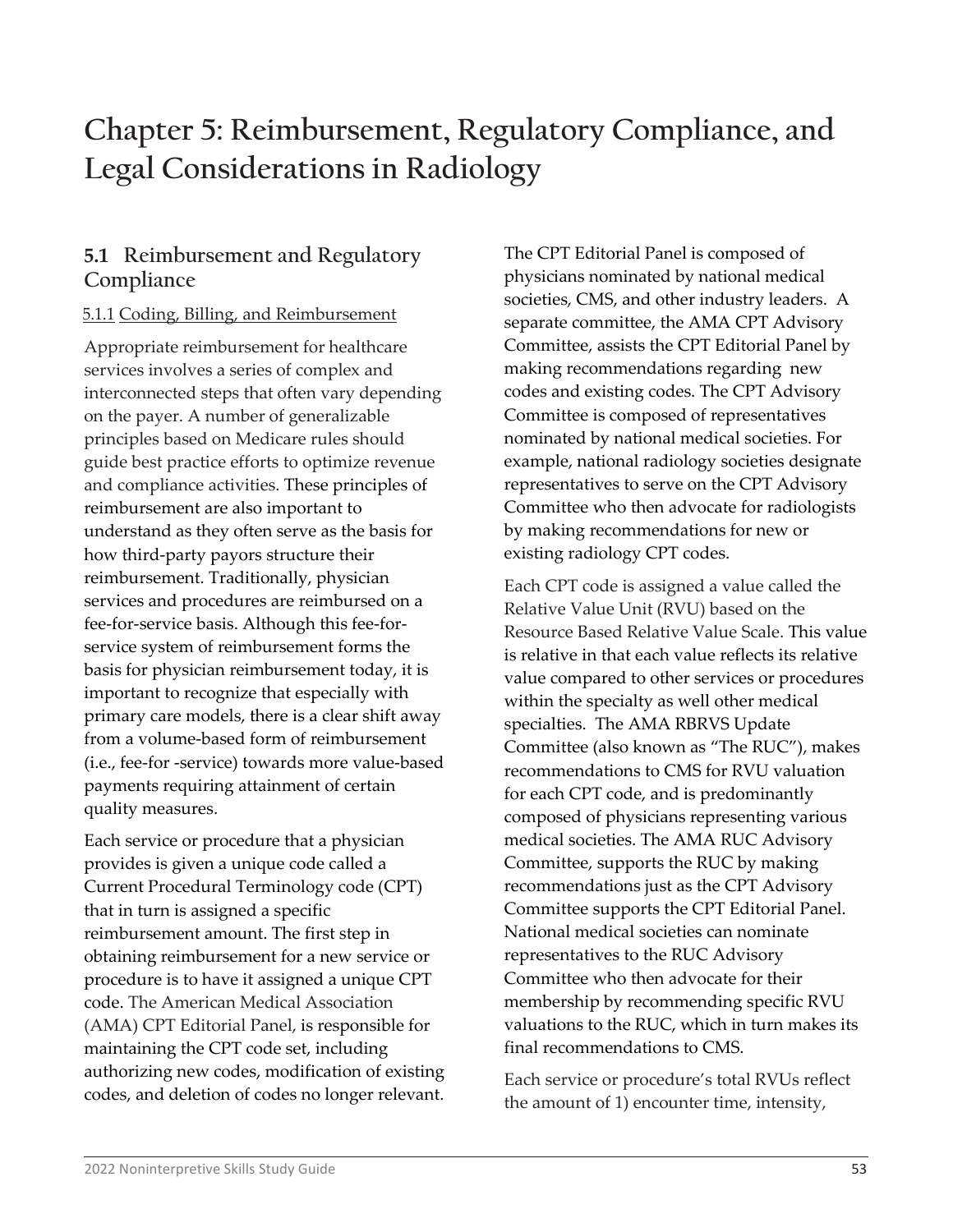# Chapter 5: Reimbursement, Regulatory Compliance, and Legal Considerations in Radiology

## 5.1 Reimbursement and Regulatory Compliance

### 5.1.1 Coding, Billing, and Reimbursement

Appropriate reimbursement for healthcare services involves a series of complex and interconnected steps that often vary depending on the payer. A number of generalizable principles based on Medicare rules should guide best practice efforts to optimize revenue and compliance activities. These principles of reimbursement are also important to understand as they often serve as the basis for how third-party payors structure their reimbursement. Traditionally, physician services and procedures are reimbursed on a fee-for-service basis. Although this fee-for-service system of reimbursement forms the basis for physician reimbursement today, it is important to recognize that especially with primary care models, there is a clear shift away from a volume-based form of reimbursement (i.e., fee-for -service) towards more value-based payments requiring attainment of certain quality measures.

Each service or procedure that a physician provides is given a unique code called a Current Procedural Terminology code (CPT) that in turn is assigned a specific reimbursement amount. The first step in obtaining reimbursement for a new service or procedure is to have it assigned a unique CPT code. The American Medical Association (AMA) CPT Editorial Panel, is responsible for maintaining the CPT code set, including authorizing new codes, modification of existing codes, and deletion of codes no longer relevant. The CPT Editorial Panel is composed of physicians nominated by national medical societies, CMS, and other industry leaders. A separate committee, the AMA CPT Advisory Committee, assists the CPT Editorial Panel by making recommendations regarding new codes and existing codes. The CPT Advisory Committee is composed of representatives nominated by national medical societies. For example, national radiology societies designate representatives to serve on the CPT Advisory Committee who then advocate for radiologists by making recommendations for new or existing radiology CPT codes.

Each CPT code is assigned a value called the Relative Value Unit (RVU) based on the Resource Based Relative Value Scale. This value is relative in that each value reflects its relative value compared to other services or procedures within the specialty as well other medical specialties. The AMA RBRVS Update Committee (also known as "The RUC"), makes recommendations to CMS for RVU valuation for each CPT code, and is predominantly composed of physicians representing various medical societies. The AMA RUC Advisory Committee, supports the RUC by making recommendations just as the CPT Advisory Committee supports the CPT Editorial Panel. National medical societies can nominate representatives to the RUC Advisory Committee who then advocate for their membership by recommending specific RVU valuations to the RUC, which in turn makes its final recommendations to CMS.

Each service or procedure's total RVUs reflect the amount of 1) encounter time, intensity,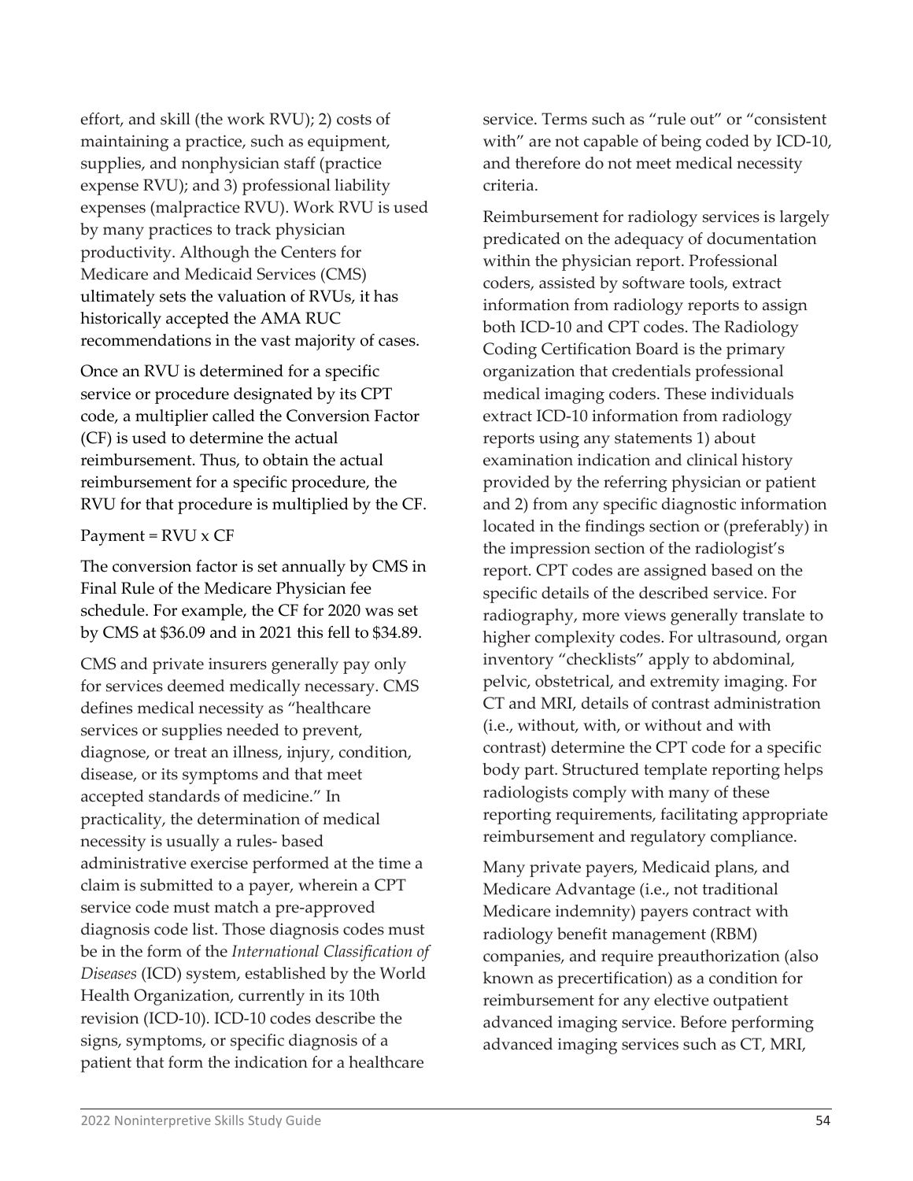effort, and skill (the work RVU); 2) costs of maintaining a practice, such as equipment, supplies, and nonphysician staff (practice expense RVU); and 3) professional liability expenses (malpractice RVU). Work RVU is used by many practices to track physician productivity. Although the Centers for Medicare and Medicaid Services (CMS) ultimately sets the valuation of RVUs, it has historically accepted the AMA RUC recommendations in the vast majority of cases.

Once an RVU is determined for a specific service or procedure designated by its CPT code, a multiplier called the Conversion Factor (CF) is used to determine the actual reimbursement. Thus, to obtain the actual reimbursement for a specific procedure, the RVU for that procedure is multiplied by the CF.

Payment = RVU x CF

The conversion factor is set annually by CMS in Final Rule of the Medicare Physician fee schedule. For example, the CF for 2020 was set by CMS at $36.09 and in 2021 this fell to $34.89.

CMS and private insurers generally pay only for services deemed medically necessary. CMS defines medical necessity as "healthcare services or supplies needed to prevent, diagnose, or treat an illness, injury, condition, disease, or its symptoms and that meet accepted standards of medicine." In practicality, the determination of medical necessity is usually a rules- based administrative exercise performed at the time a claim is submitted to a payer, wherein a CPT service code must match a pre-approved diagnosis code list. Those diagnosis codes must be in the form of the *International Classification of Diseases* (ICD) system, established by the World Health Organization, currently in its 10th revision (ICD-10). ICD-10 codes describe the signs, symptoms, or specific diagnosis of a patient that form the indication for a healthcare service. Terms such as "rule out" or "consistent with" are not capable of being coded by ICD-10, and therefore do not meet medical necessity criteria.

Reimbursement for radiology services is largely predicated on the adequacy of documentation within the physician report. Professional coders, assisted by software tools, extract information from radiology reports to assign both ICD-10 and CPT codes. The Radiology Coding Certification Board is the primary organization that credentials professional medical imaging coders. These individuals extract ICD-10 information from radiology reports using any statements 1) about examination indication and clinical history provided by the referring physician or patient and 2) from any specific diagnostic information located in the findings section or (preferably) in the impression section of the radiologist's report. CPT codes are assigned based on the specific details of the described service. For radiography, more views generally translate to higher complexity codes. For ultrasound, organ inventory "checklists" apply to abdominal, pelvic, obstetrical, and extremity imaging. For CT and MRI, details of contrast administration (i.e., without, with, or without and with contrast) determine the CPT code for a specific body part. Structured template reporting helps radiologists comply with many of these reporting requirements, facilitating appropriate reimbursement and regulatory compliance.

Many private payers, Medicaid plans, and Medicare Advantage (i.e., not traditional Medicare indemnity) payers contract with radiology benefit management (RBM) companies, and require preauthorization (also known as precertification) as a condition for reimbursement for any elective outpatient advanced imaging service. Before performing advanced imaging services such as CT, MRI,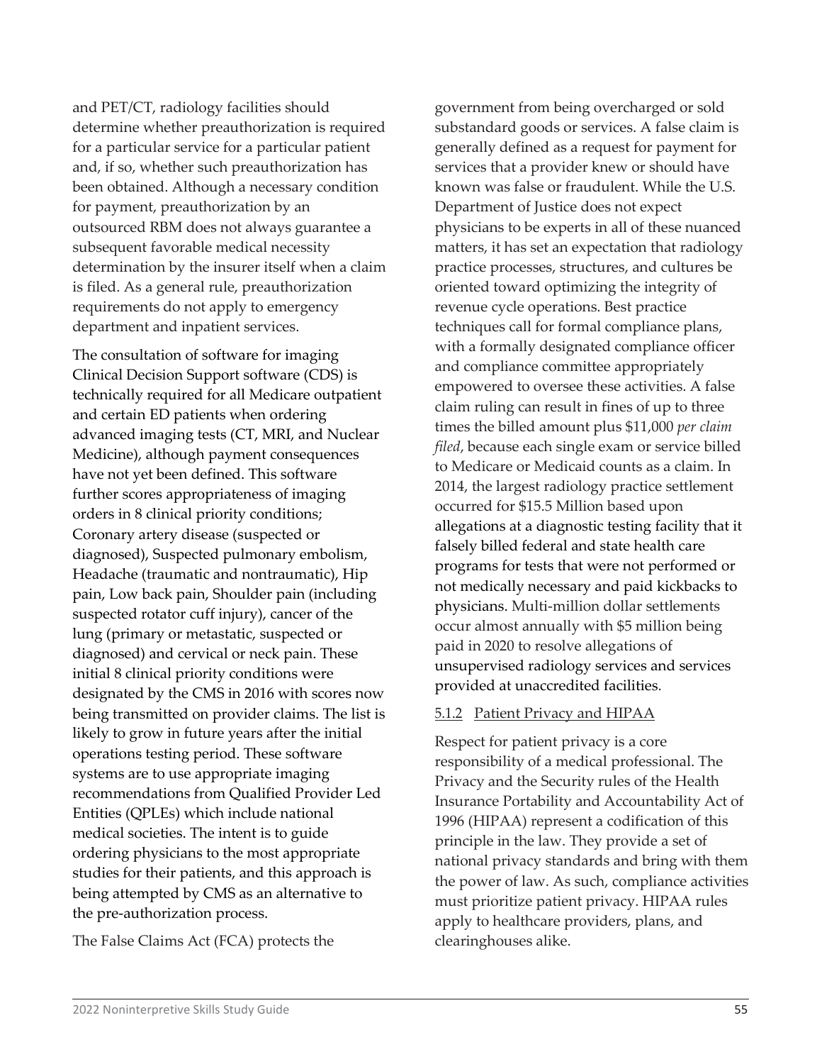and PET/CT, radiology facilities should determine whether preauthorization is required for a particular service for a particular patient and, if so, whether such preauthorization has been obtained. Although a necessary condition for payment, preauthorization by an outsourced RBM does not always guarantee a subsequent favorable medical necessity determination by the insurer itself when a claim is filed. As a general rule, preauthorization requirements do not apply to emergency department and inpatient services.

The consultation of software for imaging Clinical Decision Support software (CDS) is technically required for all Medicare outpatient and certain ED patients when ordering advanced imaging tests (CT, MRI, and Nuclear Medicine), although payment consequences have not yet been defined. This software further scores appropriateness of imaging orders in 8 clinical priority conditions; Coronary artery disease (suspected or diagnosed), Suspected pulmonary embolism, Headache (traumatic and nontraumatic), Hip pain, Low back pain, Shoulder pain (including suspected rotator cuff injury), cancer of the lung (primary or metastatic, suspected or diagnosed) and cervical or neck pain. These initial 8 clinical priority conditions were designated by the CMS in 2016 with scores now being transmitted on provider claims. The list is likely to grow in future years after the initial operations testing period. These software systems are to use appropriate imaging recommendations from Qualified Provider Led Entities (QPLEs) which include national medical societies. The intent is to guide ordering physicians to the most appropriate studies for their patients, and this approach is being attempted by CMS as an alternative to the pre-authorization process.

The False Claims Act (FCA) protects the government from being overcharged or sold substandard goods or services. A false claim is generally defined as a request for payment for services that a provider knew or should have known was false or fraudulent. While the U.S. Department of Justice does not expect physicians to be experts in all of these nuanced matters, it has set an expectation that radiology practice processes, structures, and cultures be oriented toward optimizing the integrity of revenue cycle operations. Best practice techniques call for formal compliance plans, with a formally designated compliance officer and compliance committee appropriately empowered to oversee these activities. A false claim ruling can result in fines of up to three times the billed amount plus $11,000 *per claim filed*, because each single exam or service billed to Medicare or Medicaid counts as a claim. In 2014, the largest radiology practice settlement occurred for $15.5 Million based upon allegations at a diagnostic testing facility that it falsely billed federal and state health care programs for tests that were not performed or not medically necessary and paid kickbacks to physicians. Multi-million dollar settlements occur almost annually with $5 million being paid in 2020 to resolve allegations of unsupervised radiology services and services provided at unaccredited facilities.

### 5.1.2 Patient Privacy and HIPAA

Respect for patient privacy is a core responsibility of a medical professional. The Privacy and the Security rules of the Health Insurance Portability and Accountability Act of 1996 (HIPAA) represent a codification of this principle in the law. They provide a set of national privacy standards and bring with them the power of law. As such, compliance activities must prioritize patient privacy. HIPAA rules apply to healthcare providers, plans, and clearinghouses alike.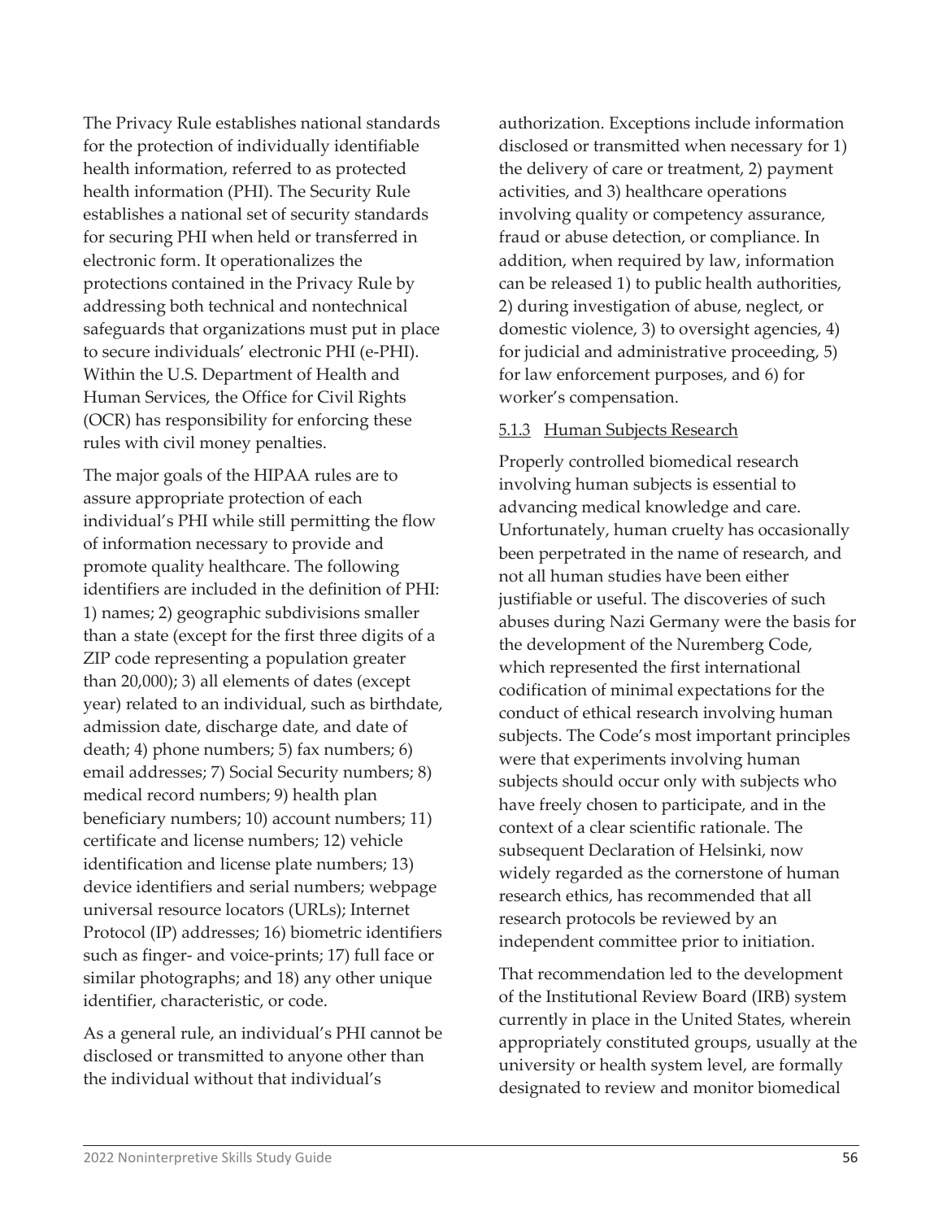The Privacy Rule establishes national standards for the protection of individually identifiable health information, referred to as protected health information (PHI). The Security Rule establishes a national set of security standards for securing PHI when held or transferred in electronic form. It operationalizes the protections contained in the Privacy Rule by addressing both technical and nontechnical safeguards that organizations must put in place to secure individuals' electronic PHI (e-PHI). Within the U.S. Department of Health and Human Services, the Office for Civil Rights (OCR) has responsibility for enforcing these rules with civil money penalties.

The major goals of the HIPAA rules are to assure appropriate protection of each individual's PHI while still permitting the flow of information necessary to provide and promote quality healthcare. The following identifiers are included in the definition of PHI: 1) names; 2) geographic subdivisions smaller than a state (except for the first three digits of a ZIP code representing a population greater than 20,000); 3) all elements of dates (except year) related to an individual, such as birthdate, admission date, discharge date, and date of death; 4) phone numbers; 5) fax numbers; 6) email addresses; 7) Social Security numbers; 8) medical record numbers; 9) health plan beneficiary numbers; 10) account numbers; 11) certificate and license numbers; 12) vehicle identification and license plate numbers; 13) device identifiers and serial numbers; webpage universal resource locators (URLs); Internet Protocol (IP) addresses; 16) biometric identifiers such as finger- and voice-prints; 17) full face or similar photographs; and 18) any other unique identifier, characteristic, or code.

As a general rule, an individual's PHI cannot be disclosed or transmitted to anyone other than the individual without that individual's authorization. Exceptions include information disclosed or transmitted when necessary for 1) the delivery of care or treatment, 2) payment activities, and 3) healthcare operations involving quality or competency assurance, fraud or abuse detection, or compliance. In addition, when required by law, information can be released 1) to public health authorities, 2) during investigation of abuse, neglect, or domestic violence, 3) to oversight agencies, 4) for judicial and administrative proceeding, 5) for law enforcement purposes, and 6) for worker's compensation.

#### 5.1.3 Human Subjects Research

Properly controlled biomedical research involving human subjects is essential to advancing medical knowledge and care. Unfortunately, human cruelty has occasionally been perpetrated in the name of research, and not all human studies have been either justifiable or useful. The discoveries of such abuses during Nazi Germany were the basis for the development of the Nuremberg Code, which represented the first international codification of minimal expectations for the conduct of ethical research involving human subjects. The Code's most important principles were that experiments involving human subjects should occur only with subjects who have freely chosen to participate, and in the context of a clear scientific rationale. The subsequent Declaration of Helsinki, now widely regarded as the cornerstone of human research ethics, has recommended that all research protocols be reviewed by an independent committee prior to initiation.

That recommendation led to the development of the Institutional Review Board (IRB) system currently in place in the United States, wherein appropriately constituted groups, usually at the university or health system level, are formally designated to review and monitor biomedical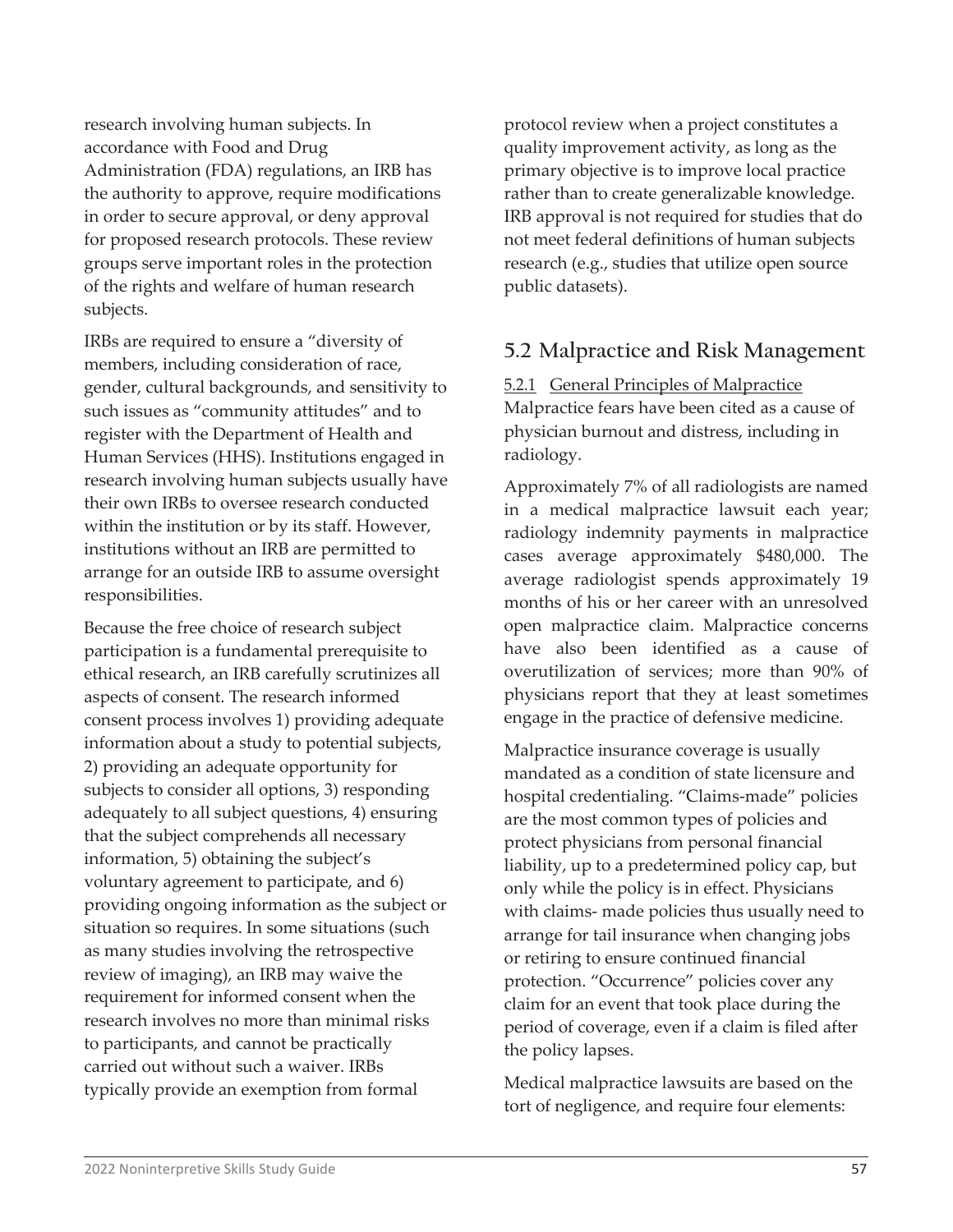research involving human subjects. In accordance with Food and Drug Administration (FDA) regulations, an IRB has the authority to approve, require modifications in order to secure approval, or deny approval for proposed research protocols. These review groups serve important roles in the protection of the rights and welfare of human research subjects.

IRBs are required to ensure a "diversity of members, including consideration of race, gender, cultural backgrounds, and sensitivity to such issues as "community attitudes" and to register with the Department of Health and Human Services (HHS). Institutions engaged in research involving human subjects usually have their own IRBs to oversee research conducted within the institution or by its staff. However, institutions without an IRB are permitted to arrange for an outside IRB to assume oversight responsibilities.

Because the free choice of research subject participation is a fundamental prerequisite to ethical research, an IRB carefully scrutinizes all aspects of consent. The research informed consent process involves 1) providing adequate information about a study to potential subjects, 2) providing an adequate opportunity for subjects to consider all options, 3) responding adequately to all subject questions, 4) ensuring that the subject comprehends all necessary information, 5) obtaining the subject's voluntary agreement to participate, and 6) providing ongoing information as the subject or situation so requires. In some situations (such as many studies involving the retrospective review of imaging), an IRB may waive the requirement for informed consent when the research involves no more than minimal risks to participants, and cannot be practically carried out without such a waiver. IRBs typically provide an exemption from formal protocol review when a project constitutes a quality improvement activity, as long as the primary objective is to improve local practice rather than to create generalizable knowledge. IRB approval is not required for studies that do not meet federal definitions of human subjects research (e.g., studies that utilize open source public datasets).

## 5.2 Malpractice and Risk Management

### 5.2.1 General Principles of Malpractice

Malpractice fears have been cited as a cause of physician burnout and distress, including in radiology.

Approximately 7% of all radiologists are named in a medical malpractice lawsuit each year; radiology indemnity payments in malpractice cases average approximately $480,000. The average radiologist spends approximately 19 months of his or her career with an unresolved open malpractice claim. Malpractice concerns have also been identified as a cause of overutilization of services; more than 90% of physicians report that they at least sometimes engage in the practice of defensive medicine.

Malpractice insurance coverage is usually mandated as a condition of state licensure and hospital credentialing. "Claims-made" policies are the most common types of policies and protect physicians from personal financial liability, up to a predetermined policy cap, but only while the policy is in effect. Physicians with claims- made policies thus usually need to arrange for tail insurance when changing jobs or retiring to ensure continued financial protection. "Occurrence" policies cover any claim for an event that took place during the period of coverage, even if a claim is filed after the policy lapses.

Medical malpractice lawsuits are based on the tort of negligence, and require four elements: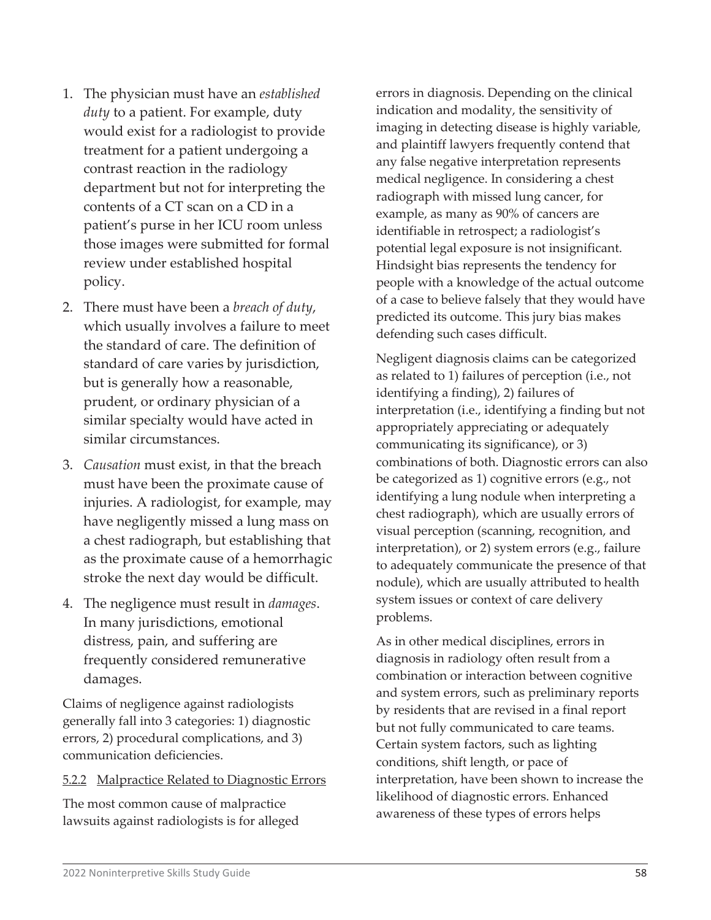1. The physician must have an *established duty* to a patient. For example, duty would exist for a radiologist to provide treatment for a patient undergoing a contrast reaction in the radiology department but not for interpreting the contents of a CT scan on a CD in a patient's purse in her ICU room unless those images were submitted for formal review under established hospital policy.
2. There must have been a *breach of duty*, which usually involves a failure to meet the standard of care. The definition of standard of care varies by jurisdiction, but is generally how a reasonable, prudent, or ordinary physician of a similar specialty would have acted in similar circumstances.
3. *Causation* must exist, in that the breach must have been the proximate cause of injuries. A radiologist, for example, may have negligently missed a lung mass on a chest radiograph, but establishing that as the proximate cause of a hemorrhagic stroke the next day would be difficult.
4. The negligence must result in *damages*. In many jurisdictions, emotional distress, pain, and suffering are frequently considered remunerative damages.

Claims of negligence against radiologists generally fall into 3 categories: 1) diagnostic errors, 2) procedural complications, and 3) communication deficiencies.

### 5.2.2 Malpractice Related to Diagnostic Errors

The most common cause of malpractice lawsuits against radiologists is for alleged errors in diagnosis. Depending on the clinical indication and modality, the sensitivity of imaging in detecting disease is highly variable, and plaintiff lawyers frequently contend that any false negative interpretation represents medical negligence. In considering a chest radiograph with missed lung cancer, for example, as many as 90% of cancers are identifiable in retrospect; a radiologist's potential legal exposure is not insignificant. Hindsight bias represents the tendency for people with a knowledge of the actual outcome of a case to believe falsely that they would have predicted its outcome. This jury bias makes defending such cases difficult.

Negligent diagnosis claims can be categorized as related to 1) failures of perception (i.e., not identifying a finding), 2) failures of interpretation (i.e., identifying a finding but not appropriately appreciating or adequately communicating its significance), or 3) combinations of both. Diagnostic errors can also be categorized as 1) cognitive errors (e.g., not identifying a lung nodule when interpreting a chest radiograph), which are usually errors of visual perception (scanning, recognition, and interpretation), or 2) system errors (e.g., failure to adequately communicate the presence of that nodule), which are usually attributed to health system issues or context of care delivery problems.

As in other medical disciplines, errors in diagnosis in radiology often result from a combination or interaction between cognitive and system errors, such as preliminary reports by residents that are revised in a final report but not fully communicated to care teams. Certain system factors, such as lighting conditions, shift length, or pace of interpretation, have been shown to increase the likelihood of diagnostic errors. Enhanced awareness of these types of errors helps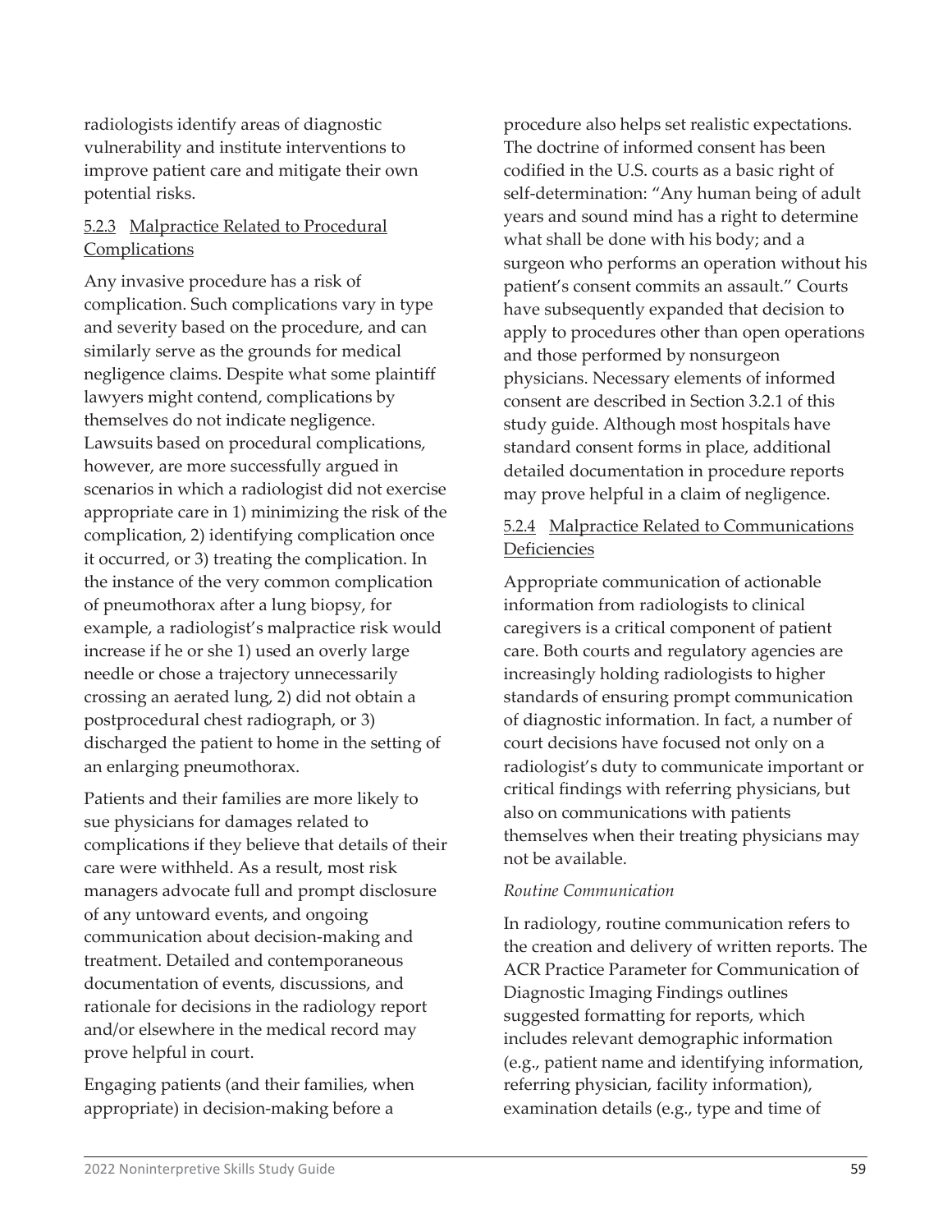radiologists identify areas of diagnostic vulnerability and institute interventions to improve patient care and mitigate their own potential risks.

### 5.2.3 Malpractice Related to Procedural Complications

Any invasive procedure has a risk of complication. Such complications vary in type and severity based on the procedure, and can similarly serve as the grounds for medical negligence claims. Despite what some plaintiff lawyers might contend, complications by themselves do not indicate negligence. Lawsuits based on procedural complications, however, are more successfully argued in scenarios in which a radiologist did not exercise appropriate care in 1) minimizing the risk of the complication, 2) identifying complication once it occurred, or 3) treating the complication. In the instance of the very common complication of pneumothorax after a lung biopsy, for example, a radiologist's malpractice risk would increase if he or she 1) used an overly large needle or chose a trajectory unnecessarily crossing an aerated lung, 2) did not obtain a postprocedural chest radiograph, or 3) discharged the patient to home in the setting of an enlarging pneumothorax.

Patients and their families are more likely to sue physicians for damages related to complications if they believe that details of their care were withheld. As a result, most risk managers advocate full and prompt disclosure of any untoward events, and ongoing communication about decision-making and treatment. Detailed and contemporaneous documentation of events, discussions, and rationale for decisions in the radiology report and/or elsewhere in the medical record may prove helpful in court.

Engaging patients (and their families, when appropriate) in decision-making before a procedure also helps set realistic expectations. The doctrine of informed consent has been codified in the U.S. courts as a basic right of self-determination: "Any human being of adult years and sound mind has a right to determine what shall be done with his body; and a surgeon who performs an operation without his patient's consent commits an assault." Courts have subsequently expanded that decision to apply to procedures other than open operations and those performed by nonsurgeon physicians. Necessary elements of informed consent are described in Section 3.2.1 of this study guide. Although most hospitals have standard consent forms in place, additional detailed documentation in procedure reports may prove helpful in a claim of negligence.

### 5.2.4 Malpractice Related to Communications Deficiencies

Appropriate communication of actionable information from radiologists to clinical caregivers is a critical component of patient care. Both courts and regulatory agencies are increasingly holding radiologists to higher standards of ensuring prompt communication of diagnostic information. In fact, a number of court decisions have focused not only on a radiologist's duty to communicate important or critical findings with referring physicians, but also on communications with patients themselves when their treating physicians may not be available.

*Routine Communication*

In radiology, routine communication refers to the creation and delivery of written reports. The ACR Practice Parameter for Communication of Diagnostic Imaging Findings outlines suggested formatting for reports, which includes relevant demographic information (e.g., patient name and identifying information, referring physician, facility information), examination details (e.g., type and time of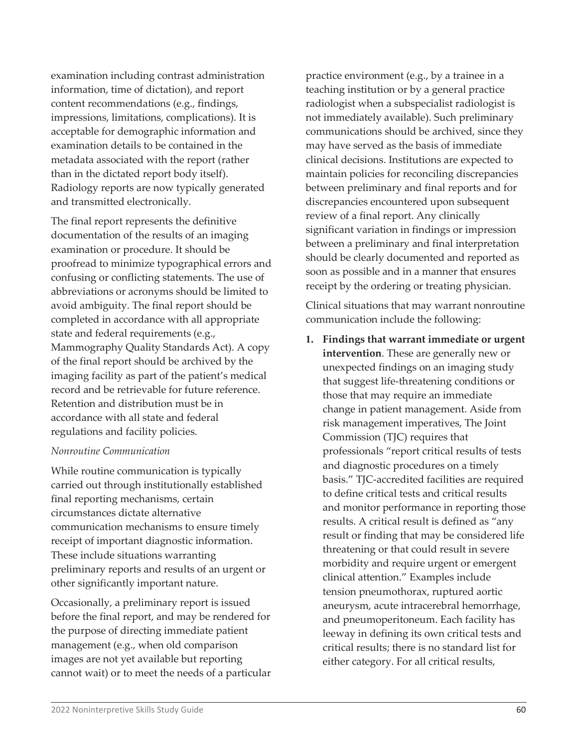examination including contrast administration information, time of dictation), and report content recommendations (e.g., findings, impressions, limitations, complications). It is acceptable for demographic information and examination details to be contained in the metadata associated with the report (rather than in the dictated report body itself). Radiology reports are now typically generated and transmitted electronically.

The final report represents the definitive documentation of the results of an imaging examination or procedure. It should be proofread to minimize typographical errors and confusing or conflicting statements. The use of abbreviations or acronyms should be limited to avoid ambiguity. The final report should be completed in accordance with all appropriate state and federal requirements (e.g., Mammography Quality Standards Act). A copy of the final report should be archived by the imaging facility as part of the patient's medical record and be retrievable for future reference. Retention and distribution must be in accordance with all state and federal regulations and facility policies.

*Nonroutine Communication*

While routine communication is typically carried out through institutionally established final reporting mechanisms, certain circumstances dictate alternative communication mechanisms to ensure timely receipt of important diagnostic information. These include situations warranting preliminary reports and results of an urgent or other significantly important nature.

Occasionally, a preliminary report is issued before the final report, and may be rendered for the purpose of directing immediate patient management (e.g., when old comparison images are not yet available but reporting cannot wait) or to meet the needs of a particular practice environment (e.g., by a trainee in a teaching institution or by a general practice radiologist when a subspecialist radiologist is not immediately available). Such preliminary communications should be archived, since they may have served as the basis of immediate clinical decisions. Institutions are expected to maintain policies for reconciling discrepancies between preliminary and final reports and for discrepancies encountered upon subsequent review of a final report. Any clinically significant variation in findings or impression between a preliminary and final interpretation should be clearly documented and reported as soon as possible and in a manner that ensures receipt by the ordering or treating physician.

Clinical situations that may warrant nonroutine communication include the following:

1. **Findings that warrant immediate or urgent intervention**. These are generally new or unexpected findings on an imaging study that suggest life-threatening conditions or those that may require an immediate change in patient management. Aside from risk management imperatives, The Joint Commission (TJC) requires that professionals "report critical results of tests and diagnostic procedures on a timely basis." TJC-accredited facilities are required to define critical tests and critical results and monitor performance in reporting those results. A critical result is defined as "any result or finding that may be considered life threatening or that could result in severe morbidity and require urgent or emergent clinical attention." Examples include tension pneumothorax, ruptured aortic aneurysm, acute intracerebral hemorrhage, and pneumoperitoneum. Each facility has leeway in defining its own critical tests and critical results; there is no standard list for either category. For all critical results,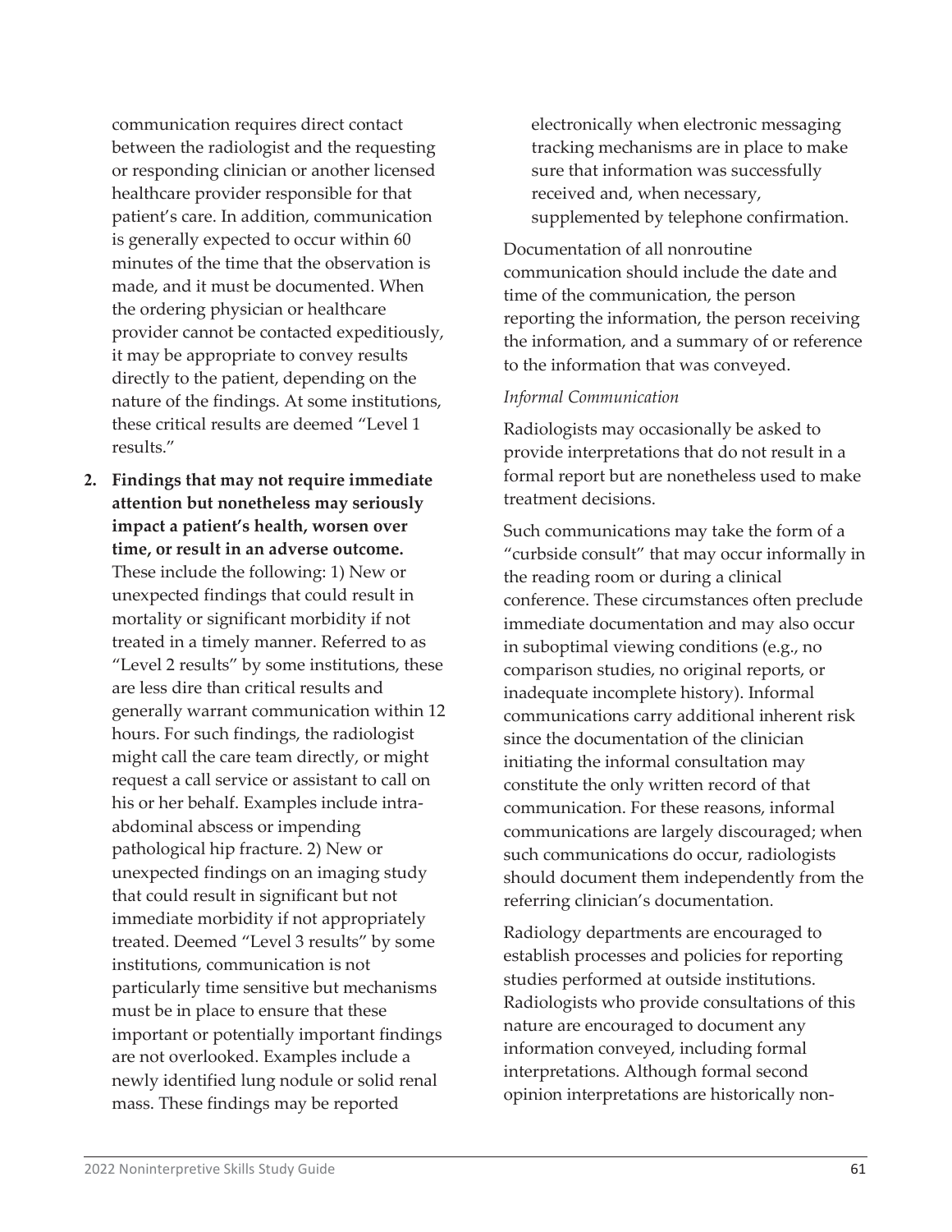communication requires direct contact between the radiologist and the requesting or responding clinician or another licensed healthcare provider responsible for that patient's care. In addition, communication is generally expected to occur within 60 minutes of the time that the observation is made, and it must be documented. When the ordering physician or healthcare provider cannot be contacted expeditiously, it may be appropriate to convey results directly to the patient, depending on the nature of the findings. At some institutions, these critical results are deemed "Level 1 results."

2. **Findings that may not require immediate attention but nonetheless may seriously impact a patient's health, worsen over time, or result in an adverse outcome.** These include the following: 1) New or unexpected findings that could result in mortality or significant morbidity if not treated in a timely manner. Referred to as "Level 2 results" by some institutions, these are less dire than critical results and generally warrant communication within 12 hours. For such findings, the radiologist might call the care team directly, or might request a call service or assistant to call on his or her behalf. Examples include intra-abdominal abscess or impending pathological hip fracture. 2) New or unexpected findings on an imaging study that could result in significant but not immediate morbidity if not appropriately treated. Deemed "Level 3 results" by some institutions, communication is not particularly time sensitive but mechanisms must be in place to ensure that these important or potentially important findings are not overlooked. Examples include a newly identified lung nodule or solid renal mass. These findings may be reported electronically when electronic messaging tracking mechanisms are in place to make sure that information was successfully received and, when necessary, supplemented by telephone confirmation.

Documentation of all nonroutine communication should include the date and time of the communication, the person reporting the information, the person receiving the information, and a summary of or reference to the information that was conveyed.

*Informal Communication*

Radiologists may occasionally be asked to provide interpretations that do not result in a formal report but are nonetheless used to make treatment decisions.

Such communications may take the form of a "curbside consult" that may occur informally in the reading room or during a clinical conference. These circumstances often preclude immediate documentation and may also occur in suboptimal viewing conditions (e.g., no comparison studies, no original reports, or inadequate incomplete history). Informal communications carry additional inherent risk since the documentation of the clinician initiating the informal consultation may constitute the only written record of that communication. For these reasons, informal communications are largely discouraged; when such communications do occur, radiologists should document them independently from the referring clinician's documentation.

Radiology departments are encouraged to establish processes and policies for reporting studies performed at outside institutions. Radiologists who provide consultations of this nature are encouraged to document any information conveyed, including formal interpretations. Although formal second opinion interpretations are historically non-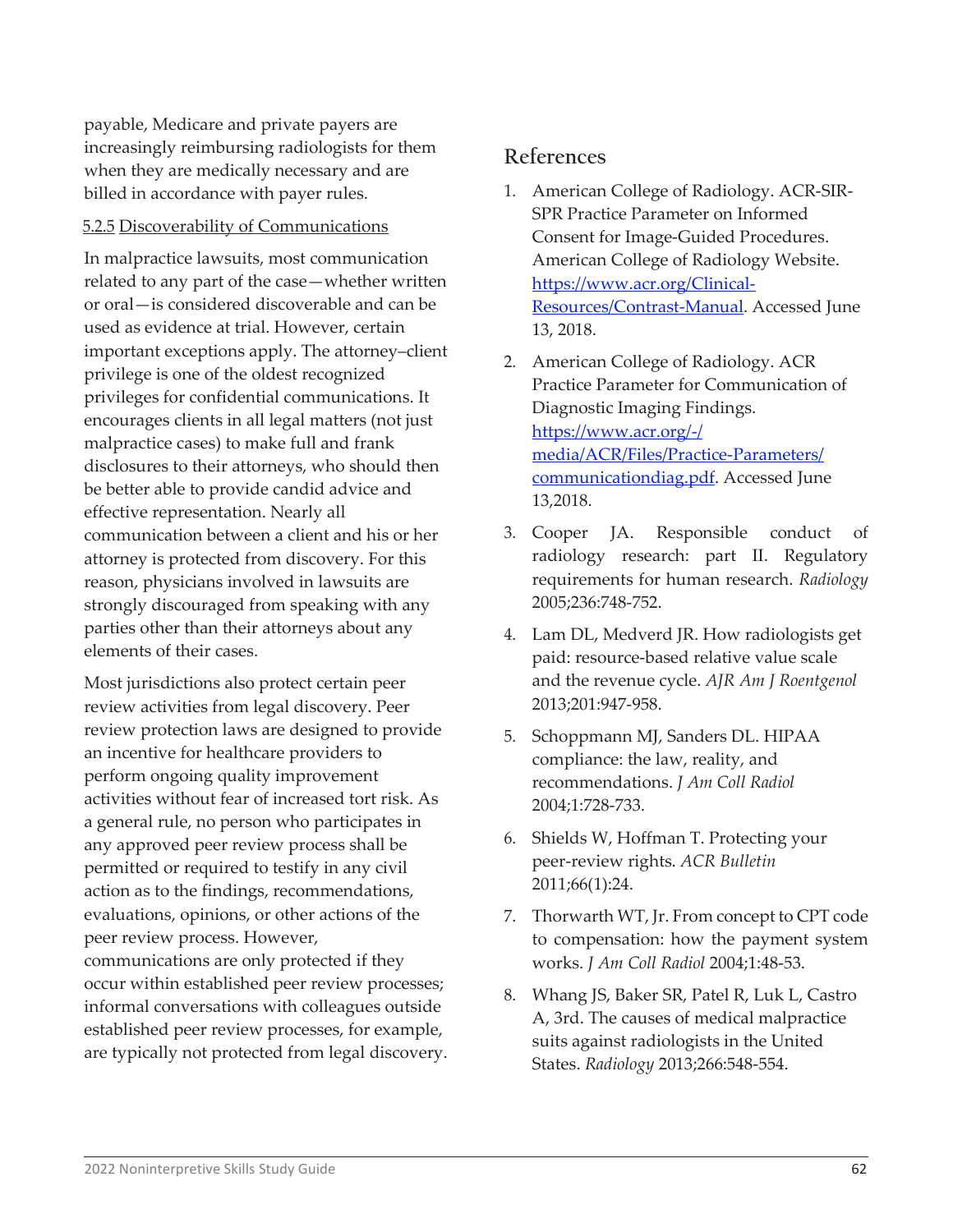payable, Medicare and private payers are increasingly reimbursing radiologists for them when they are medically necessary and are billed in accordance with payer rules.

#### 5.2.5 Discoverability of Communications

In malpractice lawsuits, most communication related to any part of the case—whether written or oral—is considered discoverable and can be used as evidence at trial. However, certain important exceptions apply. The attorney–client privilege is one of the oldest recognized privileges for confidential communications. It encourages clients in all legal matters (not just malpractice cases) to make full and frank disclosures to their attorneys, who should then be better able to provide candid advice and effective representation. Nearly all communication between a client and his or her attorney is protected from discovery. For this reason, physicians involved in lawsuits are strongly discouraged from speaking with any parties other than their attorneys about any elements of their cases.

Most jurisdictions also protect certain peer review activities from legal discovery. Peer review protection laws are designed to provide an incentive for healthcare providers to perform ongoing quality improvement activities without fear of increased tort risk. As a general rule, no person who participates in any approved peer review process shall be permitted or required to testify in any civil action as to the findings, recommendations, evaluations, opinions, or other actions of the peer review process. However, communications are only protected if they occur within established peer review processes; informal conversations with colleagues outside established peer review processes, for example, are typically not protected from legal discovery.

## References

1. American College of Radiology. ACR-SIR-SPR Practice Parameter on Informed Consent for Image-Guided Procedures. American College of Radiology Website. https://www.acr.org/Clinical-Resources/Contrast-Manual. Accessed June 13, 2018.
2. American College of Radiology. ACR Practice Parameter for Communication of Diagnostic Imaging Findings. https://www.acr.org/-/media/ACR/Files/Practice-Parameters/communicationdiag.pdf. Accessed June 13,2018.
3. Cooper JA. Responsible conduct of radiology research: part II. Regulatory requirements for human research. *Radiology* 2005;236:748-752.
4. Lam DL, Medverd JR. How radiologists get paid: resource-based relative value scale and the revenue cycle. *AJR Am J Roentgenol* 2013;201:947-958.
5. Schoppmann MJ, Sanders DL. HIPAA compliance: the law, reality, and recommendations. *J Am Coll Radiol* 2004;1:728-733.
6. Shields W, Hoffman T. Protecting your peer-review rights. *ACR Bulletin* 2011;66(1):24.
7. Thorwarth WT, Jr. From concept to CPT code to compensation: how the payment system works. *J Am Coll Radiol* 2004;1:48-53.
8. Whang JS, Baker SR, Patel R, Luk L, Castro A, 3rd. The causes of medical malpractice suits against radiologists in the United States. *Radiology* 2013;266:548-554.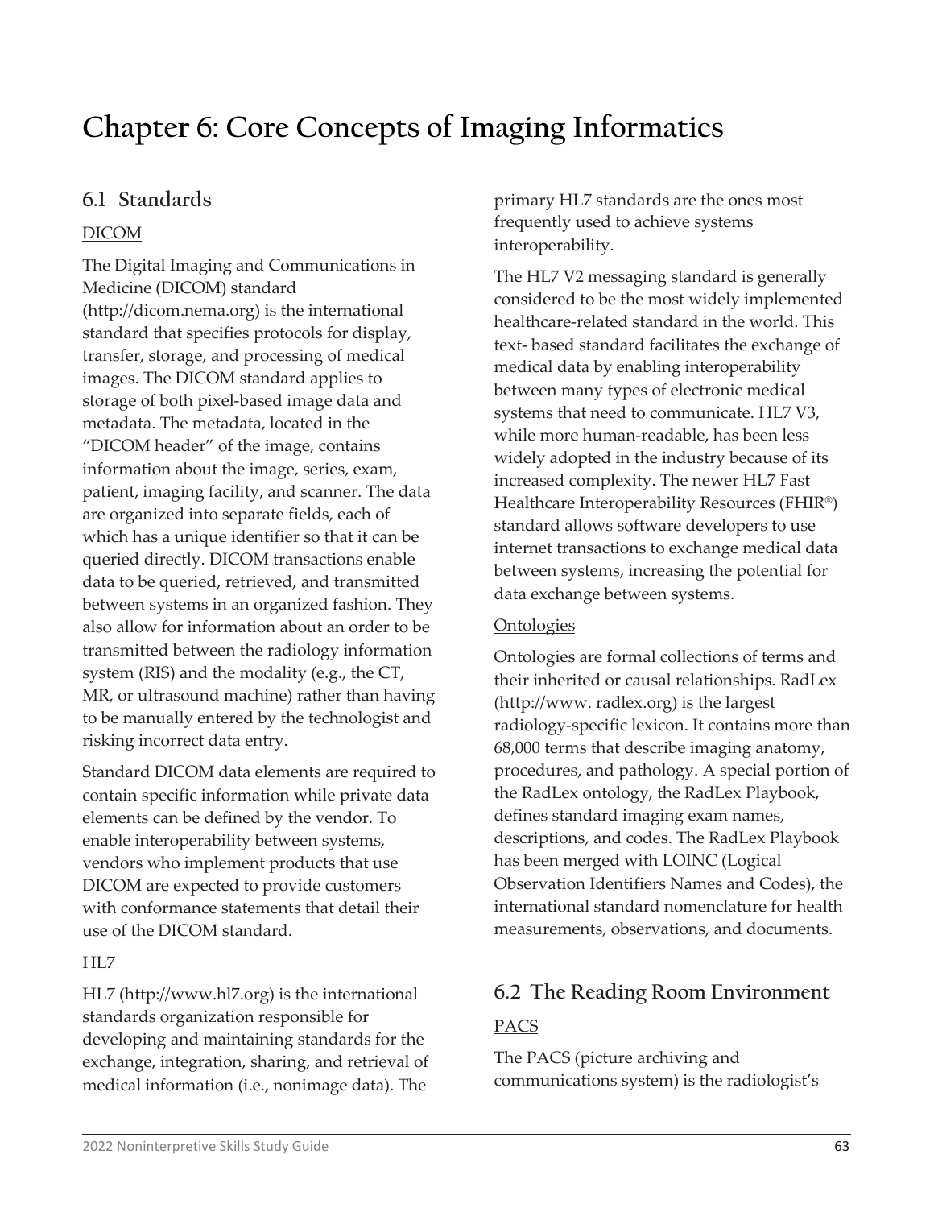# Chapter 6: Core Concepts of Imaging Informatics

## 6.1 Standards

### DICOM

The Digital Imaging and Communications in Medicine (DICOM) standard (http://dicom.nema.org) is the international standard that specifies protocols for display, transfer, storage, and processing of medical images. The DICOM standard applies to storage of both pixel-based image data and metadata. The metadata, located in the "DICOM header" of the image, contains information about the image, series, exam, patient, imaging facility, and scanner. The data are organized into separate fields, each of which has a unique identifier so that it can be queried directly. DICOM transactions enable data to be queried, retrieved, and transmitted between systems in an organized fashion. They also allow for information about an order to be transmitted between the radiology information system (RIS) and the modality (e.g., the CT, MR, or ultrasound machine) rather than having to be manually entered by the technologist and risking incorrect data entry.

Standard DICOM data elements are required to contain specific information while private data elements can be defined by the vendor. To enable interoperability between systems, vendors who implement products that use DICOM are expected to provide customers with conformance statements that detail their use of the DICOM standard.

### HL7

HL7 (http://www.hl7.org) is the international standards organization responsible for developing and maintaining standards for the exchange, integration, sharing, and retrieval of medical information (i.e., nonimage data). The primary HL7 standards are the ones most frequently used to achieve systems interoperability.

The HL7 V2 messaging standard is generally considered to be the most widely implemented healthcare-related standard in the world. This text- based standard facilitates the exchange of medical data by enabling interoperability between many types of electronic medical systems that need to communicate. HL7 V3, while more human-readable, has been less widely adopted in the industry because of its increased complexity. The newer HL7 Fast Healthcare Interoperability Resources (FHIR®) standard allows software developers to use internet transactions to exchange medical data between systems, increasing the potential for data exchange between systems.

### Ontologies

Ontologies are formal collections of terms and their inherited or causal relationships. RadLex (http://www. radlex.org) is the largest radiology-specific lexicon. It contains more than 68,000 terms that describe imaging anatomy, procedures, and pathology. A special portion of the RadLex ontology, the RadLex Playbook, defines standard imaging exam names, descriptions, and codes. The RadLex Playbook has been merged with LOINC (Logical Observation Identifiers Names and Codes), the international standard nomenclature for health measurements, observations, and documents.

## 6.2 The Reading Room Environment

### PACS

The PACS (picture archiving and communications system) is the radiologist's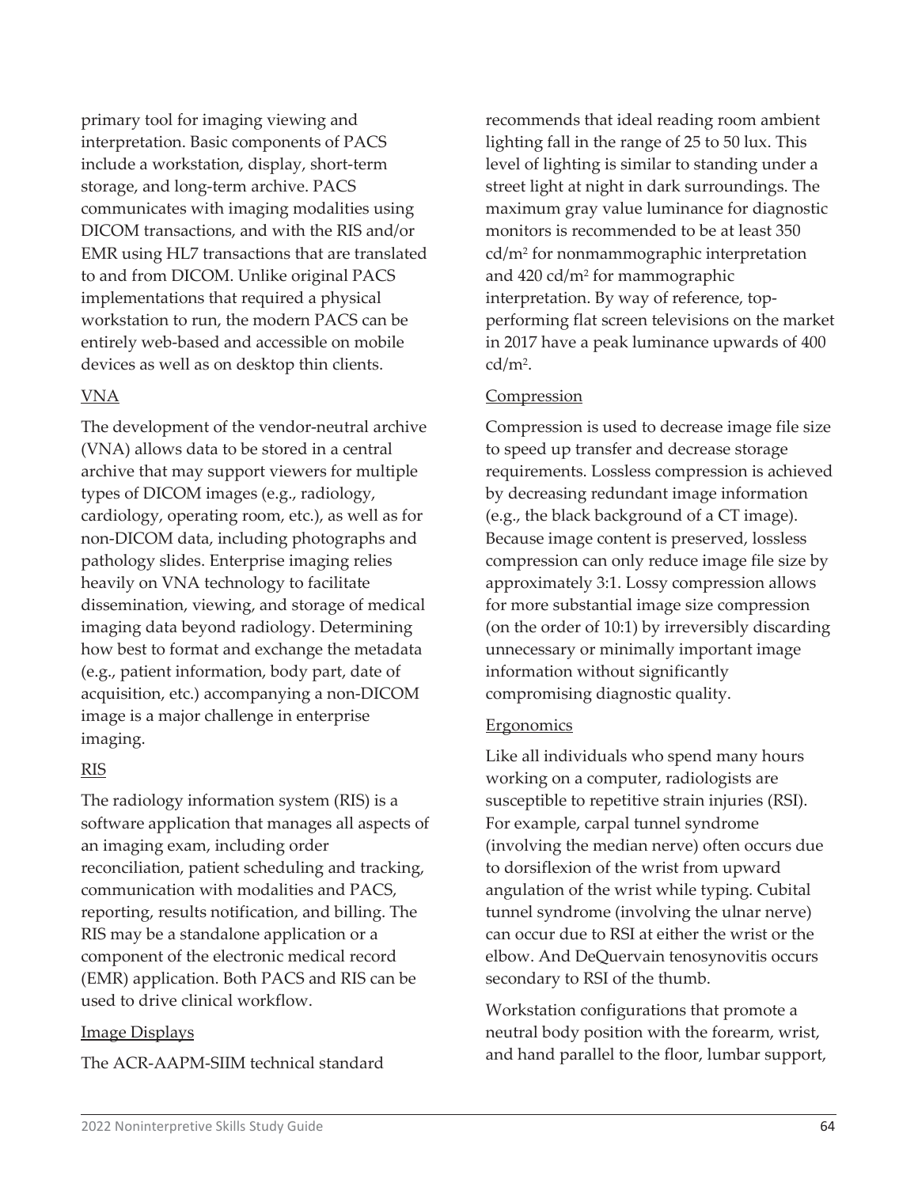primary tool for imaging viewing and interpretation. Basic components of PACS include a workstation, display, short-term storage, and long-term archive. PACS communicates with imaging modalities using DICOM transactions, and with the RIS and/or EMR using HL7 transactions that are translated to and from DICOM. Unlike original PACS implementations that required a physical workstation to run, the modern PACS can be entirely web-based and accessible on mobile devices as well as on desktop thin clients.

<u>VNA</u>

The development of the vendor-neutral archive (VNA) allows data to be stored in a central archive that may support viewers for multiple types of DICOM images (e.g., radiology, cardiology, operating room, etc.), as well as for non-DICOM data, including photographs and pathology slides. Enterprise imaging relies heavily on VNA technology to facilitate dissemination, viewing, and storage of medical imaging data beyond radiology. Determining how best to format and exchange the metadata (e.g., patient information, body part, date of acquisition, etc.) accompanying a non-DICOM image is a major challenge in enterprise imaging.

<u>RIS</u>

The radiology information system (RIS) is a software application that manages all aspects of an imaging exam, including order reconciliation, patient scheduling and tracking, communication with modalities and PACS, reporting, results notification, and billing. The RIS may be a standalone application or a component of the electronic medical record (EMR) application. Both PACS and RIS can be used to drive clinical workflow.

<u>Image Displays</u>

The ACR-AAPM-SIIM technical standard recommends that ideal reading room ambient lighting fall in the range of 25 to 50 lux. This level of lighting is similar to standing under a street light at night in dark surroundings. The maximum gray value luminance for diagnostic monitors is recommended to be at least 350 cd/m$^2$ for nonmammographic interpretation and 420 cd/m$^2$ for mammographic interpretation. By way of reference, top-performing flat screen televisions on the market in 2017 have a peak luminance upwards of 400 cd/m$^2$.

<u>Compression</u>

Compression is used to decrease image file size to speed up transfer and decrease storage requirements. Lossless compression is achieved by decreasing redundant image information (e.g., the black background of a CT image). Because image content is preserved, lossless compression can only reduce image file size by approximately 3:1. Lossy compression allows for more substantial image size compression (on the order of 10:1) by irreversibly discarding unnecessary or minimally important image information without significantly compromising diagnostic quality.

<u>Ergonomics</u>

Like all individuals who spend many hours working on a computer, radiologists are susceptible to repetitive strain injuries (RSI). For example, carpal tunnel syndrome (involving the median nerve) often occurs due to dorsiflexion of the wrist from upward angulation of the wrist while typing. Cubital tunnel syndrome (involving the ulnar nerve) can occur due to RSI at either the wrist or the elbow. And DeQuervain tenosynovitis occurs secondary to RSI of the thumb.

Workstation configurations that promote a neutral body position with the forearm, wrist, and hand parallel to the floor, lumbar support,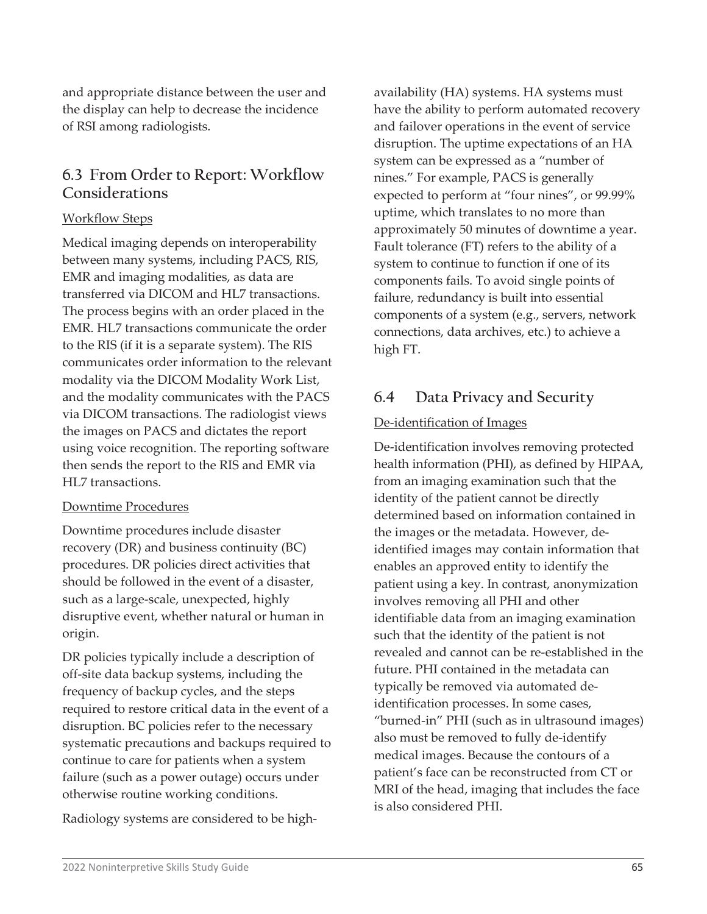and appropriate distance between the user and the display can help to decrease the incidence of RSI among radiologists.

## 6.3 From Order to Report: Workflow Considerations

Workflow Steps

Medical imaging depends on interoperability between many systems, including PACS, RIS, EMR and imaging modalities, as data are transferred via DICOM and HL7 transactions. The process begins with an order placed in the EMR. HL7 transactions communicate the order to the RIS (if it is a separate system). The RIS communicates order information to the relevant modality via the DICOM Modality Work List, and the modality communicates with the PACS via DICOM transactions. The radiologist views the images on PACS and dictates the report using voice recognition. The reporting software then sends the report to the RIS and EMR via HL7 transactions.

Downtime Procedures

Downtime procedures include disaster recovery (DR) and business continuity (BC) procedures. DR policies direct activities that should be followed in the event of a disaster, such as a large-scale, unexpected, highly disruptive event, whether natural or human in origin.

DR policies typically include a description of off-site data backup systems, including the frequency of backup cycles, and the steps required to restore critical data in the event of a disruption. BC policies refer to the necessary systematic precautions and backups required to continue to care for patients when a system failure (such as a power outage) occurs under otherwise routine working conditions.

Radiology systems are considered to be high-availability (HA) systems. HA systems must have the ability to perform automated recovery and failover operations in the event of service disruption. The uptime expectations of an HA system can be expressed as a "number of nines." For example, PACS is generally expected to perform at "four nines", or 99.99% uptime, which translates to no more than approximately 50 minutes of downtime a year. Fault tolerance (FT) refers to the ability of a system to continue to function if one of its components fails. To avoid single points of failure, redundancy is built into essential components of a system (e.g., servers, network connections, data archives, etc.) to achieve a high FT.

## 6.4 Data Privacy and Security

De-identification of Images

De-identification involves removing protected health information (PHI), as defined by HIPAA, from an imaging examination such that the identity of the patient cannot be directly determined based on information contained in the images or the metadata. However, de-identified images may contain information that enables an approved entity to identify the patient using a key. In contrast, anonymization involves removing all PHI and other identifiable data from an imaging examination such that the identity of the patient is not revealed and cannot can be re-established in the future. PHI contained in the metadata can typically be removed via automated de-identification processes. In some cases, "burned-in" PHI (such as in ultrasound images) also must be removed to fully de-identify medical images. Because the contours of a patient's face can be reconstructed from CT or MRI of the head, imaging that includes the face is also considered PHI.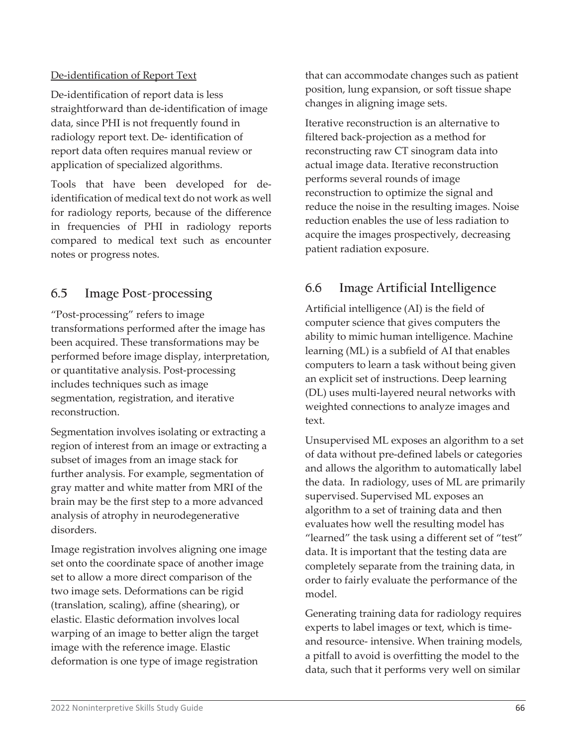De-identification of Report Text

De-identification of report data is less straightforward than de-identification of image data, since PHI is not frequently found in radiology report text. De- identification of report data often requires manual review or application of specialized algorithms.

Tools that have been developed for de-identification of medical text do not work as well for radiology reports, because of the difference in frequencies of PHI in radiology reports compared to medical text such as encounter notes or progress notes.

## 6.5 Image Post-processing

"Post-processing" refers to image transformations performed after the image has been acquired. These transformations may be performed before image display, interpretation, or quantitative analysis. Post-processing includes techniques such as image segmentation, registration, and iterative reconstruction.

Segmentation involves isolating or extracting a region of interest from an image or extracting a subset of images from an image stack for further analysis. For example, segmentation of gray matter and white matter from MRI of the brain may be the first step to a more advanced analysis of atrophy in neurodegenerative disorders.

Image registration involves aligning one image set onto the coordinate space of another image set to allow a more direct comparison of the two image sets. Deformations can be rigid (translation, scaling), affine (shearing), or elastic. Elastic deformation involves local warping of an image to better align the target image with the reference image. Elastic deformation is one type of image registration that can accommodate changes such as patient position, lung expansion, or soft tissue shape changes in aligning image sets.

Iterative reconstruction is an alternative to filtered back-projection as a method for reconstructing raw CT sinogram data into actual image data. Iterative reconstruction performs several rounds of image reconstruction to optimize the signal and reduce the noise in the resulting images. Noise reduction enables the use of less radiation to acquire the images prospectively, decreasing patient radiation exposure.

## 6.6 Image Artificial Intelligence

Artificial intelligence (AI) is the field of computer science that gives computers the ability to mimic human intelligence. Machine learning (ML) is a subfield of AI that enables computers to learn a task without being given an explicit set of instructions. Deep learning (DL) uses multi-layered neural networks with weighted connections to analyze images and text.

Unsupervised ML exposes an algorithm to a set of data without pre-defined labels or categories and allows the algorithm to automatically label the data. In radiology, uses of ML are primarily supervised. Supervised ML exposes an algorithm to a set of training data and then evaluates how well the resulting model has "learned" the task using a different set of "test" data. It is important that the testing data are completely separate from the training data, in order to fairly evaluate the performance of the model.

Generating training data for radiology requires experts to label images or text, which is time- and resource- intensive. When training models, a pitfall to avoid is overfitting the model to the data, such that it performs very well on similar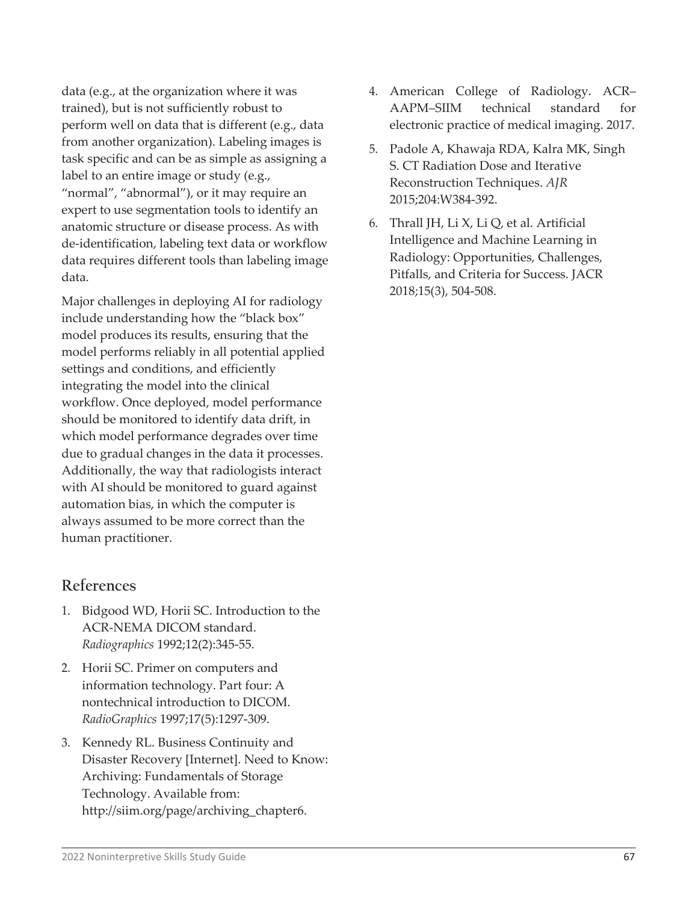data (e.g., at the organization where it was trained), but is not sufficiently robust to perform well on data that is different (e.g., data from another organization). Labeling images is task specific and can be as simple as assigning a label to an entire image or study (e.g., "normal", "abnormal"), or it may require an expert to use segmentation tools to identify an anatomic structure or disease process. As with de-identification, labeling text data or workflow data requires different tools than labeling image data.

Major challenges in deploying AI for radiology include understanding how the "black box" model produces its results, ensuring that the model performs reliably in all potential applied settings and conditions, and efficiently integrating the model into the clinical workflow. Once deployed, model performance should be monitored to identify data drift, in which model performance degrades over time due to gradual changes in the data it processes. Additionally, the way that radiologists interact with AI should be monitored to guard against automation bias, in which the computer is always assumed to be more correct than the human practitioner.

## References

1. Bidgood WD, Horii SC. Introduction to the ACR-NEMA DICOM standard. *Radiographics* 1992;12(2):345-55.
2. Horii SC. Primer on computers and information technology. Part four: A nontechnical introduction to DICOM. *RadioGraphics* 1997;17(5):1297-309.
3. Kennedy RL. Business Continuity and Disaster Recovery [Internet]. Need to Know: Archiving: Fundamentals of Storage Technology. Available from: http://siim.org/page/archiving_chapter6.
4. American College of Radiology. ACR–AAPM–SIIM technical standard for electronic practice of medical imaging. 2017.
5. Padole A, Khawaja RDA, Kalra MK, Singh S. CT Radiation Dose and Iterative Reconstruction Techniques. *AJR* 2015;204:W384-392.
6. Thrall JH, Li X, Li Q, et al. Artificial Intelligence and Machine Learning in Radiology: Opportunities, Challenges, Pitfalls, and Criteria for Success. JACR 2018;15(3), 504-508.